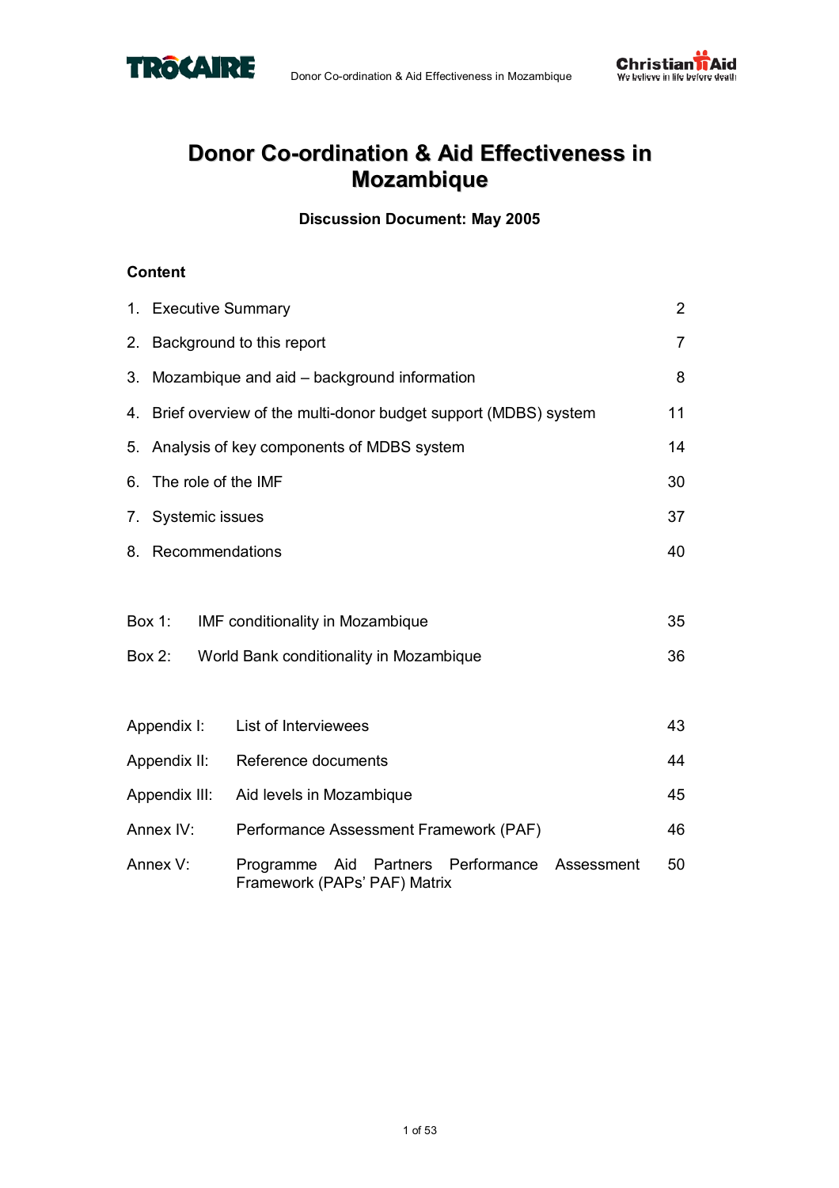# Donor Co-ordination & Aid Effectiveness in Mozambique

**Discussion Document: May 2005**

## Content

| | |
|---|---|
| 1. Executive Summary | 2 |
| 2. Background to this report | 7 |
| 3. Mozambique and aid – background information | 8 |
| 4. Brief overview of the multi-donor budget support (MDBS) system | 11 |
| 5. Analysis of key components of MDBS system | 14 |
| 6. The role of the IMF | 30 |
| 7. Systemic issues | 37 |
| 8. Recommendations | 40 |

| | | |
|---|---|---|
| Box 1: | IMF conditionality in Mozambique | 35 |
| Box 2: | World Bank conditionality in Mozambique | 36 |

| | | |
|---|---|---|
| Appendix I: | List of Interviewees | 43 |
| Appendix II: | Reference documents | 44 |
| Appendix III: | Aid levels in Mozambique | 45 |
| Annex IV: | Performance Assessment Framework (PAF) | 46 |
| Annex V: | Programme Aid Partners Performance Assessment Framework (PAPs' PAF) Matrix | 50 |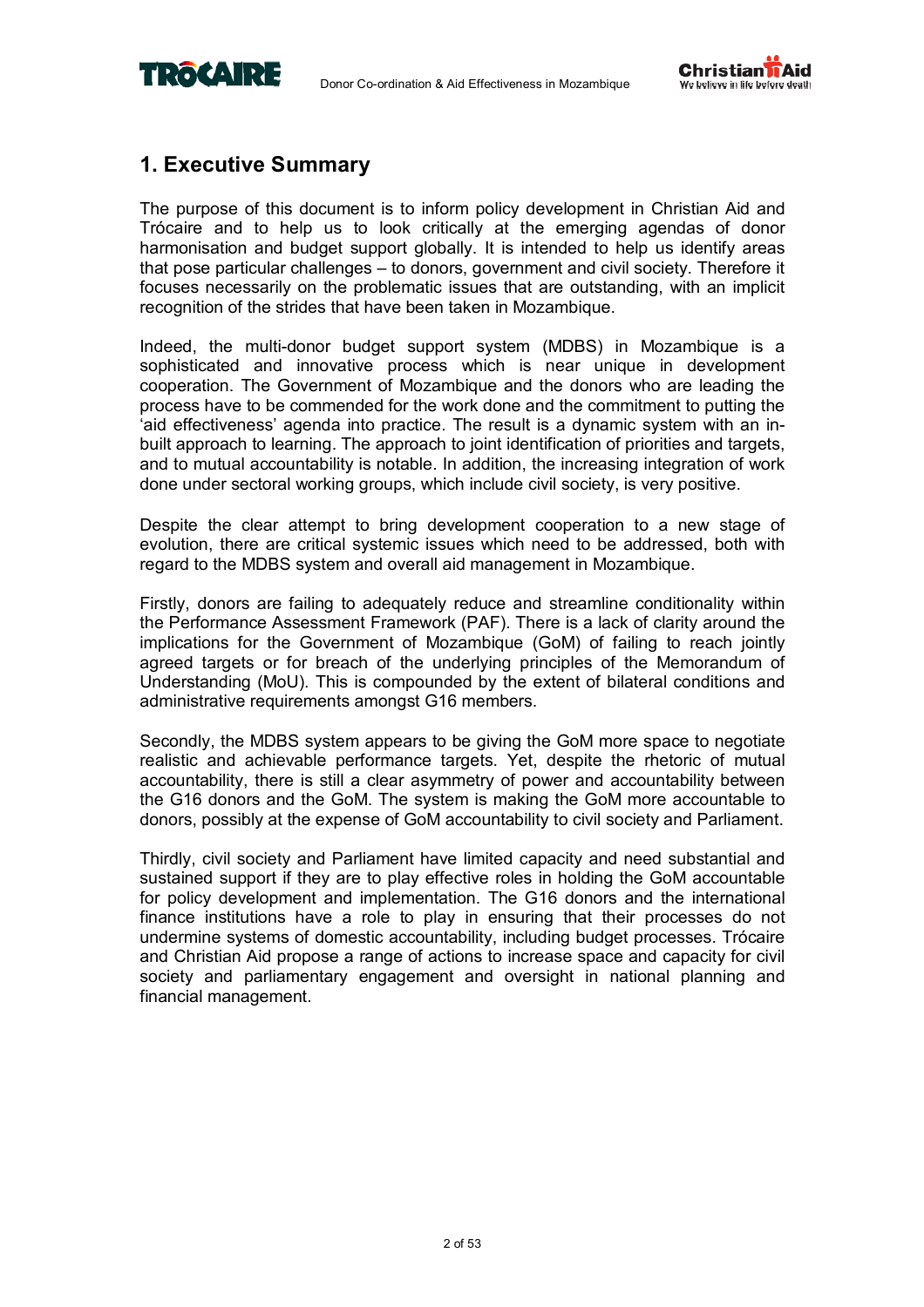## 1. Executive Summary

The purpose of this document is to inform policy development in Christian Aid and Trócaire and to help us to look critically at the emerging agendas of donor harmonisation and budget support globally. It is intended to help us identify areas that pose particular challenges – to donors, government and civil society. Therefore it focuses necessarily on the problematic issues that are outstanding, with an implicit recognition of the strides that have been taken in Mozambique.

Indeed, the multi-donor budget support system (MDBS) in Mozambique is a sophisticated and innovative process which is near unique in development cooperation. The Government of Mozambique and the donors who are leading the process have to be commended for the work done and the commitment to putting the 'aid effectiveness' agenda into practice. The result is a dynamic system with an in-built approach to learning. The approach to joint identification of priorities and targets, and to mutual accountability is notable. In addition, the increasing integration of work done under sectoral working groups, which include civil society, is very positive.

Despite the clear attempt to bring development cooperation to a new stage of evolution, there are critical systemic issues which need to be addressed, both with regard to the MDBS system and overall aid management in Mozambique.

Firstly, donors are failing to adequately reduce and streamline conditionality within the Performance Assessment Framework (PAF). There is a lack of clarity around the implications for the Government of Mozambique (GoM) of failing to reach jointly agreed targets or for breach of the underlying principles of the Memorandum of Understanding (MoU). This is compounded by the extent of bilateral conditions and administrative requirements amongst G16 members.

Secondly, the MDBS system appears to be giving the GoM more space to negotiate realistic and achievable performance targets. Yet, despite the rhetoric of mutual accountability, there is still a clear asymmetry of power and accountability between the G16 donors and the GoM. The system is making the GoM more accountable to donors, possibly at the expense of GoM accountability to civil society and Parliament.

Thirdly, civil society and Parliament have limited capacity and need substantial and sustained support if they are to play effective roles in holding the GoM accountable for policy development and implementation. The G16 donors and the international finance institutions have a role to play in ensuring that their processes do not undermine systems of domestic accountability, including budget processes. Trócaire and Christian Aid propose a range of actions to increase space and capacity for civil society and parliamentary engagement and oversight in national planning and financial management.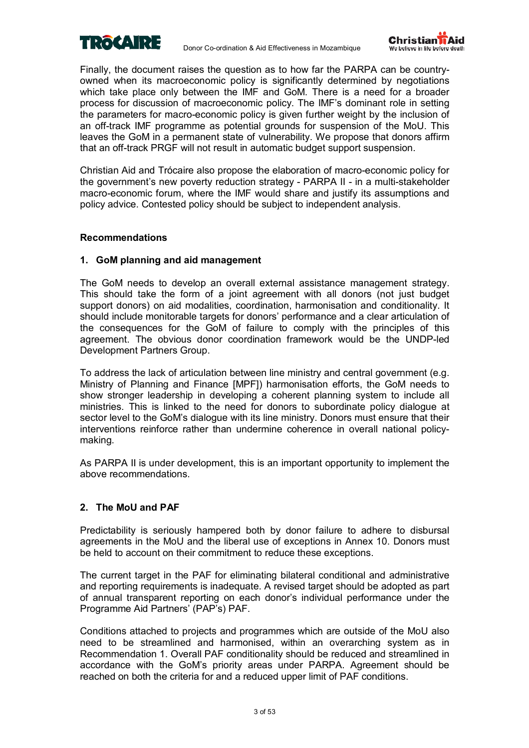Finally, the document raises the question as to how far the PARPA can be country-owned when its macroeconomic policy is significantly determined by negotiations which take place only between the IMF and GoM. There is a need for a broader process for discussion of macroeconomic policy. The IMF's dominant role in setting the parameters for macro-economic policy is given further weight by the inclusion of an off-track IMF programme as potential grounds for suspension of the MoU. This leaves the GoM in a permanent state of vulnerability. We propose that donors affirm that an off-track PRGF will not result in automatic budget support suspension.

Christian Aid and Trócaire also propose the elaboration of macro-economic policy for the government's new poverty reduction strategy - PARPA II - in a multi-stakeholder macro-economic forum, where the IMF would share and justify its assumptions and policy advice. Contested policy should be subject to independent analysis.

## Recommendations

### 1. GoM planning and aid management

The GoM needs to develop an overall external assistance management strategy. This should take the form of a joint agreement with all donors (not just budget support donors) on aid modalities, coordination, harmonisation and conditionality. It should include monitorable targets for donors' performance and a clear articulation of the consequences for the GoM of failure to comply with the principles of this agreement. The obvious donor coordination framework would be the UNDP-led Development Partners Group.

To address the lack of articulation between line ministry and central government (e.g. Ministry of Planning and Finance [MPF]) harmonisation efforts, the GoM needs to show stronger leadership in developing a coherent planning system to include all ministries. This is linked to the need for donors to subordinate policy dialogue at sector level to the GoM's dialogue with its line ministry. Donors must ensure that their interventions reinforce rather than undermine coherence in overall national policy-making.

As PARPA II is under development, this is an important opportunity to implement the above recommendations.

### 2. The MoU and PAF

Predictability is seriously hampered both by donor failure to adhere to disbursal agreements in the MoU and the liberal use of exceptions in Annex 10. Donors must be held to account on their commitment to reduce these exceptions.

The current target in the PAF for eliminating bilateral conditional and administrative and reporting requirements is inadequate. A revised target should be adopted as part of annual transparent reporting on each donor's individual performance under the Programme Aid Partners' (PAP's) PAF.

Conditions attached to projects and programmes which are outside of the MoU also need to be streamlined and harmonised, within an overarching system as in Recommendation 1. Overall PAF conditionality should be reduced and streamlined in accordance with the GoM's priority areas under PARPA. Agreement should be reached on both the criteria for and a reduced upper limit of PAF conditions.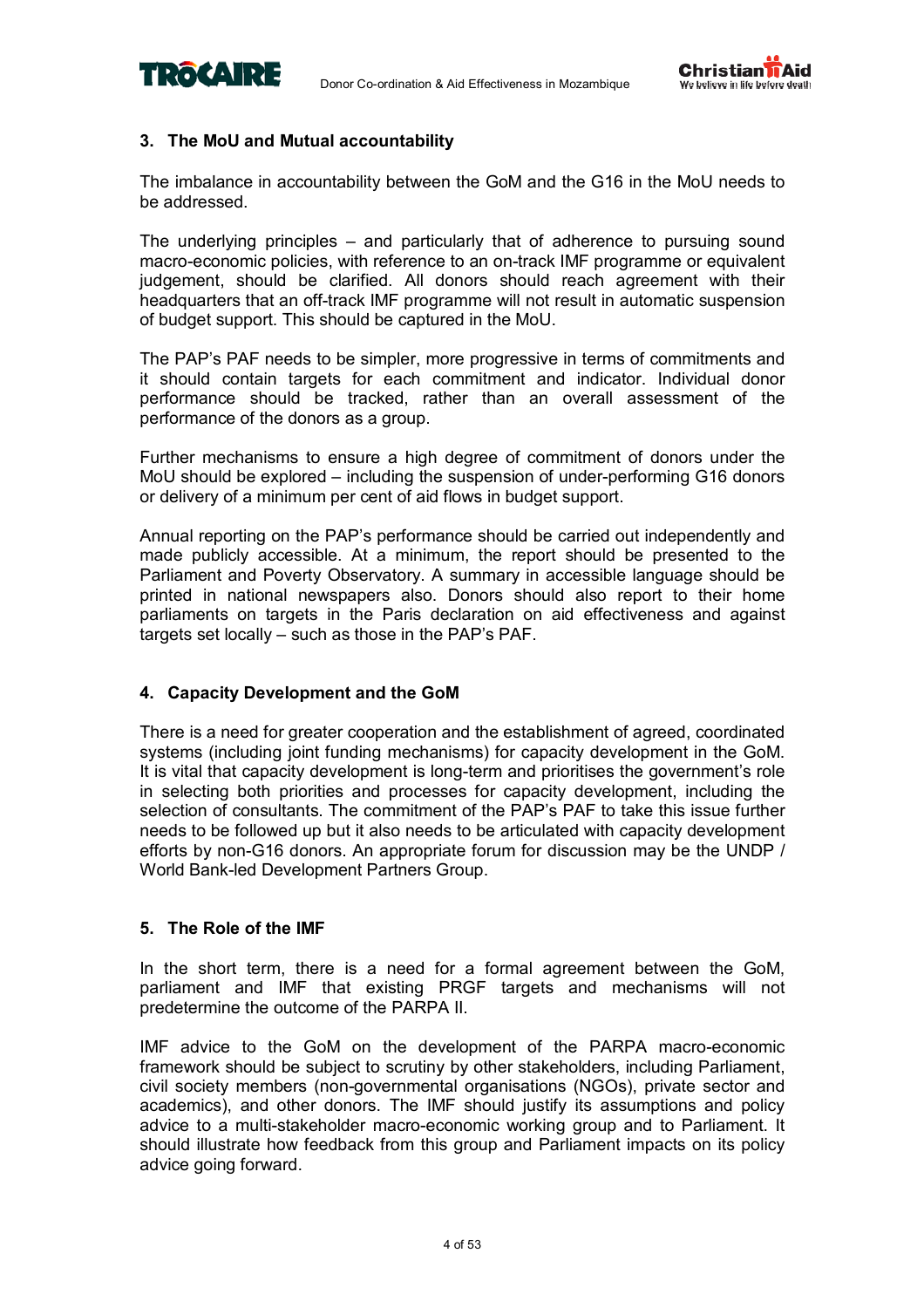### 3. The MoU and Mutual accountability

The imbalance in accountability between the GoM and the G16 in the MoU needs to be addressed.

The underlying principles – and particularly that of adherence to pursuing sound macro-economic policies, with reference to an on-track IMF programme or equivalent judgement, should be clarified. All donors should reach agreement with their headquarters that an off-track IMF programme will not result in automatic suspension of budget support. This should be captured in the MoU.

The PAP's PAF needs to be simpler, more progressive in terms of commitments and it should contain targets for each commitment and indicator. Individual donor performance should be tracked, rather than an overall assessment of the performance of the donors as a group.

Further mechanisms to ensure a high degree of commitment of donors under the MoU should be explored – including the suspension of under-performing G16 donors or delivery of a minimum per cent of aid flows in budget support.

Annual reporting on the PAP's performance should be carried out independently and made publicly accessible. At a minimum, the report should be presented to the Parliament and Poverty Observatory. A summary in accessible language should be printed in national newspapers also. Donors should also report to their home parliaments on targets in the Paris declaration on aid effectiveness and against targets set locally – such as those in the PAP's PAF.

### 4. Capacity Development and the GoM

There is a need for greater cooperation and the establishment of agreed, coordinated systems (including joint funding mechanisms) for capacity development in the GoM. It is vital that capacity development is long-term and prioritises the government's role in selecting both priorities and processes for capacity development, including the selection of consultants. The commitment of the PAP's PAF to take this issue further needs to be followed up but it also needs to be articulated with capacity development efforts by non-G16 donors. An appropriate forum for discussion may be the UNDP / World Bank-led Development Partners Group.

### 5. The Role of the IMF

In the short term, there is a need for a formal agreement between the GoM, parliament and IMF that existing PRGF targets and mechanisms will not predetermine the outcome of the PARPA II.

IMF advice to the GoM on the development of the PARPA macro-economic framework should be subject to scrutiny by other stakeholders, including Parliament, civil society members (non-governmental organisations (NGOs), private sector and academics), and other donors. The IMF should justify its assumptions and policy advice to a multi-stakeholder macro-economic working group and to Parliament. It should illustrate how feedback from this group and Parliament impacts on its policy advice going forward.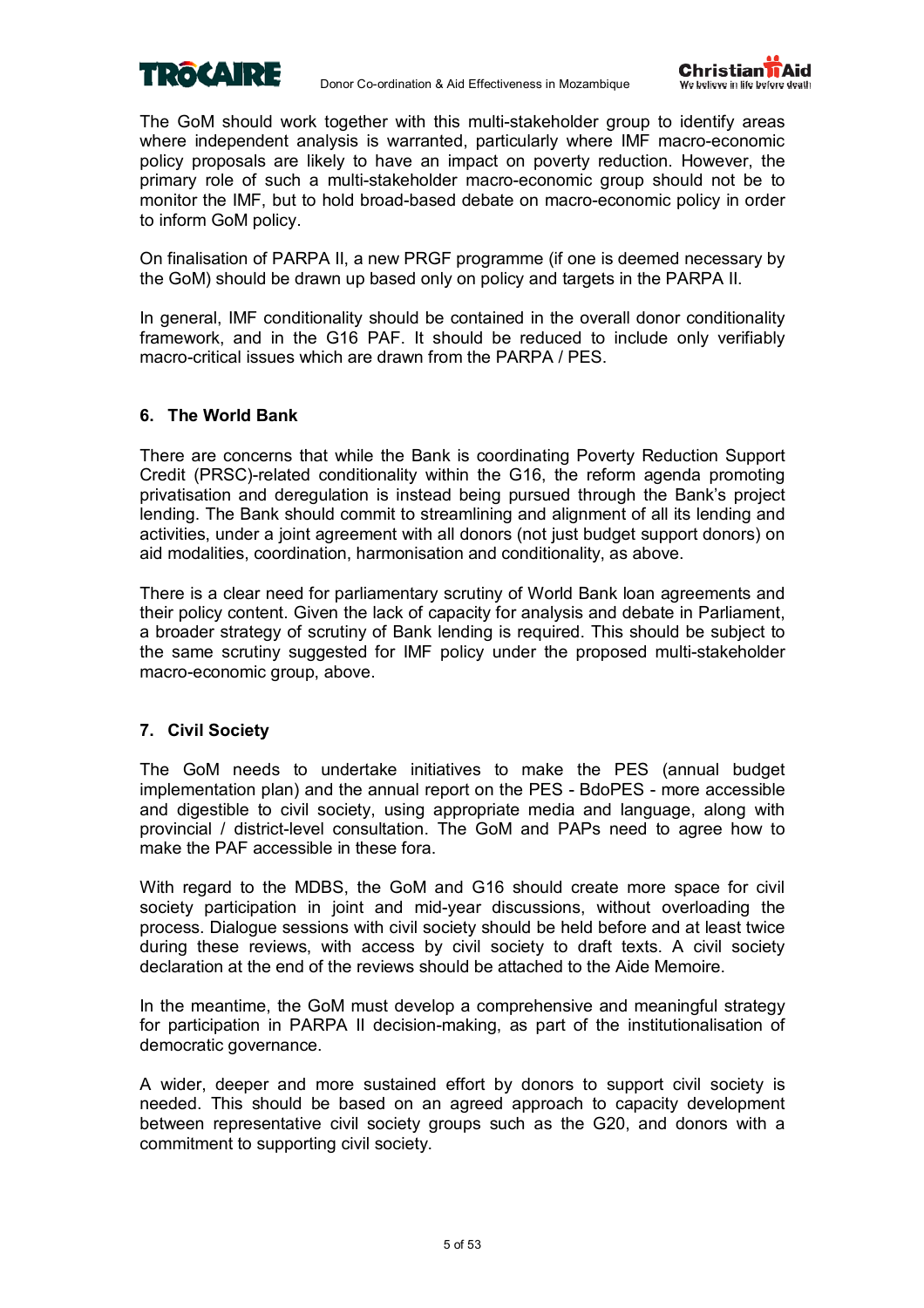The GoM should work together with this multi-stakeholder group to identify areas where independent analysis is warranted, particularly where IMF macro-economic policy proposals are likely to have an impact on poverty reduction. However, the primary role of such a multi-stakeholder macro-economic group should not be to monitor the IMF, but to hold broad-based debate on macro-economic policy in order to inform GoM policy.

On finalisation of PARPA II, a new PRGF programme (if one is deemed necessary by the GoM) should be drawn up based only on policy and targets in the PARPA II.

In general, IMF conditionality should be contained in the overall donor conditionality framework, and in the G16 PAF. It should be reduced to include only verifiably macro-critical issues which are drawn from the PARPA / PES.

## 6. The World Bank

There are concerns that while the Bank is coordinating Poverty Reduction Support Credit (PRSC)-related conditionality within the G16, the reform agenda promoting privatisation and deregulation is instead being pursued through the Bank's project lending. The Bank should commit to streamlining and alignment of all its lending and activities, under a joint agreement with all donors (not just budget support donors) on aid modalities, coordination, harmonisation and conditionality, as above.

There is a clear need for parliamentary scrutiny of World Bank loan agreements and their policy content. Given the lack of capacity for analysis and debate in Parliament, a broader strategy of scrutiny of Bank lending is required. This should be subject to the same scrutiny suggested for IMF policy under the proposed multi-stakeholder macro-economic group, above.

## 7. Civil Society

The GoM needs to undertake initiatives to make the PES (annual budget implementation plan) and the annual report on the PES - BdoPES - more accessible and digestible to civil society, using appropriate media and language, along with provincial / district-level consultation. The GoM and PAPs need to agree how to make the PAF accessible in these fora.

With regard to the MDBS, the GoM and G16 should create more space for civil society participation in joint and mid-year discussions, without overloading the process. Dialogue sessions with civil society should be held before and at least twice during these reviews, with access by civil society to draft texts. A civil society declaration at the end of the reviews should be attached to the Aide Memoire.

In the meantime, the GoM must develop a comprehensive and meaningful strategy for participation in PARPA II decision-making, as part of the institutionalisation of democratic governance.

A wider, deeper and more sustained effort by donors to support civil society is needed. This should be based on an agreed approach to capacity development between representative civil society groups such as the G20, and donors with a commitment to supporting civil society.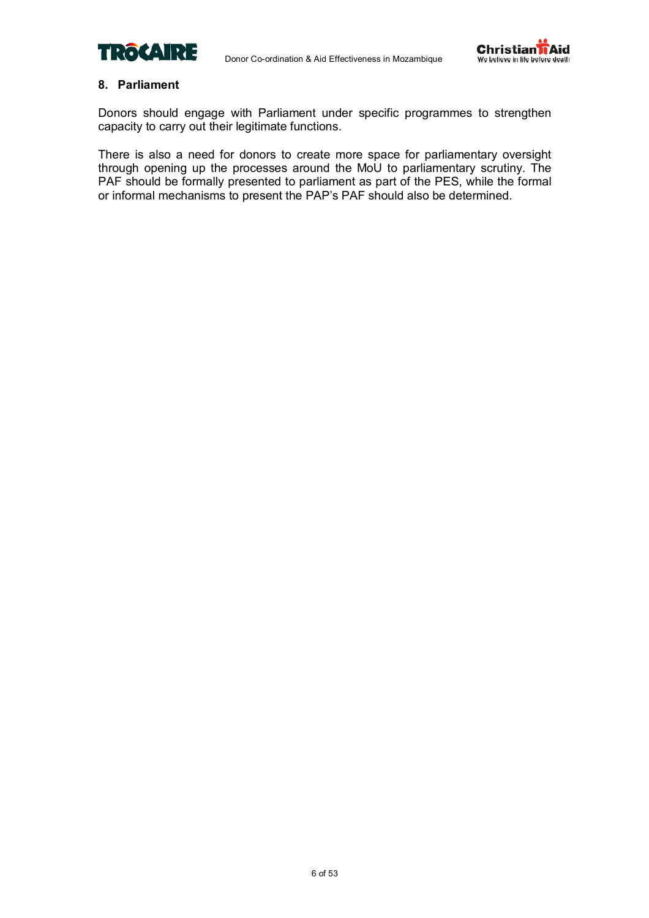## 8. Parliament

Donors should engage with Parliament under specific programmes to strengthen capacity to carry out their legitimate functions.

There is also a need for donors to create more space for parliamentary oversight through opening up the processes around the MoU to parliamentary scrutiny. The PAF should be formally presented to parliament as part of the PES, while the formal or informal mechanisms to present the PAP's PAF should also be determined.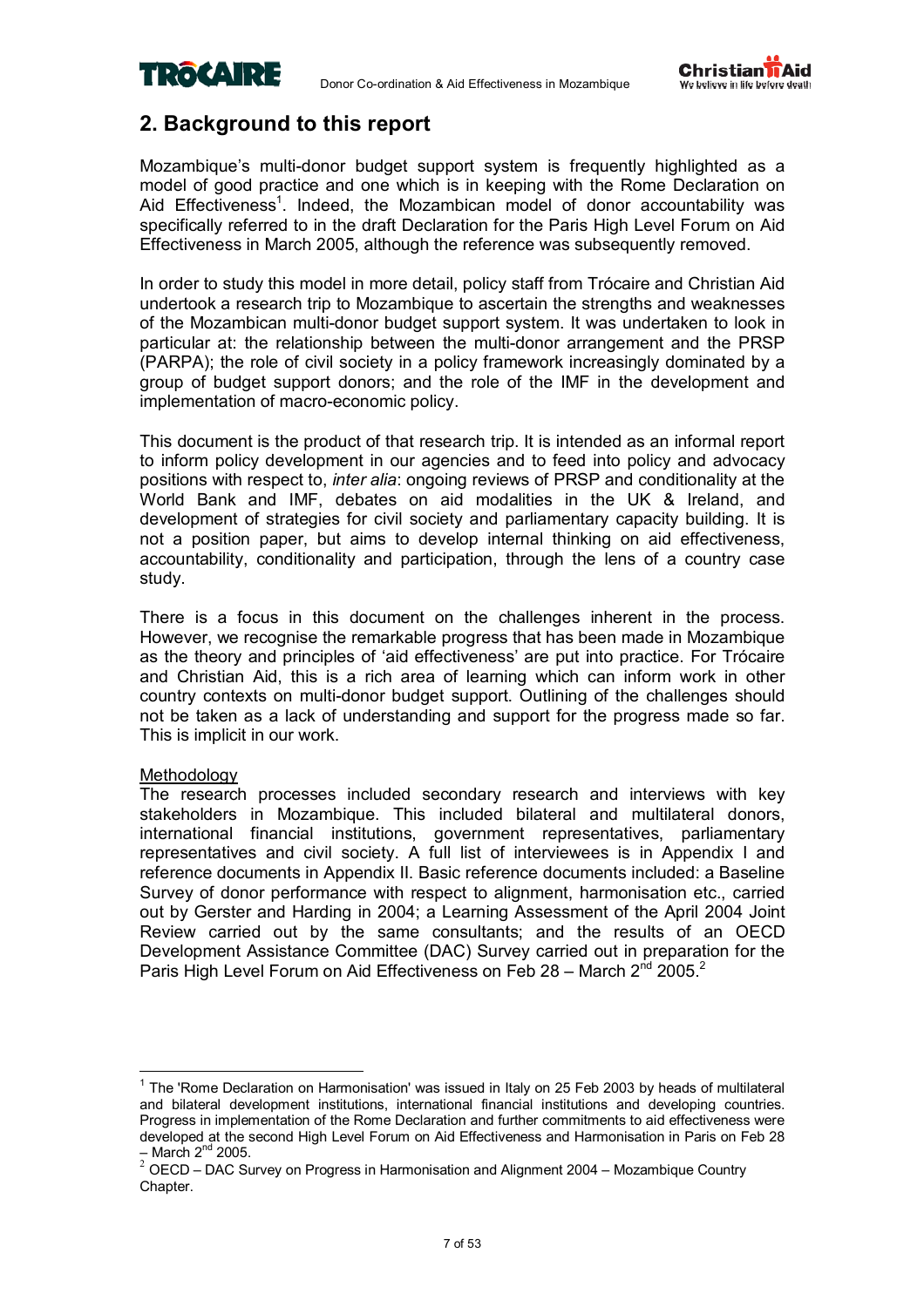## 2. Background to this report

Mozambique's multi-donor budget support system is frequently highlighted as a model of good practice and one which is in keeping with the Rome Declaration on Aid Effectiveness[1]. Indeed, the Mozambican model of donor accountability was specifically referred to in the draft Declaration for the Paris High Level Forum on Aid Effectiveness in March 2005, although the reference was subsequently removed.

In order to study this model in more detail, policy staff from Trócaire and Christian Aid undertook a research trip to Mozambique to ascertain the strengths and weaknesses of the Mozambican multi-donor budget support system. It was undertaken to look in particular at: the relationship between the multi-donor arrangement and the PRSP (PARPA); the role of civil society in a policy framework increasingly dominated by a group of budget support donors; and the role of the IMF in the development and implementation of macro-economic policy.

This document is the product of that research trip. It is intended as an informal report to inform policy development in our agencies and to feed into policy and advocacy positions with respect to, *inter alia*: ongoing reviews of PRSP and conditionality at the World Bank and IMF, debates on aid modalities in the UK & Ireland, and development of strategies for civil society and parliamentary capacity building. It is not a position paper, but aims to develop internal thinking on aid effectiveness, accountability, conditionality and participation, through the lens of a country case study.

There is a focus in this document on the challenges inherent in the process. However, we recognise the remarkable progress that has been made in Mozambique as the theory and principles of 'aid effectiveness' are put into practice. For Trócaire and Christian Aid, this is a rich area of learning which can inform work in other country contexts on multi-donor budget support. Outlining of the challenges should not be taken as a lack of understanding and support for the progress made so far. This is implicit in our work.

<u>Methodology</u>

The research processes included secondary research and interviews with key stakeholders in Mozambique. This included bilateral and multilateral donors, international financial institutions, government representatives, parliamentary representatives and civil society. A full list of interviewees is in Appendix I and reference documents in Appendix II. Basic reference documents included: a Baseline Survey of donor performance with respect to alignment, harmonisation etc., carried out by Gerster and Harding in 2004; a Learning Assessment of the April 2004 Joint Review carried out by the same consultants; and the results of an OECD Development Assistance Committee (DAC) Survey carried out in preparation for the Paris High Level Forum on Aid Effectiveness on Feb 28 – March 2nd 2005.[2]

---

[1] The 'Rome Declaration on Harmonisation' was issued in Italy on 25 Feb 2003 by heads of multilateral and bilateral development institutions, international financial institutions and developing countries. Progress in implementation of the Rome Declaration and further commitments to aid effectiveness were developed at the second High Level Forum on Aid Effectiveness and Harmonisation in Paris on Feb 28 – March 2nd 2005.

[2] OECD – DAC Survey on Progress in Harmonisation and Alignment 2004 – Mozambique Country Chapter.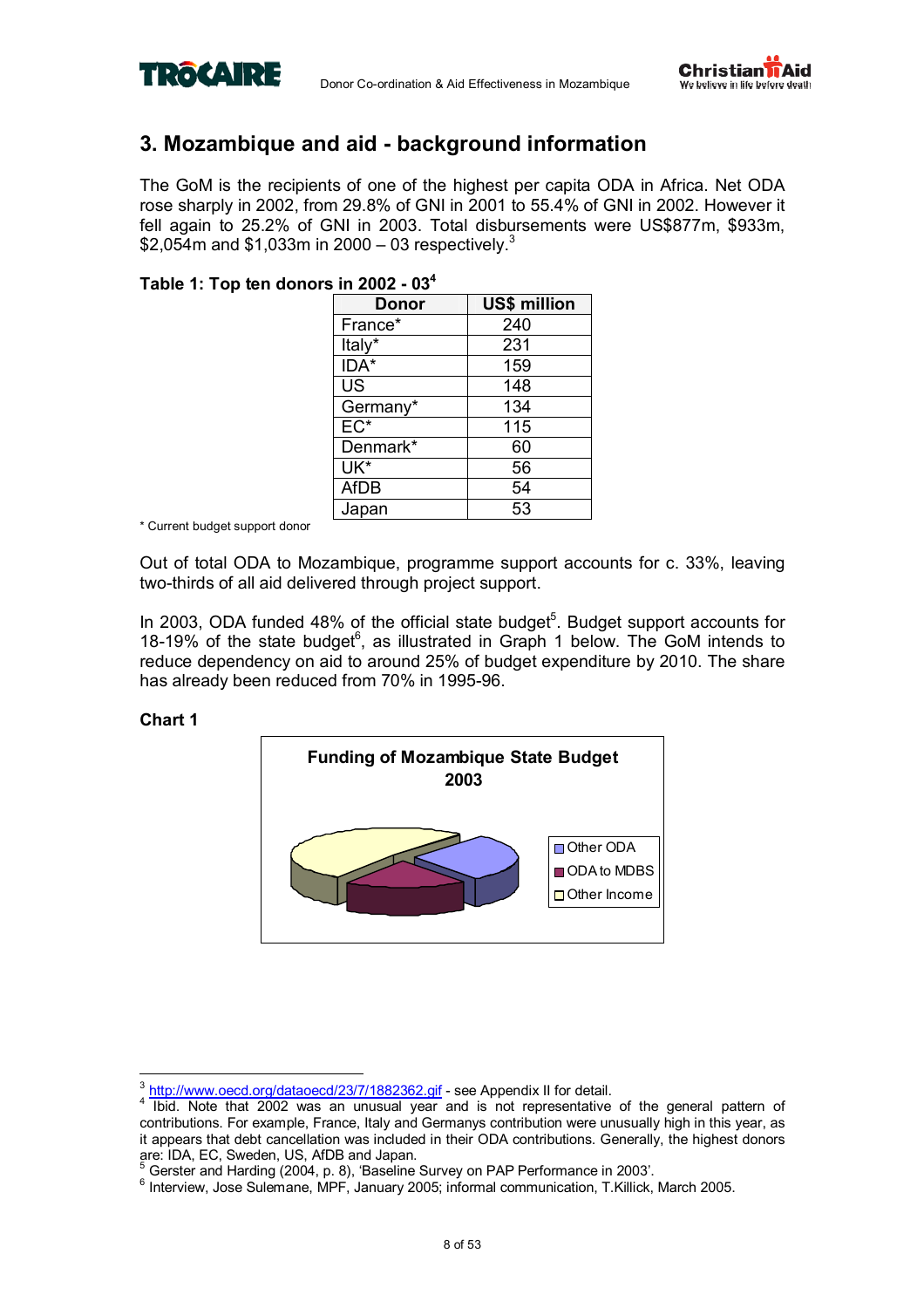## 3. Mozambique and aid - background information

The GoM is the recipients of one of the highest per capita ODA in Africa. Net ODA rose sharply in 2002, from 29.8% of GNI in 2001 to 55.4% of GNI in 2002. However it fell again to 25.2% of GNI in 2003. Total disbursements were US$877m, $933m, $2,054m and $1,033m in 2000 – 03 respectively.[3]

**Table 1: Top ten donors in 2002 - 03[4]**

| Donor | US$ million |
|---|---|
| France* | 240 |
| Italy* | 231 |
| IDA* | 159 |
| US | 148 |
| Germany* | 134 |
| EC* | 115 |
| Denmark* | 60 |
| UK* | 56 |
| AfDB | 54 |
| Japan | 53 |

* Current budget support donor

Out of total ODA to Mozambique, programme support accounts for c. 33%, leaving two-thirds of all aid delivered through project support.

In 2003, ODA funded 48% of the official state budget[5]. Budget support accounts for 18-19% of the state budget[6], as illustrated in Graph 1 below. The GoM intends to reduce dependency on aid to around 25% of budget expenditure by 2010. The share has already been reduced from 70% in 1995-96.

**Chart 1**

Funding of Mozambique State Budget 2003

Other ODA
ODA to MDBS
Other Income

[3] http://www.oecd.org/dataoecd/23/7/1882362.gif - see Appendix II for detail.

[4] Ibid. Note that 2002 was an unusual year and is not representative of the general pattern of contributions. For example, France, Italy and Germanys contribution were unusually high in this year, as it appears that debt cancellation was included in their ODA contributions. Generally, the highest donors are: IDA, EC, Sweden, US, AfDB and Japan.

[5] Gerster and Harding (2004, p. 8), 'Baseline Survey on PAP Performance in 2003'.

[6] Interview, Jose Sulemane, MPF, January 2005; informal communication, T.Killick, March 2005.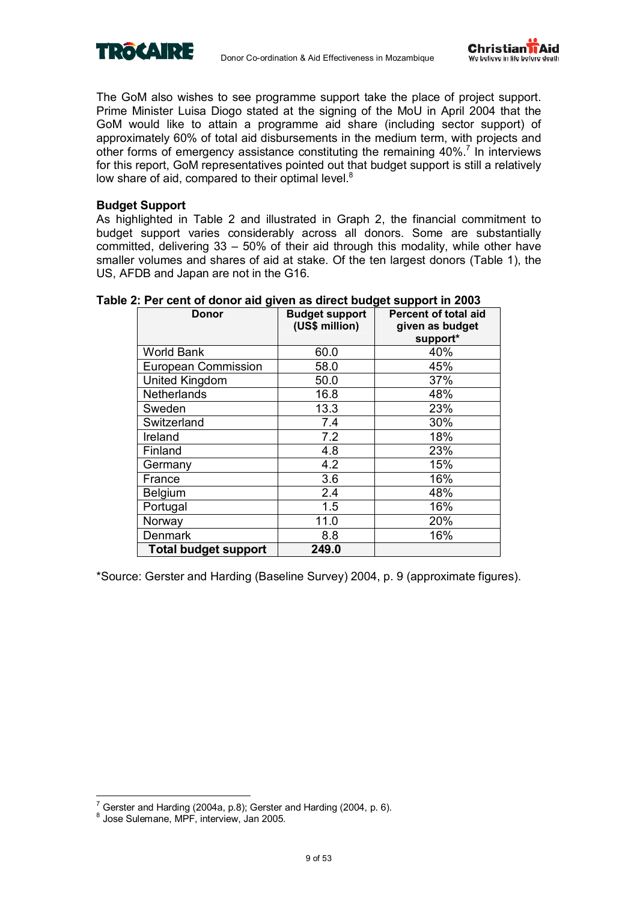The GoM also wishes to see programme support take the place of project support. Prime Minister Luisa Diogo stated at the signing of the MoU in April 2004 that the GoM would like to attain a programme aid share (including sector support) of approximately 60% of total aid disbursements in the medium term, with projects and other forms of emergency assistance constituting the remaining 40%.[7] In interviews for this report, GoM representatives pointed out that budget support is still a relatively low share of aid, compared to their optimal level.[8]

**Budget Support**

As highlighted in Table 2 and illustrated in Graph 2, the financial commitment to budget support varies considerably across all donors. Some are substantially committed, delivering 33 – 50% of their aid through this modality, while other have smaller volumes and shares of aid at stake. Of the ten largest donors (Table 1), the US, AFDB and Japan are not in the G16.

**Table 2: Per cent of donor aid given as direct budget support in 2003**

| Donor | Budget support (US$ million) | Percent of total aid given as budget support* |
|---|---|---|
| World Bank | 60.0 | 40% |
| European Commission | 58.0 | 45% |
| United Kingdom | 50.0 | 37% |
| Netherlands | 16.8 | 48% |
| Sweden | 13.3 | 23% |
| Switzerland | 7.4 | 30% |
| Ireland | 7.2 | 18% |
| Finland | 4.8 | 23% |
| Germany | 4.2 | 15% |
| France | 3.6 | 16% |
| Belgium | 2.4 | 48% |
| Portugal | 1.5 | 16% |
| Norway | 11.0 | 20% |
| Denmark | 8.8 | 16% |
| **Total budget support** | **249.0** | |

*Source: Gerster and Harding (Baseline Survey) 2004, p. 9 (approximate figures).

[7] Gerster and Harding (2004a, p.8); Gerster and Harding (2004, p. 6).

[8] Jose Sulemane, MPF, interview, Jan 2005.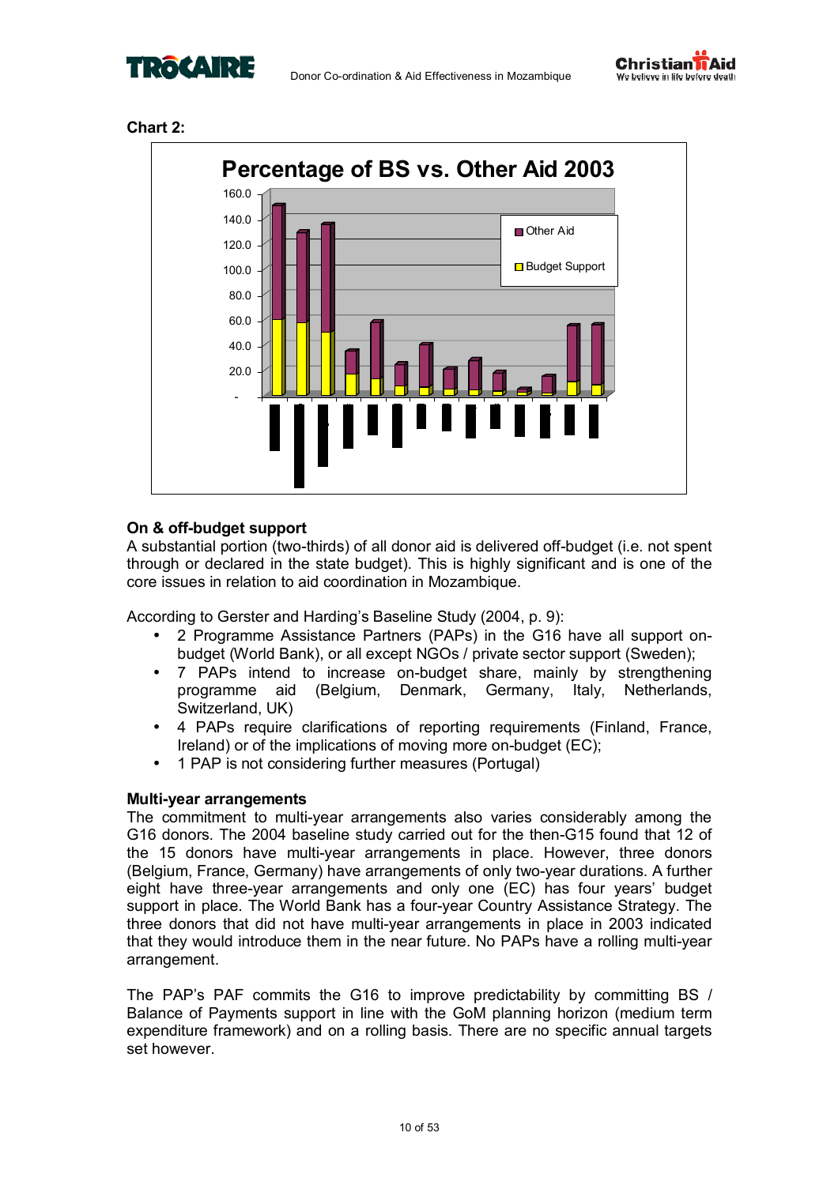**Chart 2:**

**On & off-budget support**

A substantial portion (two-thirds) of all donor aid is delivered off-budget (i.e. not spent through or declared in the state budget). This is highly significant and is one of the core issues in relation to aid coordination in Mozambique.

According to Gerster and Harding's Baseline Study (2004, p. 9):

- 2 Programme Assistance Partners (PAPs) in the G16 have all support on-budget (World Bank), or all except NGOs / private sector support (Sweden);
- 7 PAPs intend to increase on-budget share, mainly by strengthening programme aid (Belgium, Denmark, Germany, Italy, Netherlands, Switzerland, UK)
- 4 PAPs require clarifications of reporting requirements (Finland, France, Ireland) or of the implications of moving more on-budget (EC);
- 1 PAP is not considering further measures (Portugal)

**Multi-year arrangements**

The commitment to multi-year arrangements also varies considerably among the G16 donors. The 2004 baseline study carried out for the then-G15 found that 12 of the 15 donors have multi-year arrangements in place. However, three donors (Belgium, France, Germany) have arrangements of only two-year durations. A further eight have three-year arrangements and only one (EC) has four years' budget support in place. The World Bank has a four-year Country Assistance Strategy. The three donors that did not have multi-year arrangements in place in 2003 indicated that they would introduce them in the near future. No PAPs have a rolling multi-year arrangement.

The PAP's PAF commits the G16 to improve predictability by committing BS / Balance of Payments support in line with the GoM planning horizon (medium term expenditure framework) and on a rolling basis. There are no specific annual targets set however.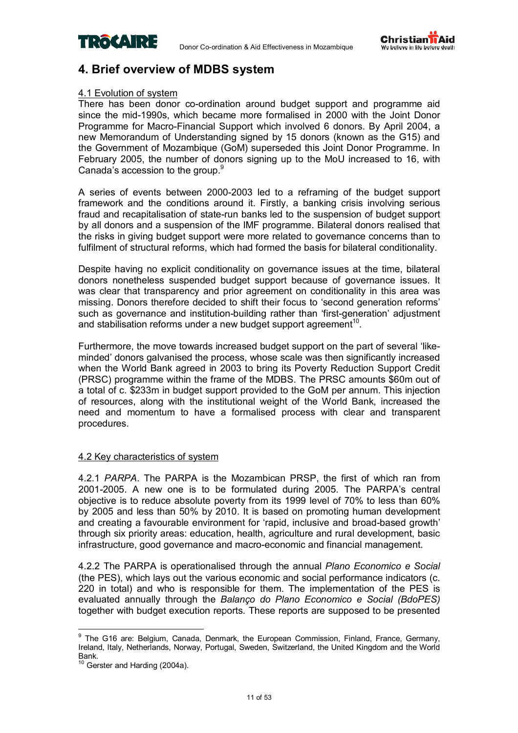## 4. Brief overview of MDBS system

4.1 Evolution of system

There has been donor co-ordination around budget support and programme aid since the mid-1990s, which became more formalised in 2000 with the Joint Donor Programme for Macro-Financial Support which involved 6 donors. By April 2004, a new Memorandum of Understanding signed by 15 donors (known as the G15) and the Government of Mozambique (GoM) superseded this Joint Donor Programme. In February 2005, the number of donors signing up to the MoU increased to 16, with Canada's accession to the group.[9]

A series of events between 2000-2003 led to a reframing of the budget support framework and the conditions around it. Firstly, a banking crisis involving serious fraud and recapitalisation of state-run banks led to the suspension of budget support by all donors and a suspension of the IMF programme. Bilateral donors realised that the risks in giving budget support were more related to governance concerns than to fulfilment of structural reforms, which had formed the basis for bilateral conditionality.

Despite having no explicit conditionality on governance issues at the time, bilateral donors nonetheless suspended budget support because of governance issues. It was clear that transparency and prior agreement on conditionality in this area was missing. Donors therefore decided to shift their focus to 'second generation reforms' such as governance and institution-building rather than 'first-generation' adjustment and stabilisation reforms under a new budget support agreement[10].

Furthermore, the move towards increased budget support on the part of several 'like-minded' donors galvanised the process, whose scale was then significantly increased when the World Bank agreed in 2003 to bring its Poverty Reduction Support Credit (PRSC) programme within the frame of the MDBS. The PRSC amounts $60m out of a total of c. $233m in budget support provided to the GoM per annum. This injection of resources, along with the institutional weight of the World Bank, increased the need and momentum to have a formalised process with clear and transparent procedures.

4.2 Key characteristics of system

4.2.1 *PARPA*. The PARPA is the Mozambican PRSP, the first of which ran from 2001-2005. A new one is to be formulated during 2005. The PARPA's central objective is to reduce absolute poverty from its 1999 level of 70% to less than 60% by 2005 and less than 50% by 2010. It is based on promoting human development and creating a favourable environment for 'rapid, inclusive and broad-based growth' through six priority areas: education, health, agriculture and rural development, basic infrastructure, good governance and macro-economic and financial management.

4.2.2 The PARPA is operationalised through the annual *Plano Economico e Social* (the PES), which lays out the various economic and social performance indicators (c. 220 in total) and who is responsible for them. The implementation of the PES is evaluated annually through the *Balanço do Plano Economico e Social (BdoPES)* together with budget execution reports. These reports are supposed to be presented

---

[9] The G16 are: Belgium, Canada, Denmark, the European Commission, Finland, France, Germany, Ireland, Italy, Netherlands, Norway, Portugal, Sweden, Switzerland, the United Kingdom and the World Bank.

[10] Gerster and Harding (2004a).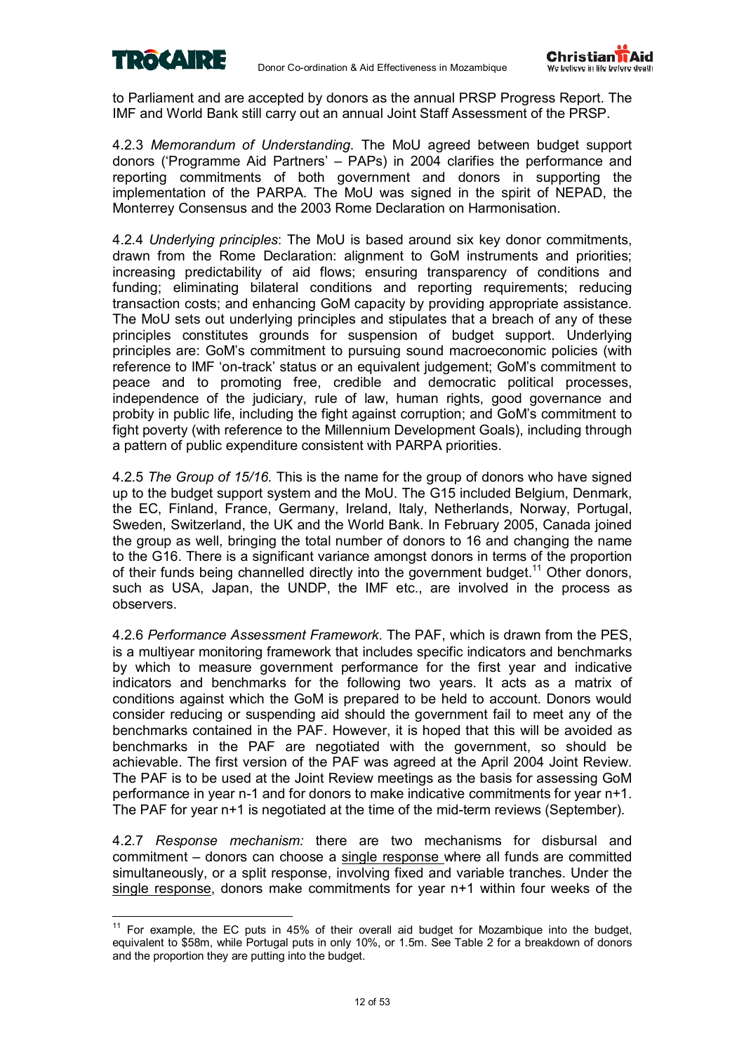to Parliament and are accepted by donors as the annual PRSP Progress Report. The IMF and World Bank still carry out an annual Joint Staff Assessment of the PRSP.

4.2.3 *Memorandum of Understanding*. The MoU agreed between budget support donors ('Programme Aid Partners' – PAPs) in 2004 clarifies the performance and reporting commitments of both government and donors in supporting the implementation of the PARPA. The MoU was signed in the spirit of NEPAD, the Monterrey Consensus and the 2003 Rome Declaration on Harmonisation.

4.2.4 *Underlying principles*: The MoU is based around six key donor commitments, drawn from the Rome Declaration: alignment to GoM instruments and priorities; increasing predictability of aid flows; ensuring transparency of conditions and funding; eliminating bilateral conditions and reporting requirements; reducing transaction costs; and enhancing GoM capacity by providing appropriate assistance. The MoU sets out underlying principles and stipulates that a breach of any of these principles constitutes grounds for suspension of budget support. Underlying principles are: GoM's commitment to pursuing sound macroeconomic policies (with reference to IMF 'on-track' status or an equivalent judgement; GoM's commitment to peace and to promoting free, credible and democratic political processes, independence of the judiciary, rule of law, human rights, good governance and probity in public life, including the fight against corruption; and GoM's commitment to fight poverty (with reference to the Millennium Development Goals), including through a pattern of public expenditure consistent with PARPA priorities.

4.2.5 *The Group of 15/16.* This is the name for the group of donors who have signed up to the budget support system and the MoU. The G15 included Belgium, Denmark, the EC, Finland, France, Germany, Ireland, Italy, Netherlands, Norway, Portugal, Sweden, Switzerland, the UK and the World Bank. In February 2005, Canada joined the group as well, bringing the total number of donors to 16 and changing the name to the G16. There is a significant variance amongst donors in terms of the proportion of their funds being channelled directly into the government budget.[11] Other donors, such as USA, Japan, the UNDP, the IMF etc., are involved in the process as observers.

4.2.6 *Performance Assessment Framework*. The PAF, which is drawn from the PES, is a multiyear monitoring framework that includes specific indicators and benchmarks by which to measure government performance for the first year and indicative indicators and benchmarks for the following two years. It acts as a matrix of conditions against which the GoM is prepared to be held to account. Donors would consider reducing or suspending aid should the government fail to meet any of the benchmarks contained in the PAF. However, it is hoped that this will be avoided as benchmarks in the PAF are negotiated with the government, so should be achievable. The first version of the PAF was agreed at the April 2004 Joint Review. The PAF is to be used at the Joint Review meetings as the basis for assessing GoM performance in year n-1 and for donors to make indicative commitments for year n+1. The PAF for year n+1 is negotiated at the time of the mid-term reviews (September).

4.2.7 *Response mechanism:* there are two mechanisms for disbursal and commitment – donors can choose a single response where all funds are committed simultaneously, or a split response, involving fixed and variable tranches. Under the single response, donors make commitments for year n+1 within four weeks of the

---

[11] For example, the EC puts in 45% of their overall aid budget for Mozambique into the budget, equivalent to \$58m, while Portugal puts in only 10%, or 1.5m. See Table 2 for a breakdown of donors and the proportion they are putting into the budget.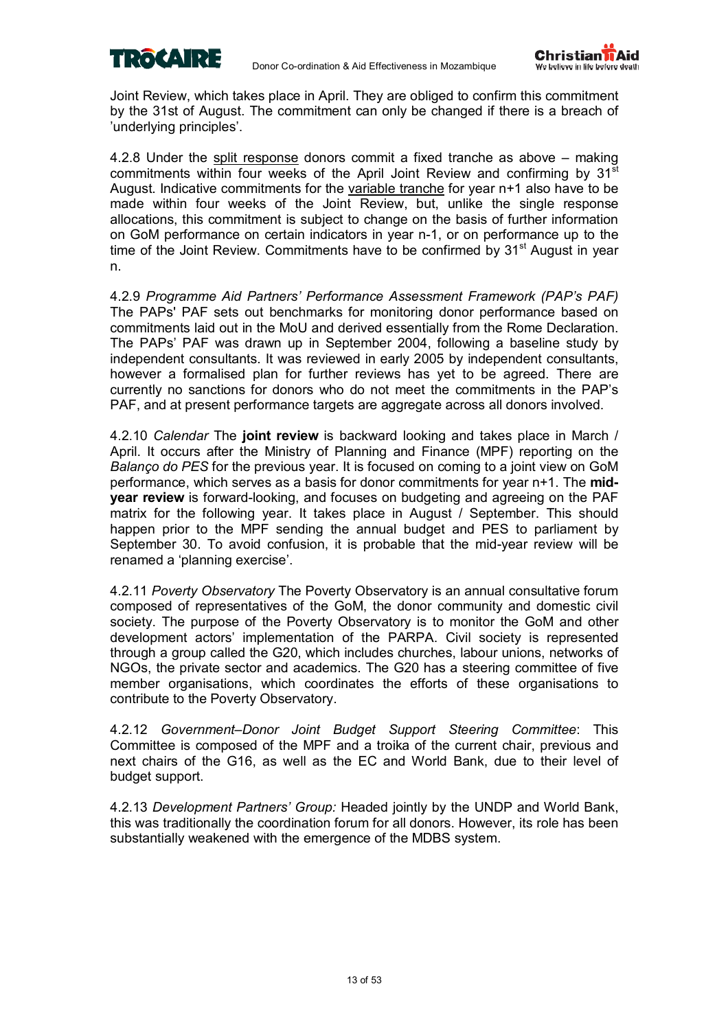Joint Review, which takes place in April. They are obliged to confirm this commitment by the 31st of August. The commitment can only be changed if there is a breach of 'underlying principles'.

4.2.8 Under the <u>split response</u> donors commit a fixed tranche as above – making commitments within four weeks of the April Joint Review and confirming by 31st August. Indicative commitments for the <u>variable tranche</u> for year n+1 also have to be made within four weeks of the Joint Review, but, unlike the single response allocations, this commitment is subject to change on the basis of further information on GoM performance on certain indicators in year n-1, or on performance up to the time of the Joint Review. Commitments have to be confirmed by 31st August in year n.

4.2.9 *Programme Aid Partners' Performance Assessment Framework (PAP's PAF)* The PAPs' PAF sets out benchmarks for monitoring donor performance based on commitments laid out in the MoU and derived essentially from the Rome Declaration. The PAPs' PAF was drawn up in September 2004, following a baseline study by independent consultants. It was reviewed in early 2005 by independent consultants, however a formalised plan for further reviews has yet to be agreed. There are currently no sanctions for donors who do not meet the commitments in the PAP's PAF, and at present performance targets are aggregate across all donors involved.

4.2.10 *Calendar* The **joint review** is backward looking and takes place in March / April. It occurs after the Ministry of Planning and Finance (MPF) reporting on the *Balanço do PES* for the previous year. It is focused on coming to a joint view on GoM performance, which serves as a basis for donor commitments for year n+1. The **mid-year review** is forward-looking, and focuses on budgeting and agreeing on the PAF matrix for the following year. It takes place in August / September. This should happen prior to the MPF sending the annual budget and PES to parliament by September 30. To avoid confusion, it is probable that the mid-year review will be renamed a 'planning exercise'.

4.2.11 *Poverty Observatory* The Poverty Observatory is an annual consultative forum composed of representatives of the GoM, the donor community and domestic civil society. The purpose of the Poverty Observatory is to monitor the GoM and other development actors' implementation of the PARPA. Civil society is represented through a group called the G20, which includes churches, labour unions, networks of NGOs, the private sector and academics. The G20 has a steering committee of five member organisations, which coordinates the efforts of these organisations to contribute to the Poverty Observatory.

4.2.12 *Government–Donor Joint Budget Support Steering Committee*: This Committee is composed of the MPF and a troika of the current chair, previous and next chairs of the G16, as well as the EC and World Bank, due to their level of budget support.

4.2.13 *Development Partners' Group:* Headed jointly by the UNDP and World Bank, this was traditionally the coordination forum for all donors. However, its role has been substantially weakened with the emergence of the MDBS system.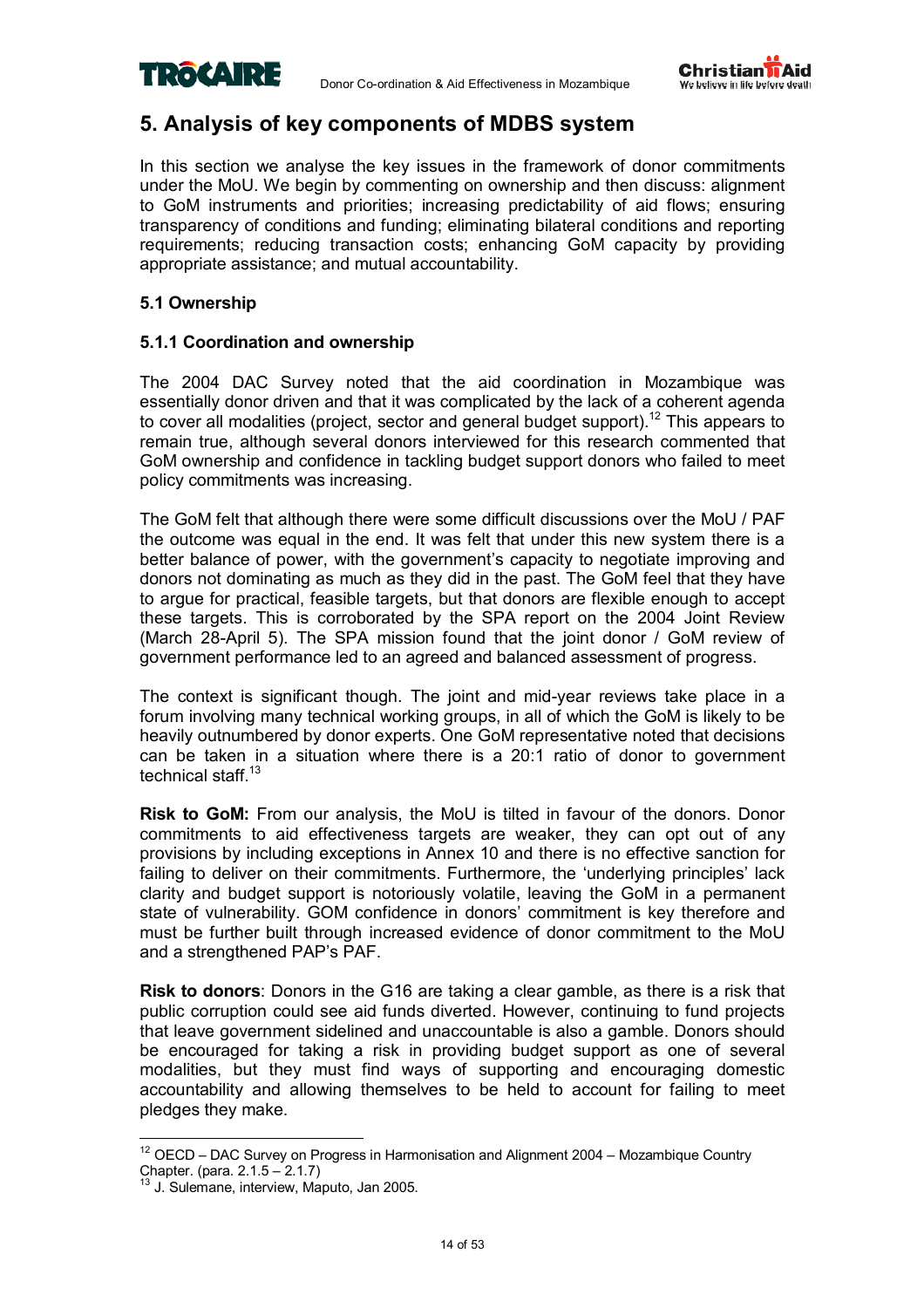## 5. Analysis of key components of MDBS system

In this section we analyse the key issues in the framework of donor commitments under the MoU. We begin by commenting on ownership and then discuss: alignment to GoM instruments and priorities; increasing predictability of aid flows; ensuring transparency of conditions and funding; eliminating bilateral conditions and reporting requirements; reducing transaction costs; enhancing GoM capacity by providing appropriate assistance; and mutual accountability.

### 5.1 Ownership

#### 5.1.1 Coordination and ownership

The 2004 DAC Survey noted that the aid coordination in Mozambique was essentially donor driven and that it was complicated by the lack of a coherent agenda to cover all modalities (project, sector and general budget support).[12] This appears to remain true, although several donors interviewed for this research commented that GoM ownership and confidence in tackling budget support donors who failed to meet policy commitments was increasing.

The GoM felt that although there were some difficult discussions over the MoU / PAF the outcome was equal in the end. It was felt that under this new system there is a better balance of power, with the government's capacity to negotiate improving and donors not dominating as much as they did in the past. The GoM feel that they have to argue for practical, feasible targets, but that donors are flexible enough to accept these targets. This is corroborated by the SPA report on the 2004 Joint Review (March 28-April 5). The SPA mission found that the joint donor / GoM review of government performance led to an agreed and balanced assessment of progress.

The context is significant though. The joint and mid-year reviews take place in a forum involving many technical working groups, in all of which the GoM is likely to be heavily outnumbered by donor experts. One GoM representative noted that decisions can be taken in a situation where there is a 20:1 ratio of donor to government technical staff.[13]

**Risk to GoM:** From our analysis, the MoU is tilted in favour of the donors. Donor commitments to aid effectiveness targets are weaker, they can opt out of any provisions by including exceptions in Annex 10 and there is no effective sanction for failing to deliver on their commitments. Furthermore, the 'underlying principles' lack clarity and budget support is notoriously volatile, leaving the GoM in a permanent state of vulnerability. GOM confidence in donors' commitment is key therefore and must be further built through increased evidence of donor commitment to the MoU and a strengthened PAP's PAF.

**Risk to donors**: Donors in the G16 are taking a clear gamble, as there is a risk that public corruption could see aid funds diverted. However, continuing to fund projects that leave government sidelined and unaccountable is also a gamble. Donors should be encouraged for taking a risk in providing budget support as one of several modalities, but they must find ways of supporting and encouraging domestic accountability and allowing themselves to be held to account for failing to meet pledges they make.

---

[12] OECD – DAC Survey on Progress in Harmonisation and Alignment 2004 – Mozambique Country Chapter. (para. 2.1.5 – 2.1.7)

[13] J. Sulemane, interview, Maputo, Jan 2005.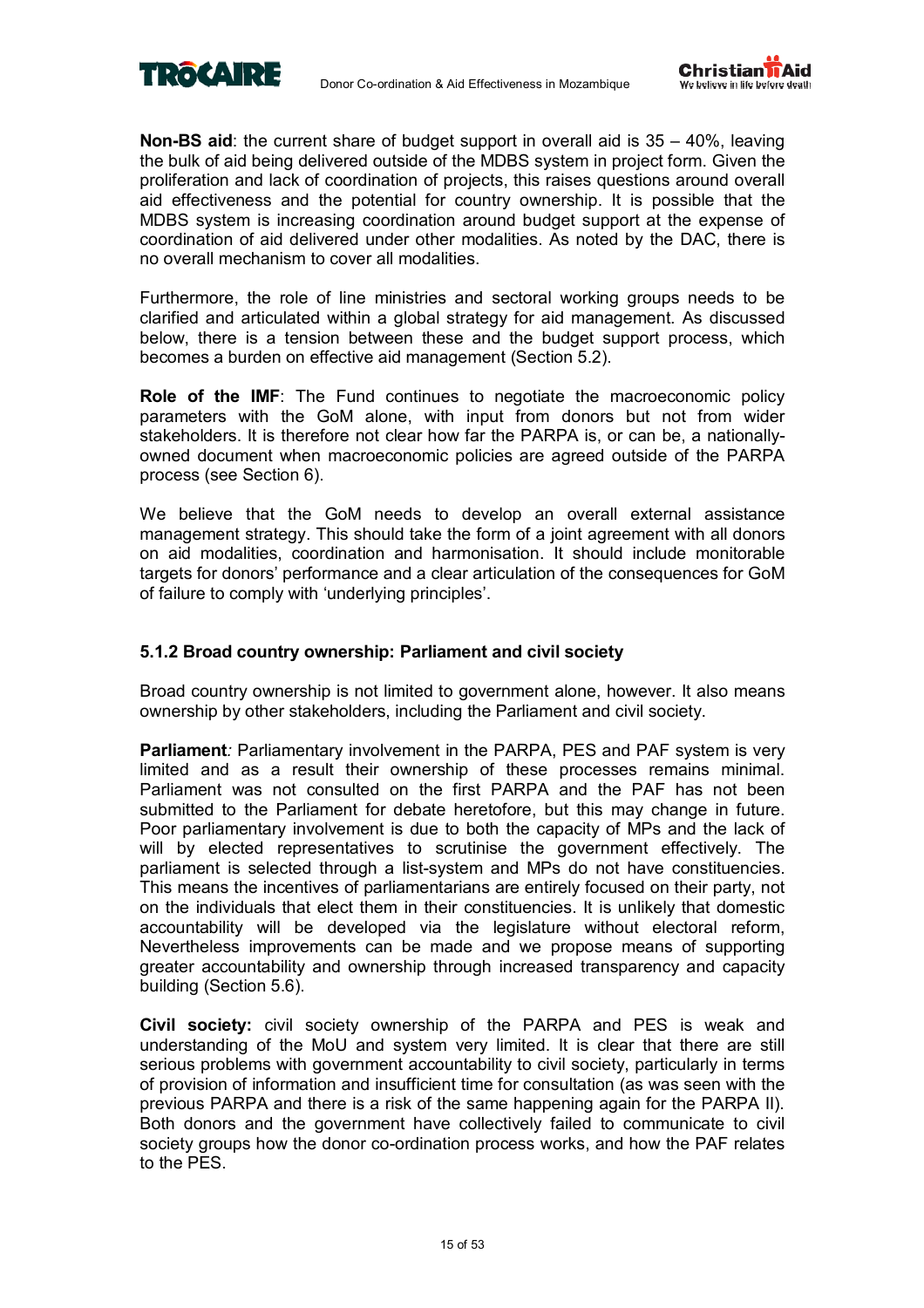**Non-BS aid**: the current share of budget support in overall aid is 35 – 40%, leaving the bulk of aid being delivered outside of the MDBS system in project form. Given the proliferation and lack of coordination of projects, this raises questions around overall aid effectiveness and the potential for country ownership. It is possible that the MDBS system is increasing coordination around budget support at the expense of coordination of aid delivered under other modalities. As noted by the DAC, there is no overall mechanism to cover all modalities.

Furthermore, the role of line ministries and sectoral working groups needs to be clarified and articulated within a global strategy for aid management. As discussed below, there is a tension between these and the budget support process, which becomes a burden on effective aid management (Section 5.2).

**Role of the IMF**: The Fund continues to negotiate the macroeconomic policy parameters with the GoM alone, with input from donors but not from wider stakeholders. It is therefore not clear how far the PARPA is, or can be, a nationally-owned document when macroeconomic policies are agreed outside of the PARPA process (see Section 6).

We believe that the GoM needs to develop an overall external assistance management strategy. This should take the form of a joint agreement with all donors on aid modalities, coordination and harmonisation. It should include monitorable targets for donors' performance and a clear articulation of the consequences for GoM of failure to comply with 'underlying principles'.

### 5.1.2 Broad country ownership: Parliament and civil society

Broad country ownership is not limited to government alone, however. It also means ownership by other stakeholders, including the Parliament and civil society.

**Parliament***:* Parliamentary involvement in the PARPA, PES and PAF system is very limited and as a result their ownership of these processes remains minimal. Parliament was not consulted on the first PARPA and the PAF has not been submitted to the Parliament for debate heretofore, but this may change in future. Poor parliamentary involvement is due to both the capacity of MPs and the lack of will by elected representatives to scrutinise the government effectively. The parliament is selected through a list-system and MPs do not have constituencies. This means the incentives of parliamentarians are entirely focused on their party, not on the individuals that elect them in their constituencies. It is unlikely that domestic accountability will be developed via the legislature without electoral reform, Nevertheless improvements can be made and we propose means of supporting greater accountability and ownership through increased transparency and capacity building (Section 5.6).

**Civil society:** civil society ownership of the PARPA and PES is weak and understanding of the MoU and system very limited. It is clear that there are still serious problems with government accountability to civil society, particularly in terms of provision of information and insufficient time for consultation (as was seen with the previous PARPA and there is a risk of the same happening again for the PARPA II). Both donors and the government have collectively failed to communicate to civil society groups how the donor co-ordination process works, and how the PAF relates to the PES.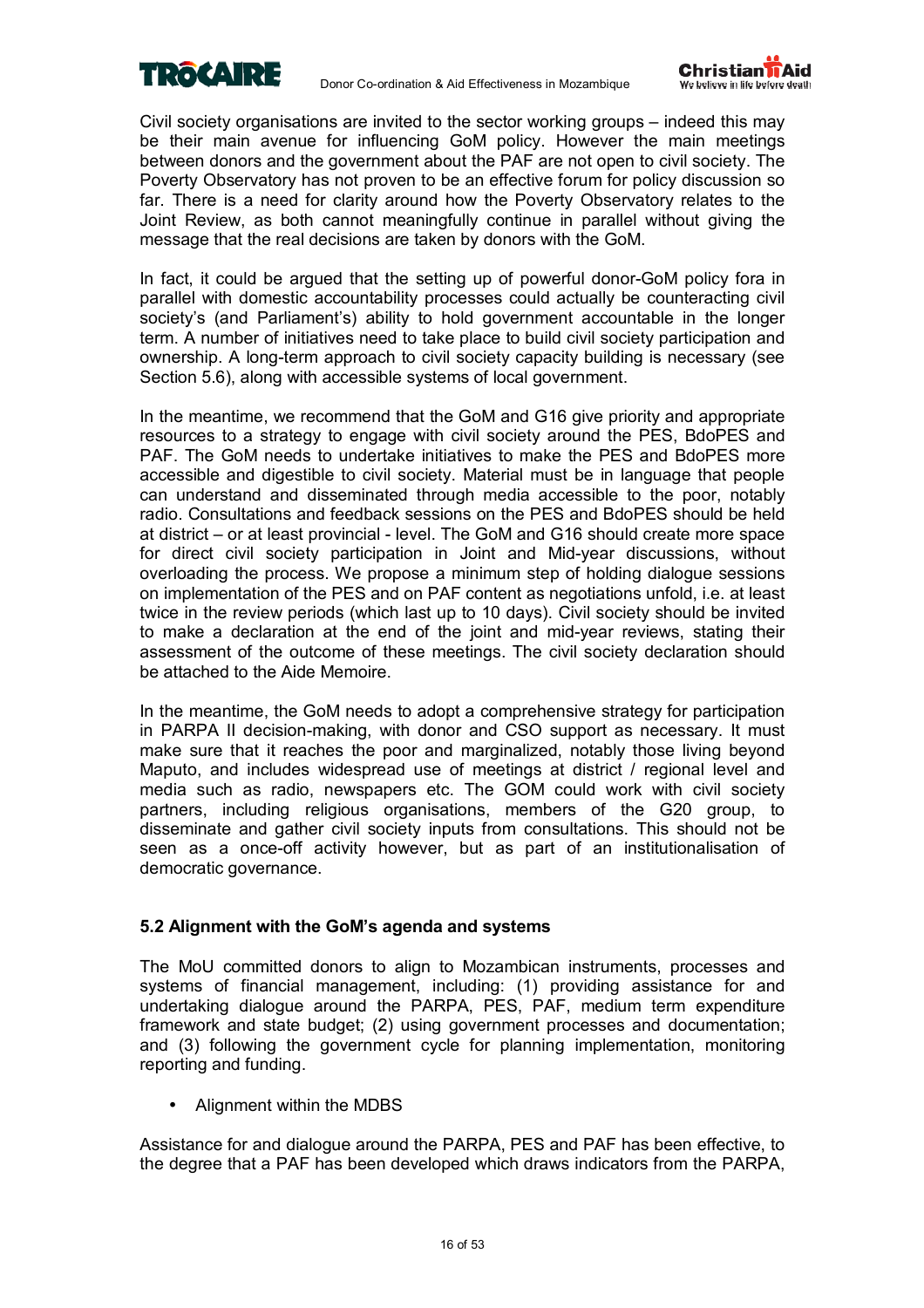Civil society organisations are invited to the sector working groups – indeed this may be their main avenue for influencing GoM policy. However the main meetings between donors and the government about the PAF are not open to civil society. The Poverty Observatory has not proven to be an effective forum for policy discussion so far. There is a need for clarity around how the Poverty Observatory relates to the Joint Review, as both cannot meaningfully continue in parallel without giving the message that the real decisions are taken by donors with the GoM.

In fact, it could be argued that the setting up of powerful donor-GoM policy fora in parallel with domestic accountability processes could actually be counteracting civil society's (and Parliament's) ability to hold government accountable in the longer term. A number of initiatives need to take place to build civil society participation and ownership. A long-term approach to civil society capacity building is necessary (see Section 5.6), along with accessible systems of local government.

In the meantime, we recommend that the GoM and G16 give priority and appropriate resources to a strategy to engage with civil society around the PES, BdoPES and PAF. The GoM needs to undertake initiatives to make the PES and BdoPES more accessible and digestible to civil society. Material must be in language that people can understand and disseminated through media accessible to the poor, notably radio. Consultations and feedback sessions on the PES and BdoPES should be held at district – or at least provincial - level. The GoM and G16 should create more space for direct civil society participation in Joint and Mid-year discussions, without overloading the process. We propose a minimum step of holding dialogue sessions on implementation of the PES and on PAF content as negotiations unfold, i.e. at least twice in the review periods (which last up to 10 days). Civil society should be invited to make a declaration at the end of the joint and mid-year reviews, stating their assessment of the outcome of these meetings. The civil society declaration should be attached to the Aide Memoire.

In the meantime, the GoM needs to adopt a comprehensive strategy for participation in PARPA II decision-making, with donor and CSO support as necessary. It must make sure that it reaches the poor and marginalized, notably those living beyond Maputo, and includes widespread use of meetings at district / regional level and media such as radio, newspapers etc. The GOM could work with civil society partners, including religious organisations, members of the G20 group, to disseminate and gather civil society inputs from consultations. This should not be seen as a once-off activity however, but as part of an institutionalisation of democratic governance.

### 5.2 Alignment with the GoM's agenda and systems

The MoU committed donors to align to Mozambican instruments, processes and systems of financial management, including: (1) providing assistance for and undertaking dialogue around the PARPA, PES, PAF, medium term expenditure framework and state budget; (2) using government processes and documentation; and (3) following the government cycle for planning implementation, monitoring reporting and funding.

- Alignment within the MDBS

Assistance for and dialogue around the PARPA, PES and PAF has been effective, to the degree that a PAF has been developed which draws indicators from the PARPA,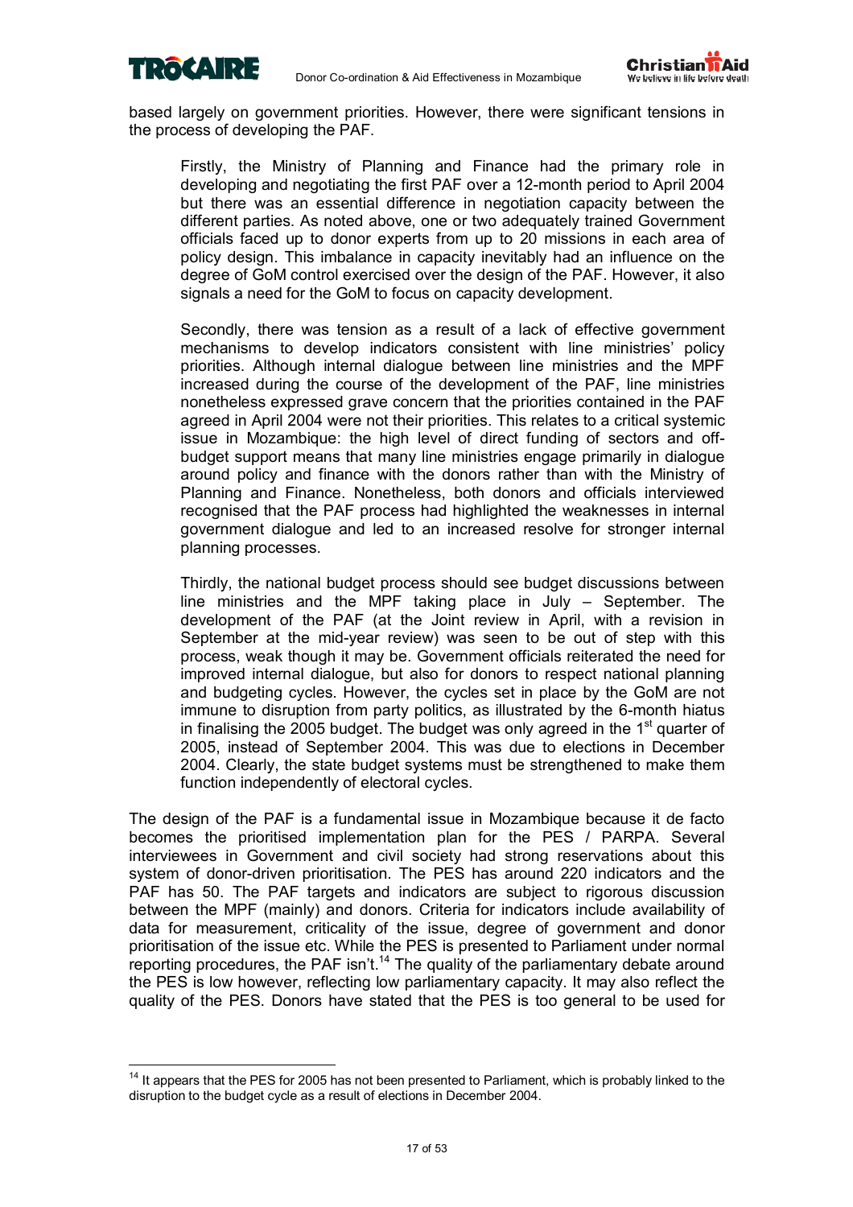based largely on government priorities. However, there were significant tensions in the process of developing the PAF.

> Firstly, the Ministry of Planning and Finance had the primary role in developing and negotiating the first PAF over a 12-month period to April 2004 but there was an essential difference in negotiation capacity between the different parties. As noted above, one or two adequately trained Government officials faced up to donor experts from up to 20 missions in each area of policy design. This imbalance in capacity inevitably had an influence on the degree of GoM control exercised over the design of the PAF. However, it also signals a need for the GoM to focus on capacity development.
>
> Secondly, there was tension as a result of a lack of effective government mechanisms to develop indicators consistent with line ministries' policy priorities. Although internal dialogue between line ministries and the MPF increased during the course of the development of the PAF, line ministries nonetheless expressed grave concern that the priorities contained in the PAF agreed in April 2004 were not their priorities. This relates to a critical systemic issue in Mozambique: the high level of direct funding of sectors and off-budget support means that many line ministries engage primarily in dialogue around policy and finance with the donors rather than with the Ministry of Planning and Finance. Nonetheless, both donors and officials interviewed recognised that the PAF process had highlighted the weaknesses in internal government dialogue and led to an increased resolve for stronger internal planning processes.
>
> Thirdly, the national budget process should see budget discussions between line ministries and the MPF taking place in July – September. The development of the PAF (at the Joint review in April, with a revision in September at the mid-year review) was seen to be out of step with this process, weak though it may be. Government officials reiterated the need for improved internal dialogue, but also for donors to respect national planning and budgeting cycles. However, the cycles set in place by the GoM are not immune to disruption from party politics, as illustrated by the 6-month hiatus in finalising the 2005 budget. The budget was only agreed in the 1st quarter of 2005, instead of September 2004. This was due to elections in December 2004. Clearly, the state budget systems must be strengthened to make them function independently of electoral cycles.

The design of the PAF is a fundamental issue in Mozambique because it de facto becomes the prioritised implementation plan for the PES / PARPA. Several interviewees in Government and civil society had strong reservations about this system of donor-driven prioritisation. The PES has around 220 indicators and the PAF has 50. The PAF targets and indicators are subject to rigorous discussion between the MPF (mainly) and donors. Criteria for indicators include availability of data for measurement, criticality of the issue, degree of government and donor prioritisation of the issue etc. While the PES is presented to Parliament under normal reporting procedures, the PAF isn't.[14] The quality of the parliamentary debate around the PES is low however, reflecting low parliamentary capacity. It may also reflect the quality of the PES. Donors have stated that the PES is too general to be used for

[14] It appears that the PES for 2005 has not been presented to Parliament, which is probably linked to the disruption to the budget cycle as a result of elections in December 2004.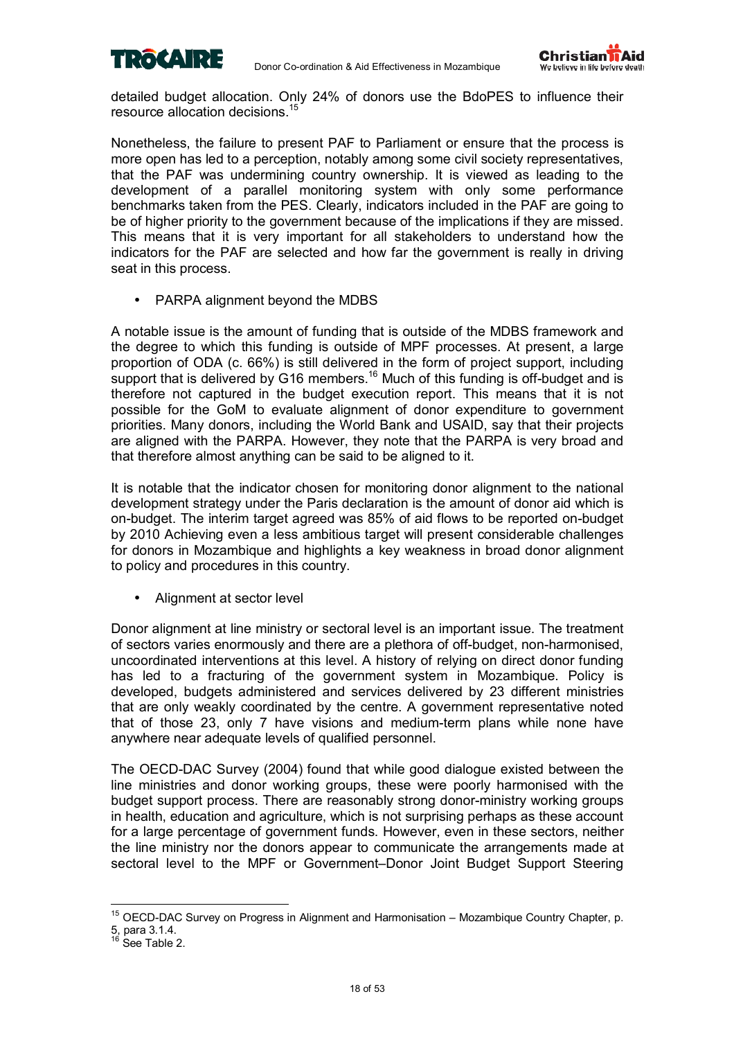detailed budget allocation. Only 24% of donors use the BdoPES to influence their resource allocation decisions.[15]

Nonetheless, the failure to present PAF to Parliament or ensure that the process is more open has led to a perception, notably among some civil society representatives, that the PAF was undermining country ownership. It is viewed as leading to the development of a parallel monitoring system with only some performance benchmarks taken from the PES. Clearly, indicators included in the PAF are going to be of higher priority to the government because of the implications if they are missed. This means that it is very important for all stakeholders to understand how the indicators for the PAF are selected and how far the government is really in driving seat in this process.

- PARPA alignment beyond the MDBS

A notable issue is the amount of funding that is outside of the MDBS framework and the degree to which this funding is outside of MPF processes. At present, a large proportion of ODA (c. 66%) is still delivered in the form of project support, including support that is delivered by G16 members.[16] Much of this funding is off-budget and is therefore not captured in the budget execution report. This means that it is not possible for the GoM to evaluate alignment of donor expenditure to government priorities. Many donors, including the World Bank and USAID, say that their projects are aligned with the PARPA. However, they note that the PARPA is very broad and that therefore almost anything can be said to be aligned to it.

It is notable that the indicator chosen for monitoring donor alignment to the national development strategy under the Paris declaration is the amount of donor aid which is on-budget. The interim target agreed was 85% of aid flows to be reported on-budget by 2010 Achieving even a less ambitious target will present considerable challenges for donors in Mozambique and highlights a key weakness in broad donor alignment to policy and procedures in this country.

- Alignment at sector level

Donor alignment at line ministry or sectoral level is an important issue. The treatment of sectors varies enormously and there are a plethora of off-budget, non-harmonised, uncoordinated interventions at this level. A history of relying on direct donor funding has led to a fracturing of the government system in Mozambique. Policy is developed, budgets administered and services delivered by 23 different ministries that are only weakly coordinated by the centre. A government representative noted that of those 23, only 7 have visions and medium-term plans while none have anywhere near adequate levels of qualified personnel.

The OECD-DAC Survey (2004) found that while good dialogue existed between the line ministries and donor working groups, these were poorly harmonised with the budget support process. There are reasonably strong donor-ministry working groups in health, education and agriculture, which is not surprising perhaps as these account for a large percentage of government funds. However, even in these sectors, neither the line ministry nor the donors appear to communicate the arrangements made at sectoral level to the MPF or Government–Donor Joint Budget Support Steering

---

[15] OECD-DAC Survey on Progress in Alignment and Harmonisation – Mozambique Country Chapter, p. 5, para 3.1.4.

[16] See Table 2.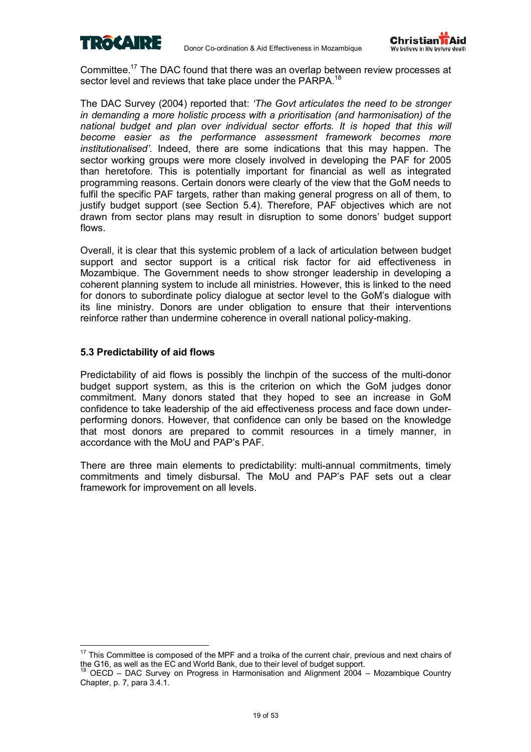Committee.[17] The DAC found that there was an overlap between review processes at sector level and reviews that take place under the PARPA.[18]

The DAC Survey (2004) reported that: *'The Govt articulates the need to be stronger in demanding a more holistic process with a prioritisation (and harmonisation) of the national budget and plan over individual sector efforts. It is hoped that this will become easier as the performance assessment framework becomes more institutionalised'*. Indeed, there are some indications that this may happen. The sector working groups were more closely involved in developing the PAF for 2005 than heretofore. This is potentially important for financial as well as integrated programming reasons. Certain donors were clearly of the view that the GoM needs to fulfil the specific PAF targets, rather than making general progress on all of them, to justify budget support (see Section 5.4). Therefore, PAF objectives which are not drawn from sector plans may result in disruption to some donors' budget support flows.

Overall, it is clear that this systemic problem of a lack of articulation between budget support and sector support is a critical risk factor for aid effectiveness in Mozambique. The Government needs to show stronger leadership in developing a coherent planning system to include all ministries. However, this is linked to the need for donors to subordinate policy dialogue at sector level to the GoM's dialogue with its line ministry. Donors are under obligation to ensure that their interventions reinforce rather than undermine coherence in overall national policy-making.

### 5.3 Predictability of aid flows

Predictability of aid flows is possibly the linchpin of the success of the multi-donor budget support system, as this is the criterion on which the GoM judges donor commitment. Many donors stated that they hoped to see an increase in GoM confidence to take leadership of the aid effectiveness process and face down under-performing donors. However, that confidence can only be based on the knowledge that most donors are prepared to commit resources in a timely manner, in accordance with the MoU and PAP's PAF.

There are three main elements to predictability: multi-annual commitments, timely commitments and timely disbursal. The MoU and PAP's PAF sets out a clear framework for improvement on all levels.

---

[17] This Committee is composed of the MPF and a troika of the current chair, previous and next chairs of the G16, as well as the EC and World Bank, due to their level of budget support.

[18] OECD – DAC Survey on Progress in Harmonisation and Alignment 2004 – Mozambique Country Chapter, p. 7, para 3.4.1.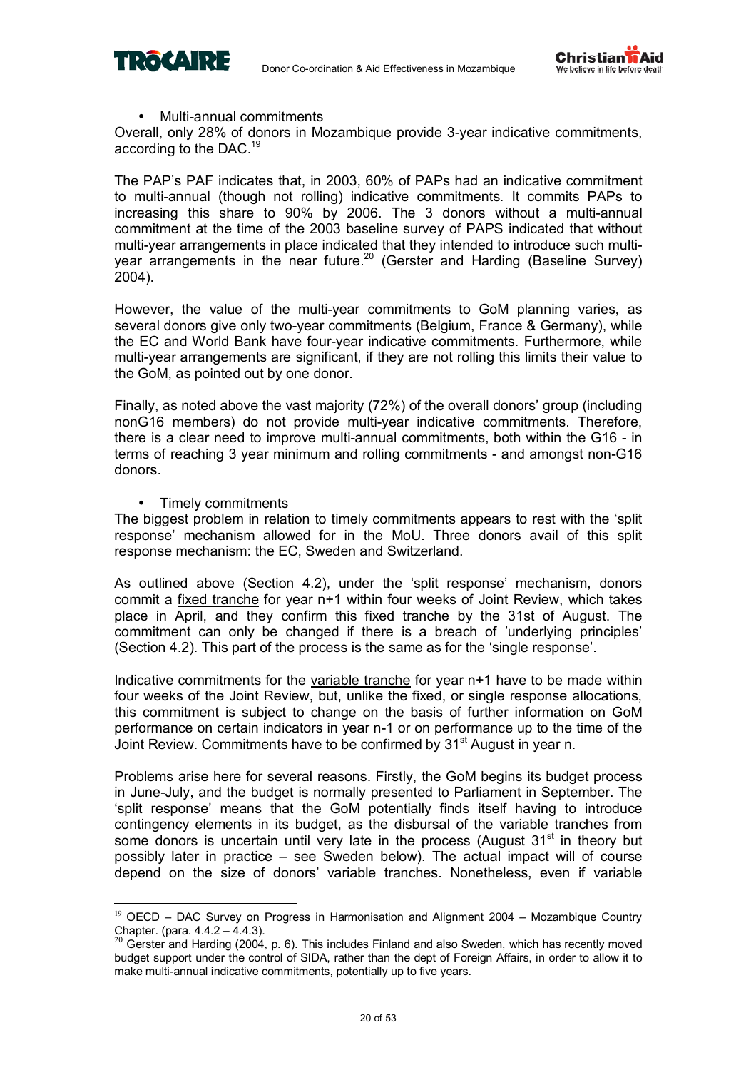- Multi-annual commitments

Overall, only 28% of donors in Mozambique provide 3-year indicative commitments, according to the DAC.[19]

The PAP's PAF indicates that, in 2003, 60% of PAPs had an indicative commitment to multi-annual (though not rolling) indicative commitments. It commits PAPs to increasing this share to 90% by 2006. The 3 donors without a multi-annual commitment at the time of the 2003 baseline survey of PAPS indicated that without multi-year arrangements in place indicated that they intended to introduce such multi-year arrangements in the near future.[20] (Gerster and Harding (Baseline Survey) 2004).

However, the value of the multi-year commitments to GoM planning varies, as several donors give only two-year commitments (Belgium, France & Germany), while the EC and World Bank have four-year indicative commitments. Furthermore, while multi-year arrangements are significant, if they are not rolling this limits their value to the GoM, as pointed out by one donor.

Finally, as noted above the vast majority (72%) of the overall donors' group (including nonG16 members) do not provide multi-year indicative commitments. Therefore, there is a clear need to improve multi-annual commitments, both within the G16 - in terms of reaching 3 year minimum and rolling commitments - and amongst non-G16 donors.

- Timely commitments

The biggest problem in relation to timely commitments appears to rest with the 'split response' mechanism allowed for in the MoU. Three donors avail of this split response mechanism: the EC, Sweden and Switzerland.

As outlined above (Section 4.2), under the 'split response' mechanism, donors commit a fixed tranche for year n+1 within four weeks of Joint Review, which takes place in April, and they confirm this fixed tranche by the 31st of August. The commitment can only be changed if there is a breach of 'underlying principles' (Section 4.2). This part of the process is the same as for the 'single response'.

Indicative commitments for the variable tranche for year n+1 have to be made within four weeks of the Joint Review, but, unlike the fixed, or single response allocations, this commitment is subject to change on the basis of further information on GoM performance on certain indicators in year n-1 or on performance up to the time of the Joint Review. Commitments have to be confirmed by 31st August in year n.

Problems arise here for several reasons. Firstly, the GoM begins its budget process in June-July, and the budget is normally presented to Parliament in September. The 'split response' means that the GoM potentially finds itself having to introduce contingency elements in its budget, as the disbursal of the variable tranches from some donors is uncertain until very late in the process (August 31st in theory but possibly later in practice – see Sweden below). The actual impact will of course depend on the size of donors' variable tranches. Nonetheless, even if variable

---

[19] OECD – DAC Survey on Progress in Harmonisation and Alignment 2004 – Mozambique Country Chapter. (para. 4.4.2 – 4.4.3).

[20] Gerster and Harding (2004, p. 6). This includes Finland and also Sweden, which has recently moved budget support under the control of SIDA, rather than the dept of Foreign Affairs, in order to allow it to make multi-annual indicative commitments, potentially up to five years.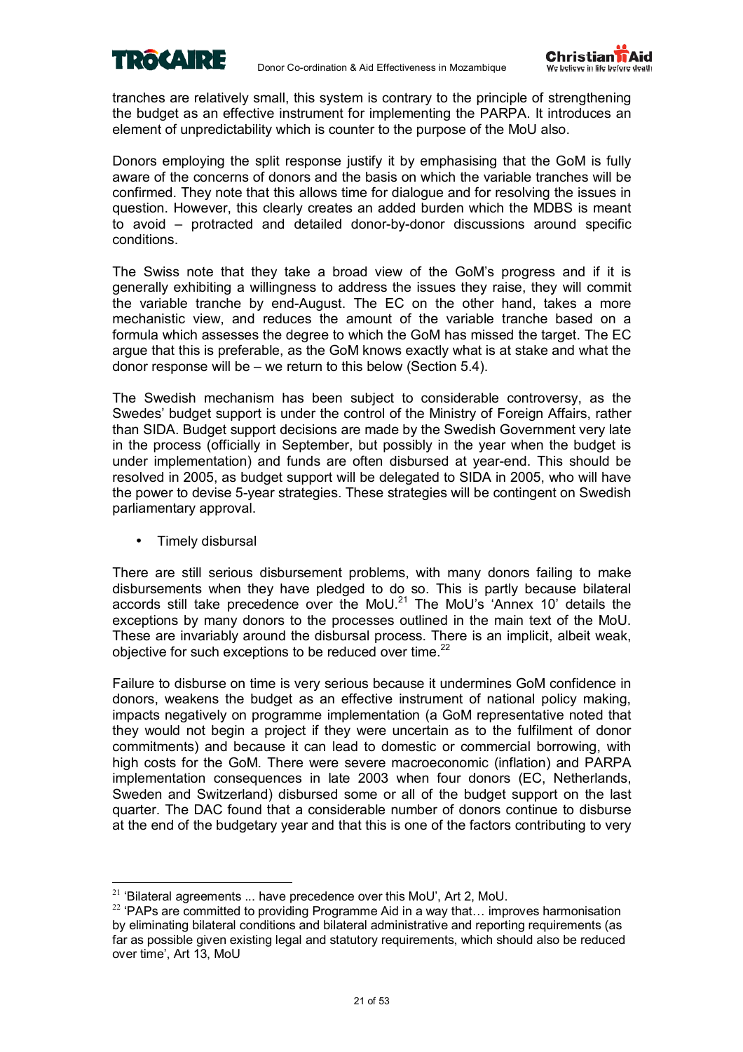tranches are relatively small, this system is contrary to the principle of strengthening the budget as an effective instrument for implementing the PARPA. It introduces an element of unpredictability which is counter to the purpose of the MoU also.

Donors employing the split response justify it by emphasising that the GoM is fully aware of the concerns of donors and the basis on which the variable tranches will be confirmed. They note that this allows time for dialogue and for resolving the issues in question. However, this clearly creates an added burden which the MDBS is meant to avoid – protracted and detailed donor-by-donor discussions around specific conditions.

The Swiss note that they take a broad view of the GoM's progress and if it is generally exhibiting a willingness to address the issues they raise, they will commit the variable tranche by end-August. The EC on the other hand, takes a more mechanistic view, and reduces the amount of the variable tranche based on a formula which assesses the degree to which the GoM has missed the target. The EC argue that this is preferable, as the GoM knows exactly what is at stake and what the donor response will be – we return to this below (Section 5.4).

The Swedish mechanism has been subject to considerable controversy, as the Swedes' budget support is under the control of the Ministry of Foreign Affairs, rather than SIDA. Budget support decisions are made by the Swedish Government very late in the process (officially in September, but possibly in the year when the budget is under implementation) and funds are often disbursed at year-end. This should be resolved in 2005, as budget support will be delegated to SIDA in 2005, who will have the power to devise 5-year strategies. These strategies will be contingent on Swedish parliamentary approval.

- Timely disbursal

There are still serious disbursement problems, with many donors failing to make disbursements when they have pledged to do so. This is partly because bilateral accords still take precedence over the MoU.[21] The MoU's 'Annex 10' details the exceptions by many donors to the processes outlined in the main text of the MoU. These are invariably around the disbursal process. There is an implicit, albeit weak, objective for such exceptions to be reduced over time.[22]

Failure to disburse on time is very serious because it undermines GoM confidence in donors, weakens the budget as an effective instrument of national policy making, impacts negatively on programme implementation (a GoM representative noted that they would not begin a project if they were uncertain as to the fulfilment of donor commitments) and because it can lead to domestic or commercial borrowing, with high costs for the GoM. There were severe macroeconomic (inflation) and PARPA implementation consequences in late 2003 when four donors (EC, Netherlands, Sweden and Switzerland) disbursed some or all of the budget support on the last quarter. The DAC found that a considerable number of donors continue to disburse at the end of the budgetary year and that this is one of the factors contributing to very

[21] 'Bilateral agreements ... have precedence over this MoU', Art 2, MoU.

[22] 'PAPs are committed to providing Programme Aid in a way that… improves harmonisation by eliminating bilateral conditions and bilateral administrative and reporting requirements (as far as possible given existing legal and statutory requirements, which should also be reduced over time', Art 13, MoU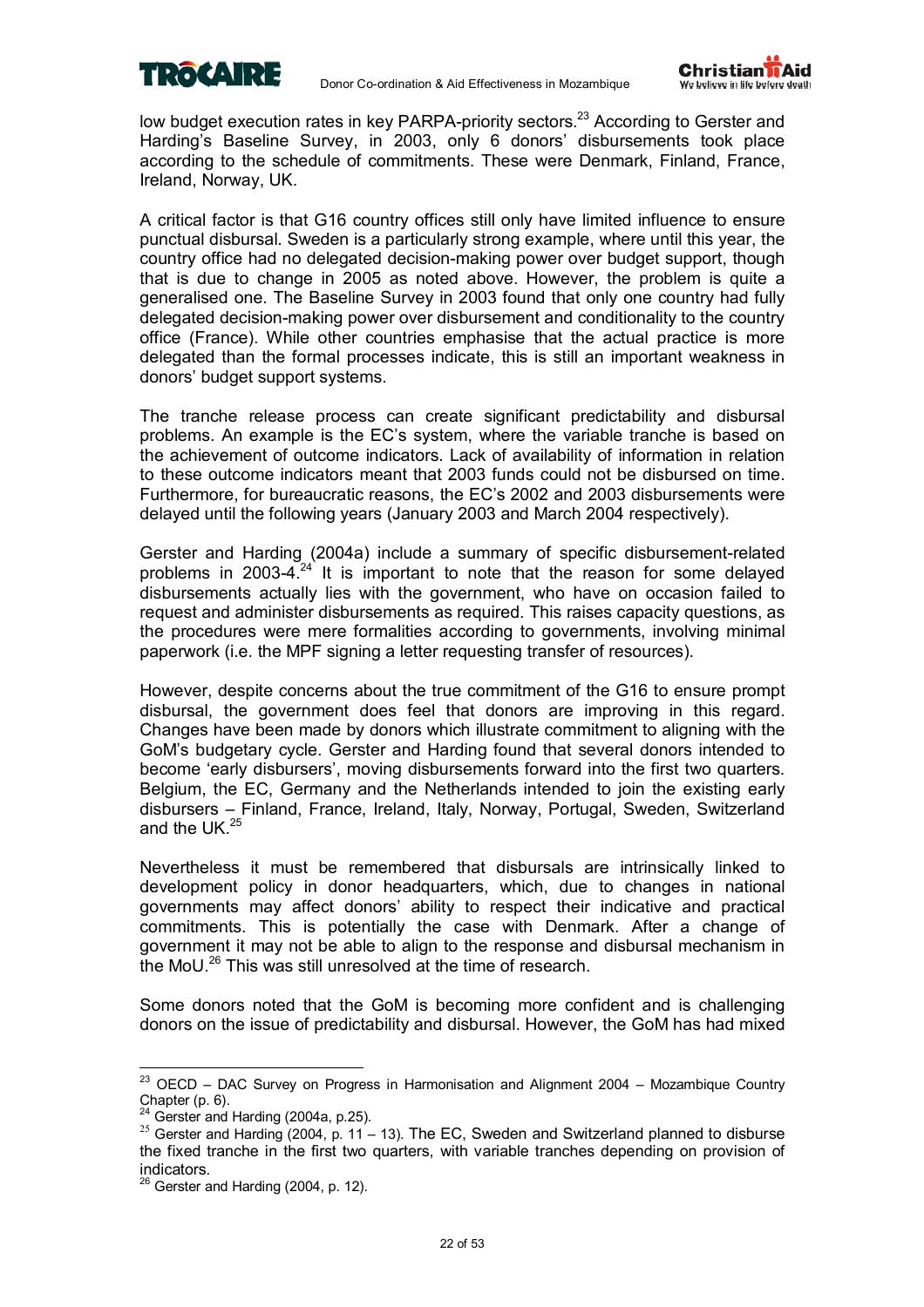low budget execution rates in key PARPA-priority sectors.[23] According to Gerster and Harding's Baseline Survey, in 2003, only 6 donors' disbursements took place according to the schedule of commitments. These were Denmark, Finland, France, Ireland, Norway, UK.

A critical factor is that G16 country offices still only have limited influence to ensure punctual disbursal. Sweden is a particularly strong example, where until this year, the country office had no delegated decision-making power over budget support, though that is due to change in 2005 as noted above. However, the problem is quite a generalised one. The Baseline Survey in 2003 found that only one country had fully delegated decision-making power over disbursement and conditionality to the country office (France). While other countries emphasise that the actual practice is more delegated than the formal processes indicate, this is still an important weakness in donors' budget support systems.

The tranche release process can create significant predictability and disbursal problems. An example is the EC's system, where the variable tranche is based on the achievement of outcome indicators. Lack of availability of information in relation to these outcome indicators meant that 2003 funds could not be disbursed on time. Furthermore, for bureaucratic reasons, the EC's 2002 and 2003 disbursements were delayed until the following years (January 2003 and March 2004 respectively).

Gerster and Harding (2004a) include a summary of specific disbursement-related problems in 2003-4.[24] It is important to note that the reason for some delayed disbursements actually lies with the government, who have on occasion failed to request and administer disbursements as required. This raises capacity questions, as the procedures were mere formalities according to governments, involving minimal paperwork (i.e. the MPF signing a letter requesting transfer of resources).

However, despite concerns about the true commitment of the G16 to ensure prompt disbursal, the government does feel that donors are improving in this regard. Changes have been made by donors which illustrate commitment to aligning with the GoM's budgetary cycle. Gerster and Harding found that several donors intended to become 'early disbursers', moving disbursements forward into the first two quarters. Belgium, the EC, Germany and the Netherlands intended to join the existing early disbursers – Finland, France, Ireland, Italy, Norway, Portugal, Sweden, Switzerland and the UK.[25]

Nevertheless it must be remembered that disbursals are intrinsically linked to development policy in donor headquarters, which, due to changes in national governments may affect donors' ability to respect their indicative and practical commitments. This is potentially the case with Denmark. After a change of government it may not be able to align to the response and disbursal mechanism in the MoU.[26] This was still unresolved at the time of research.

Some donors noted that the GoM is becoming more confident and is challenging donors on the issue of predictability and disbursal. However, the GoM has had mixed

---

[23] OECD – DAC Survey on Progress in Harmonisation and Alignment 2004 – Mozambique Country Chapter (p. 6).

[24] Gerster and Harding (2004a, p.25).

[25] Gerster and Harding (2004, p. 11 – 13). The EC, Sweden and Switzerland planned to disburse the fixed tranche in the first two quarters, with variable tranches depending on provision of indicators.

[26] Gerster and Harding (2004, p. 12).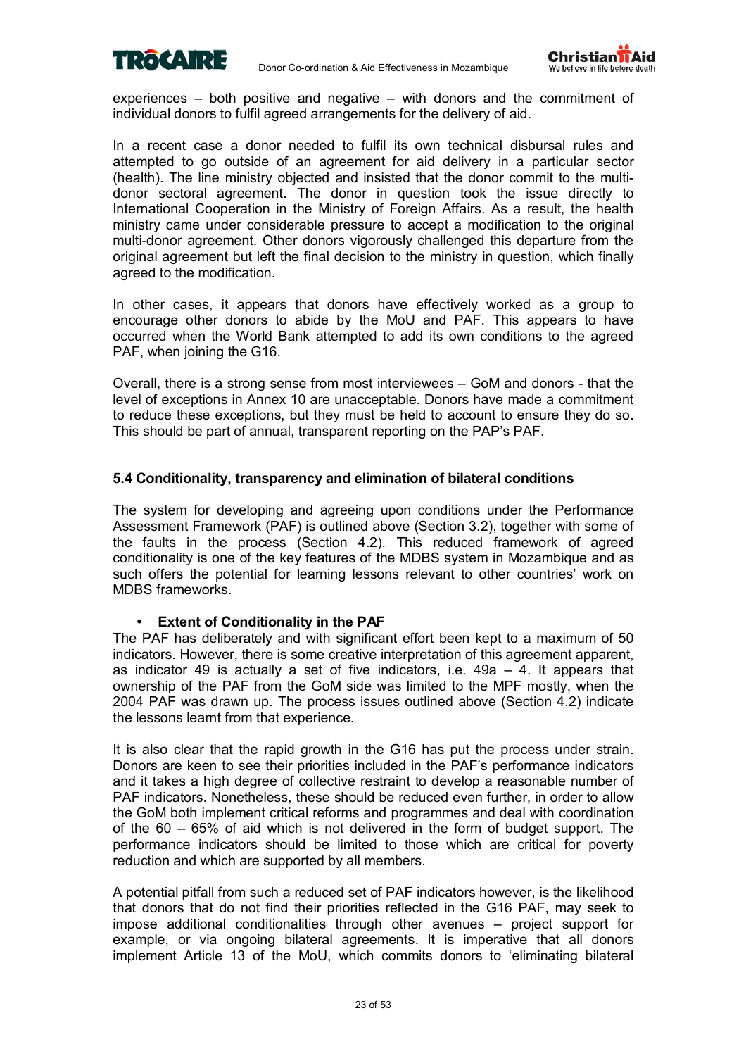experiences – both positive and negative – with donors and the commitment of individual donors to fulfil agreed arrangements for the delivery of aid.

In a recent case a donor needed to fulfil its own technical disbursal rules and attempted to go outside of an agreement for aid delivery in a particular sector (health). The line ministry objected and insisted that the donor commit to the multi-donor sectoral agreement. The donor in question took the issue directly to International Cooperation in the Ministry of Foreign Affairs. As a result, the health ministry came under considerable pressure to accept a modification to the original multi-donor agreement. Other donors vigorously challenged this departure from the original agreement but left the final decision to the ministry in question, which finally agreed to the modification.

In other cases, it appears that donors have effectively worked as a group to encourage other donors to abide by the MoU and PAF. This appears to have occurred when the World Bank attempted to add its own conditions to the agreed PAF, when joining the G16.

Overall, there is a strong sense from most interviewees – GoM and donors - that the level of exceptions in Annex 10 are unacceptable. Donors have made a commitment to reduce these exceptions, but they must be held to account to ensure they do so. This should be part of annual, transparent reporting on the PAP's PAF.

### 5.4 Conditionality, transparency and elimination of bilateral conditions

The system for developing and agreeing upon conditions under the Performance Assessment Framework (PAF) is outlined above (Section 3.2), together with some of the faults in the process (Section 4.2). This reduced framework of agreed conditionality is one of the key features of the MDBS system in Mozambique and as such offers the potential for learning lessons relevant to other countries' work on MDBS frameworks.

- **Extent of Conditionality in the PAF**

The PAF has deliberately and with significant effort been kept to a maximum of 50 indicators. However, there is some creative interpretation of this agreement apparent, as indicator 49 is actually a set of five indicators, i.e. 49a – 4. It appears that ownership of the PAF from the GoM side was limited to the MPF mostly, when the 2004 PAF was drawn up. The process issues outlined above (Section 4.2) indicate the lessons learnt from that experience.

It is also clear that the rapid growth in the G16 has put the process under strain. Donors are keen to see their priorities included in the PAF's performance indicators and it takes a high degree of collective restraint to develop a reasonable number of PAF indicators. Nonetheless, these should be reduced even further, in order to allow the GoM both implement critical reforms and programmes and deal with coordination of the 60 – 65% of aid which is not delivered in the form of budget support. The performance indicators should be limited to those which are critical for poverty reduction and which are supported by all members.

A potential pitfall from such a reduced set of PAF indicators however, is the likelihood that donors that do not find their priorities reflected in the G16 PAF, may seek to impose additional conditionalities through other avenues – project support for example, or via ongoing bilateral agreements. It is imperative that all donors implement Article 13 of the MoU, which commits donors to 'eliminating bilateral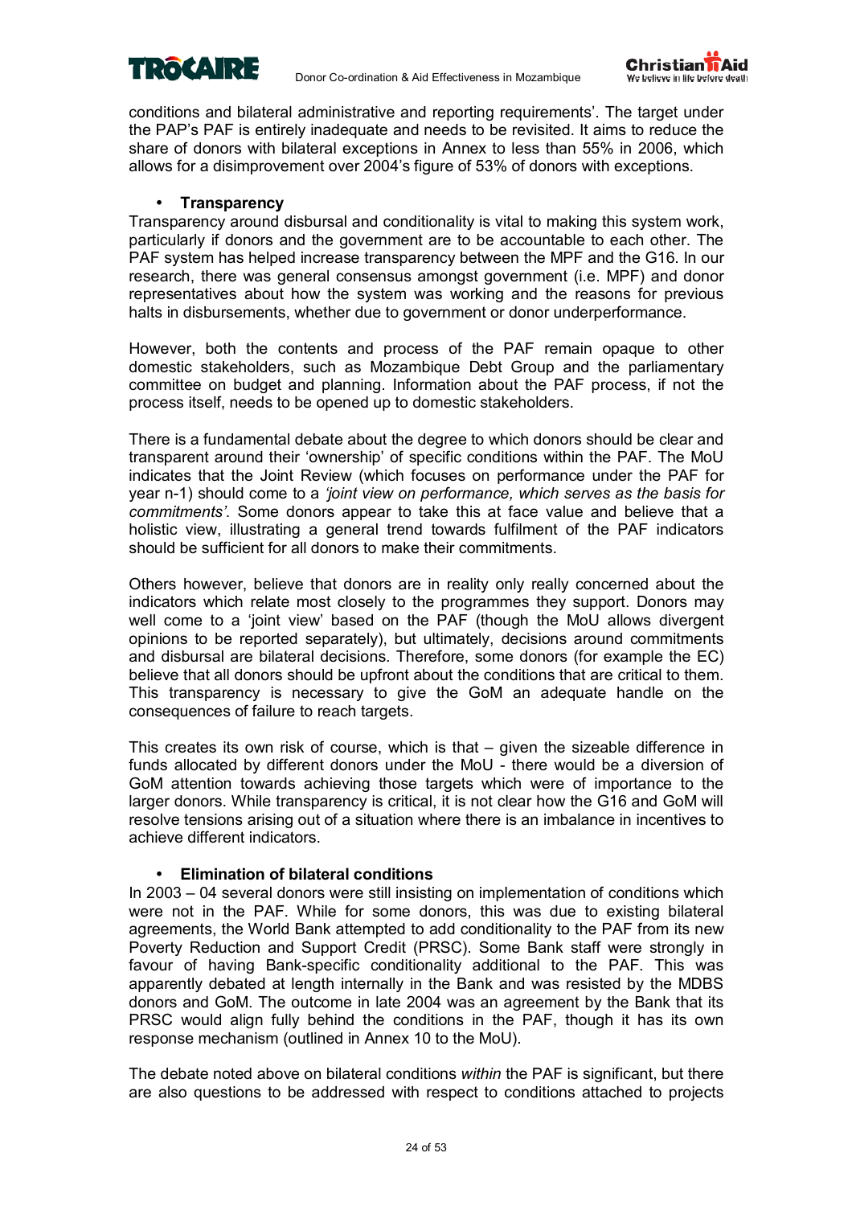conditions and bilateral administrative and reporting requirements'. The target under the PAP's PAF is entirely inadequate and needs to be revisited. It aims to reduce the share of donors with bilateral exceptions in Annex to less than 55% in 2006, which allows for a disimprovement over 2004's figure of 53% of donors with exceptions.

- **Transparency**

Transparency around disbursal and conditionality is vital to making this system work, particularly if donors and the government are to be accountable to each other. The PAF system has helped increase transparency between the MPF and the G16. In our research, there was general consensus amongst government (i.e. MPF) and donor representatives about how the system was working and the reasons for previous halts in disbursements, whether due to government or donor underperformance.

However, both the contents and process of the PAF remain opaque to other domestic stakeholders, such as Mozambique Debt Group and the parliamentary committee on budget and planning. Information about the PAF process, if not the process itself, needs to be opened up to domestic stakeholders.

There is a fundamental debate about the degree to which donors should be clear and transparent around their 'ownership' of specific conditions within the PAF. The MoU indicates that the Joint Review (which focuses on performance under the PAF for year n-1) should come to a *'joint view on performance, which serves as the basis for commitments'*. Some donors appear to take this at face value and believe that a holistic view, illustrating a general trend towards fulfilment of the PAF indicators should be sufficient for all donors to make their commitments.

Others however, believe that donors are in reality only really concerned about the indicators which relate most closely to the programmes they support. Donors may well come to a 'joint view' based on the PAF (though the MoU allows divergent opinions to be reported separately), but ultimately, decisions around commitments and disbursal are bilateral decisions. Therefore, some donors (for example the EC) believe that all donors should be upfront about the conditions that are critical to them. This transparency is necessary to give the GoM an adequate handle on the consequences of failure to reach targets.

This creates its own risk of course, which is that – given the sizeable difference in funds allocated by different donors under the MoU - there would be a diversion of GoM attention towards achieving those targets which were of importance to the larger donors. While transparency is critical, it is not clear how the G16 and GoM will resolve tensions arising out of a situation where there is an imbalance in incentives to achieve different indicators.

- **Elimination of bilateral conditions**

In 2003 – 04 several donors were still insisting on implementation of conditions which were not in the PAF. While for some donors, this was due to existing bilateral agreements, the World Bank attempted to add conditionality to the PAF from its new Poverty Reduction and Support Credit (PRSC). Some Bank staff were strongly in favour of having Bank-specific conditionality additional to the PAF. This was apparently debated at length internally in the Bank and was resisted by the MDBS donors and GoM. The outcome in late 2004 was an agreement by the Bank that its PRSC would align fully behind the conditions in the PAF, though it has its own response mechanism (outlined in Annex 10 to the MoU).

The debate noted above on bilateral conditions *within* the PAF is significant, but there are also questions to be addressed with respect to conditions attached to projects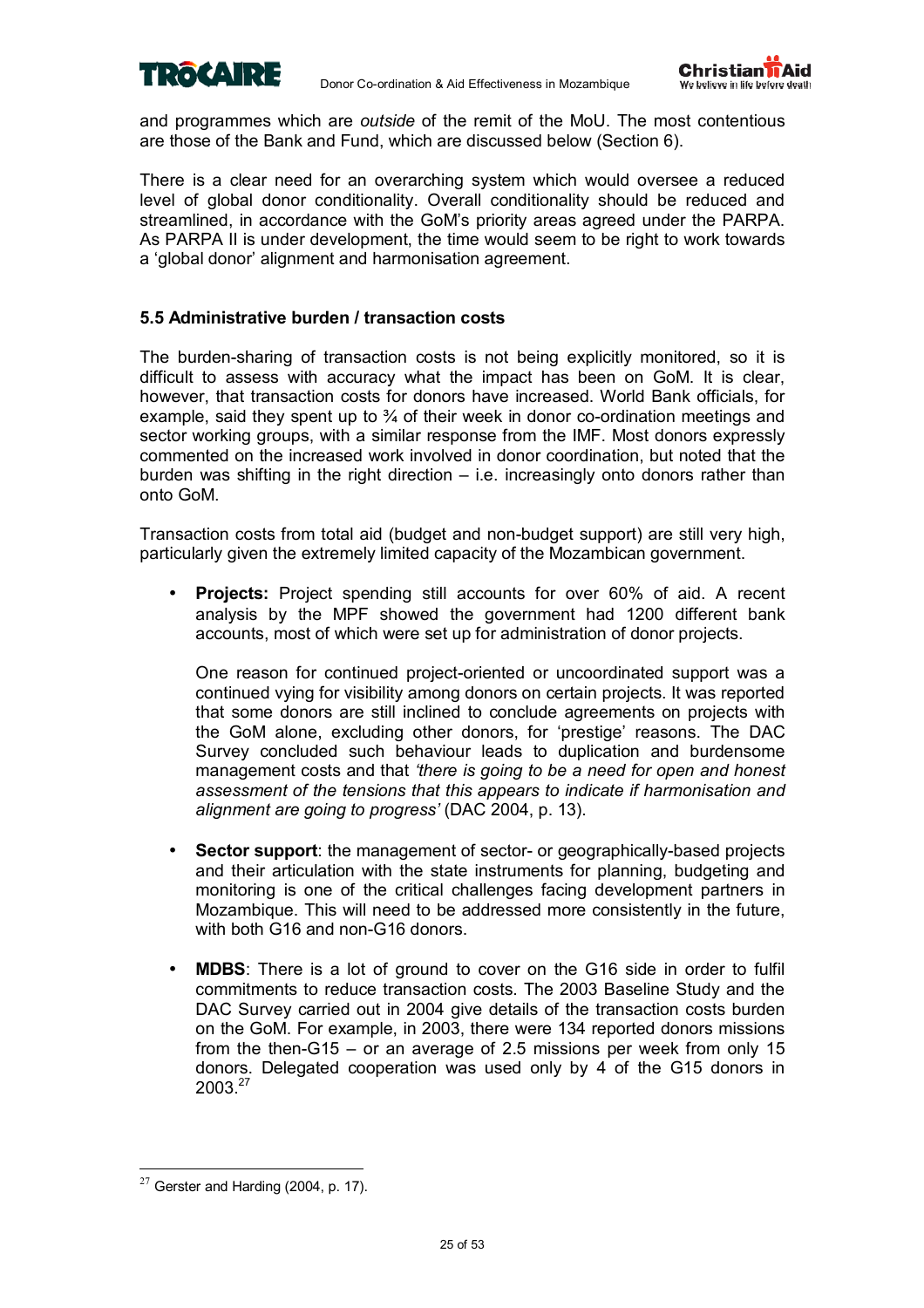and programmes which are *outside* of the remit of the MoU. The most contentious are those of the Bank and Fund, which are discussed below (Section 6).

There is a clear need for an overarching system which would oversee a reduced level of global donor conditionality. Overall conditionality should be reduced and streamlined, in accordance with the GoM's priority areas agreed under the PARPA. As PARPA II is under development, the time would seem to be right to work towards a 'global donor' alignment and harmonisation agreement.

### 5.5 Administrative burden / transaction costs

The burden-sharing of transaction costs is not being explicitly monitored, so it is difficult to assess with accuracy what the impact has been on GoM. It is clear, however, that transaction costs for donors have increased. World Bank officials, for example, said they spent up to ¾ of their week in donor co-ordination meetings and sector working groups, with a similar response from the IMF. Most donors expressly commented on the increased work involved in donor coordination, but noted that the burden was shifting in the right direction – i.e. increasingly onto donors rather than onto GoM.

Transaction costs from total aid (budget and non-budget support) are still very high, particularly given the extremely limited capacity of the Mozambican government.

- **Projects:** Project spending still accounts for over 60% of aid. A recent analysis by the MPF showed the government had 1200 different bank accounts, most of which were set up for administration of donor projects.

  One reason for continued project-oriented or uncoordinated support was a continued vying for visibility among donors on certain projects. It was reported that some donors are still inclined to conclude agreements on projects with the GoM alone, excluding other donors, for 'prestige' reasons. The DAC Survey concluded such behaviour leads to duplication and burdensome management costs and that *'there is going to be a need for open and honest assessment of the tensions that this appears to indicate if harmonisation and alignment are going to progress'* (DAC 2004, p. 13).

- **Sector support**: the management of sector- or geographically-based projects and their articulation with the state instruments for planning, budgeting and monitoring is one of the critical challenges facing development partners in Mozambique. This will need to be addressed more consistently in the future, with both G16 and non-G16 donors.

- **MDBS**: There is a lot of ground to cover on the G16 side in order to fulfil commitments to reduce transaction costs. The 2003 Baseline Study and the DAC Survey carried out in 2004 give details of the transaction costs burden on the GoM. For example, in 2003, there were 134 reported donors missions from the then-G15 – or an average of 2.5 missions per week from only 15 donors. Delegated cooperation was used only by 4 of the G15 donors in 2003.[27]

[27] Gerster and Harding (2004, p. 17).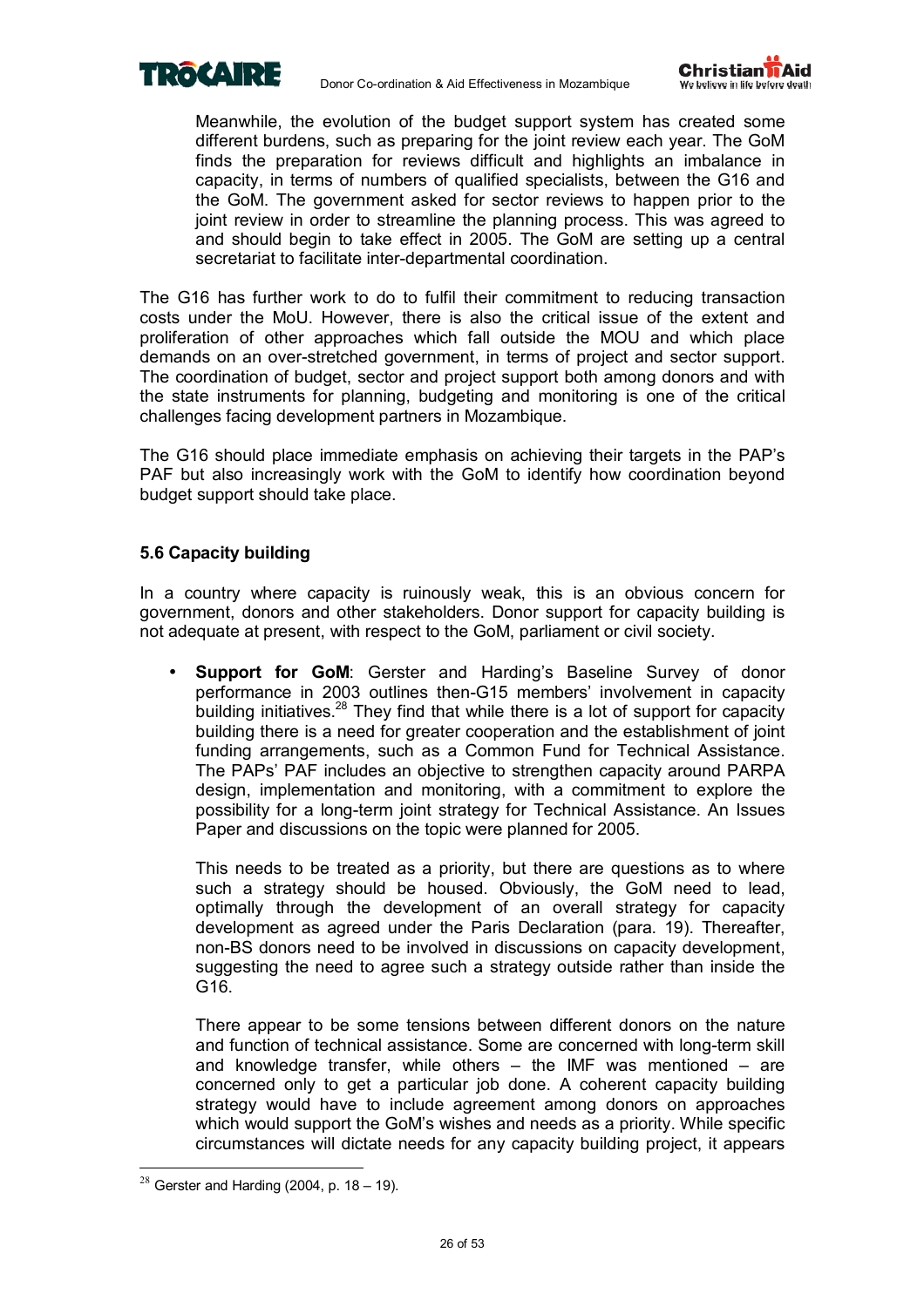Meanwhile, the evolution of the budget support system has created some different burdens, such as preparing for the joint review each year. The GoM finds the preparation for reviews difficult and highlights an imbalance in capacity, in terms of numbers of qualified specialists, between the G16 and the GoM. The government asked for sector reviews to happen prior to the joint review in order to streamline the planning process. This was agreed to and should begin to take effect in 2005. The GoM are setting up a central secretariat to facilitate inter-departmental coordination.

The G16 has further work to do to fulfil their commitment to reducing transaction costs under the MoU. However, there is also the critical issue of the extent and proliferation of other approaches which fall outside the MOU and which place demands on an over-stretched government, in terms of project and sector support. The coordination of budget, sector and project support both among donors and with the state instruments for planning, budgeting and monitoring is one of the critical challenges facing development partners in Mozambique.

The G16 should place immediate emphasis on achieving their targets in the PAP's PAF but also increasingly work with the GoM to identify how coordination beyond budget support should take place.

### 5.6 Capacity building

In a country where capacity is ruinously weak, this is an obvious concern for government, donors and other stakeholders. Donor support for capacity building is not adequate at present, with respect to the GoM, parliament or civil society.

- **Support for GoM**: Gerster and Harding's Baseline Survey of donor performance in 2003 outlines then-G15 members' involvement in capacity building initiatives.[28] They find that while there is a lot of support for capacity building there is a need for greater cooperation and the establishment of joint funding arrangements, such as a Common Fund for Technical Assistance. The PAPs' PAF includes an objective to strengthen capacity around PARPA design, implementation and monitoring, with a commitment to explore the possibility for a long-term joint strategy for Technical Assistance. An Issues Paper and discussions on the topic were planned for 2005.

  This needs to be treated as a priority, but there are questions as to where such a strategy should be housed. Obviously, the GoM need to lead, optimally through the development of an overall strategy for capacity development as agreed under the Paris Declaration (para. 19). Thereafter, non-BS donors need to be involved in discussions on capacity development, suggesting the need to agree such a strategy outside rather than inside the G16.

  There appear to be some tensions between different donors on the nature and function of technical assistance. Some are concerned with long-term skill and knowledge transfer, while others – the IMF was mentioned – are concerned only to get a particular job done. A coherent capacity building strategy would have to include agreement among donors on approaches which would support the GoM's wishes and needs as a priority. While specific circumstances will dictate needs for any capacity building project, it appears

[28] Gerster and Harding (2004, p. 18 – 19).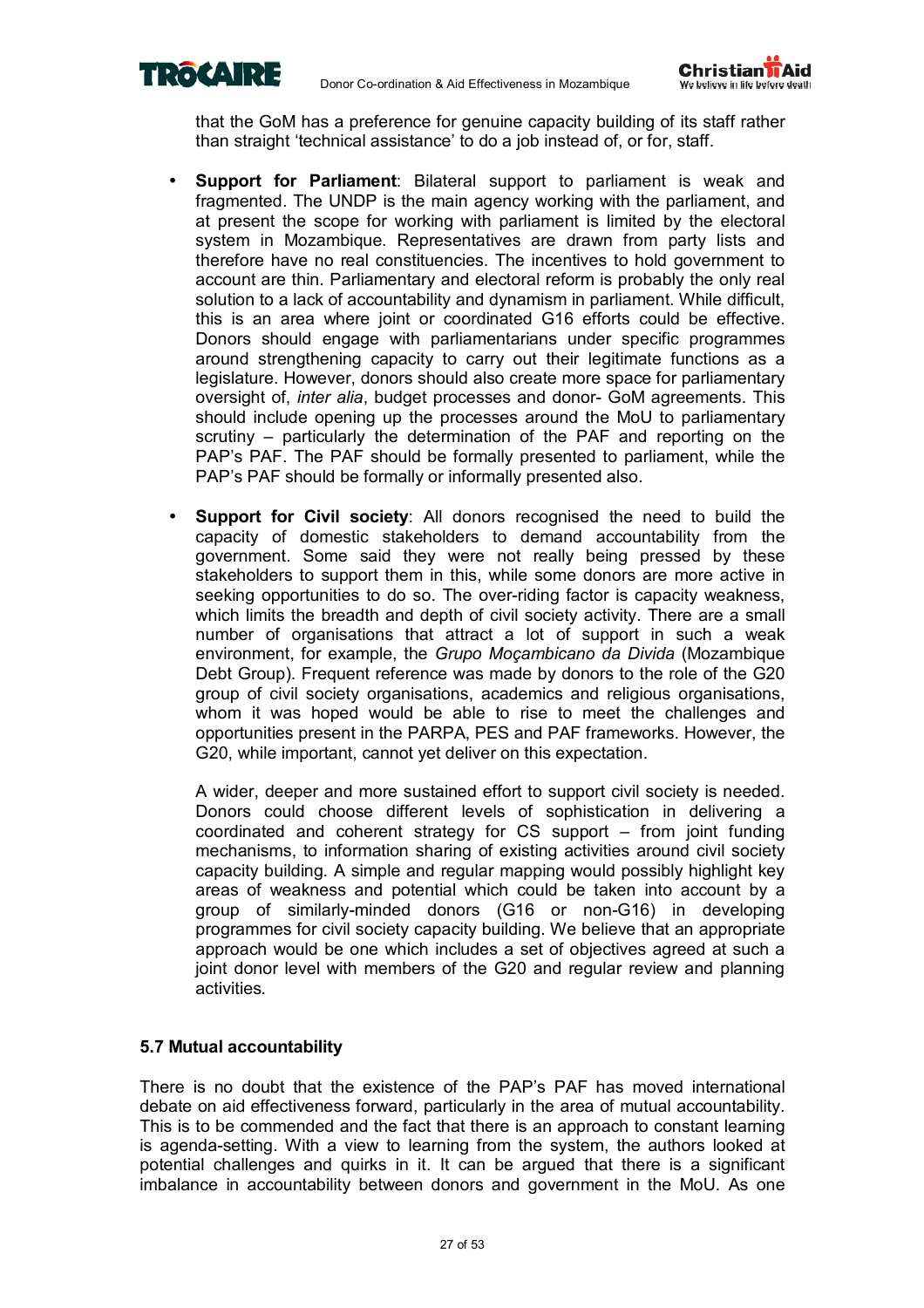that the GoM has a preference for genuine capacity building of its staff rather than straight 'technical assistance' to do a job instead of, or for, staff.

- **Support for Parliament**: Bilateral support to parliament is weak and fragmented. The UNDP is the main agency working with the parliament, and at present the scope for working with parliament is limited by the electoral system in Mozambique. Representatives are drawn from party lists and therefore have no real constituencies. The incentives to hold government to account are thin. Parliamentary and electoral reform is probably the only real solution to a lack of accountability and dynamism in parliament. While difficult, this is an area where joint or coordinated G16 efforts could be effective. Donors should engage with parliamentarians under specific programmes around strengthening capacity to carry out their legitimate functions as a legislature. However, donors should also create more space for parliamentary oversight of, *inter alia*, budget processes and donor- GoM agreements. This should include opening up the processes around the MoU to parliamentary scrutiny – particularly the determination of the PAF and reporting on the PAP's PAF. The PAF should be formally presented to parliament, while the PAP's PAF should be formally or informally presented also.

- **Support for Civil society**: All donors recognised the need to build the capacity of domestic stakeholders to demand accountability from the government. Some said they were not really being pressed by these stakeholders to support them in this, while some donors are more active in seeking opportunities to do so. The over-riding factor is capacity weakness, which limits the breadth and depth of civil society activity. There are a small number of organisations that attract a lot of support in such a weak environment, for example, the *Grupo Moçambicano da Divida* (Mozambique Debt Group). Frequent reference was made by donors to the role of the G20 group of civil society organisations, academics and religious organisations, whom it was hoped would be able to rise to meet the challenges and opportunities present in the PARPA, PES and PAF frameworks. However, the G20, while important, cannot yet deliver on this expectation.

  A wider, deeper and more sustained effort to support civil society is needed. Donors could choose different levels of sophistication in delivering a coordinated and coherent strategy for CS support – from joint funding mechanisms, to information sharing of existing activities around civil society capacity building. A simple and regular mapping would possibly highlight key areas of weakness and potential which could be taken into account by a group of similarly-minded donors (G16 or non-G16) in developing programmes for civil society capacity building. We believe that an appropriate approach would be one which includes a set of objectives agreed at such a joint donor level with members of the G20 and regular review and planning activities.

### 5.7 Mutual accountability

There is no doubt that the existence of the PAP's PAF has moved international debate on aid effectiveness forward, particularly in the area of mutual accountability. This is to be commended and the fact that there is an approach to constant learning is agenda-setting. With a view to learning from the system, the authors looked at potential challenges and quirks in it. It can be argued that there is a significant imbalance in accountability between donors and government in the MoU. As one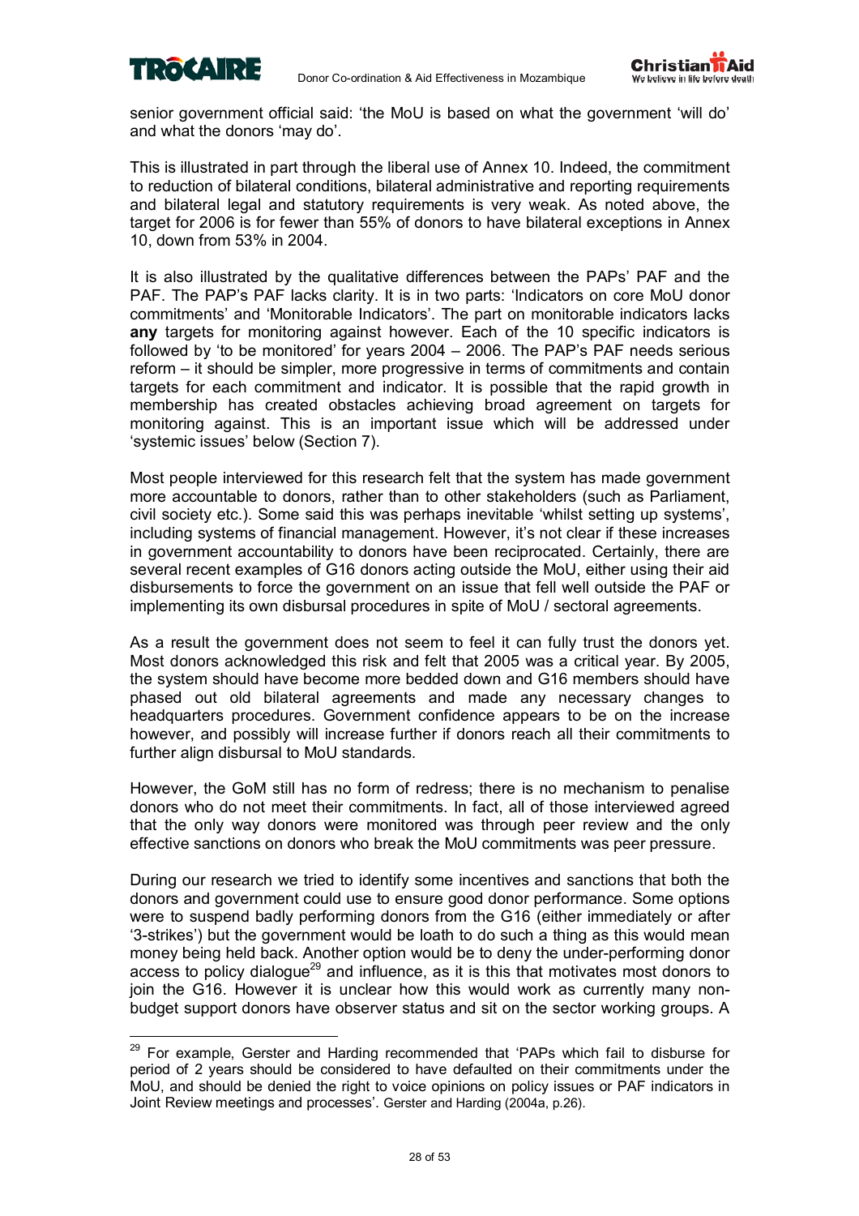senior government official said: 'the MoU is based on what the government 'will do' and what the donors 'may do'.

This is illustrated in part through the liberal use of Annex 10. Indeed, the commitment to reduction of bilateral conditions, bilateral administrative and reporting requirements and bilateral legal and statutory requirements is very weak. As noted above, the target for 2006 is for fewer than 55% of donors to have bilateral exceptions in Annex 10, down from 53% in 2004.

It is also illustrated by the qualitative differences between the PAPs' PAF and the PAF. The PAP's PAF lacks clarity. It is in two parts: 'Indicators on core MoU donor commitments' and 'Monitorable Indicators'. The part on monitorable indicators lacks **any** targets for monitoring against however. Each of the 10 specific indicators is followed by 'to be monitored' for years 2004 – 2006. The PAP's PAF needs serious reform – it should be simpler, more progressive in terms of commitments and contain targets for each commitment and indicator. It is possible that the rapid growth in membership has created obstacles achieving broad agreement on targets for monitoring against. This is an important issue which will be addressed under 'systemic issues' below (Section 7).

Most people interviewed for this research felt that the system has made government more accountable to donors, rather than to other stakeholders (such as Parliament, civil society etc.). Some said this was perhaps inevitable 'whilst setting up systems', including systems of financial management. However, it's not clear if these increases in government accountability to donors have been reciprocated. Certainly, there are several recent examples of G16 donors acting outside the MoU, either using their aid disbursements to force the government on an issue that fell well outside the PAF or implementing its own disbursal procedures in spite of MoU / sectoral agreements.

As a result the government does not seem to feel it can fully trust the donors yet. Most donors acknowledged this risk and felt that 2005 was a critical year. By 2005, the system should have become more bedded down and G16 members should have phased out old bilateral agreements and made any necessary changes to headquarters procedures. Government confidence appears to be on the increase however, and possibly will increase further if donors reach all their commitments to further align disbursal to MoU standards.

However, the GoM still has no form of redress; there is no mechanism to penalise donors who do not meet their commitments. In fact, all of those interviewed agreed that the only way donors were monitored was through peer review and the only effective sanctions on donors who break the MoU commitments was peer pressure.

During our research we tried to identify some incentives and sanctions that both the donors and government could use to ensure good donor performance. Some options were to suspend badly performing donors from the G16 (either immediately or after '3-strikes') but the government would be loath to do such a thing as this would mean money being held back. Another option would be to deny the under-performing donor access to policy dialogue[29] and influence, as it is this that motivates most donors to join the G16. However it is unclear how this would work as currently many non-budget support donors have observer status and sit on the sector working groups. A

[29] For example, Gerster and Harding recommended that 'PAPs which fail to disburse for period of 2 years should be considered to have defaulted on their commitments under the MoU, and should be denied the right to voice opinions on policy issues or PAF indicators in Joint Review meetings and processes'. Gerster and Harding (2004a, p.26).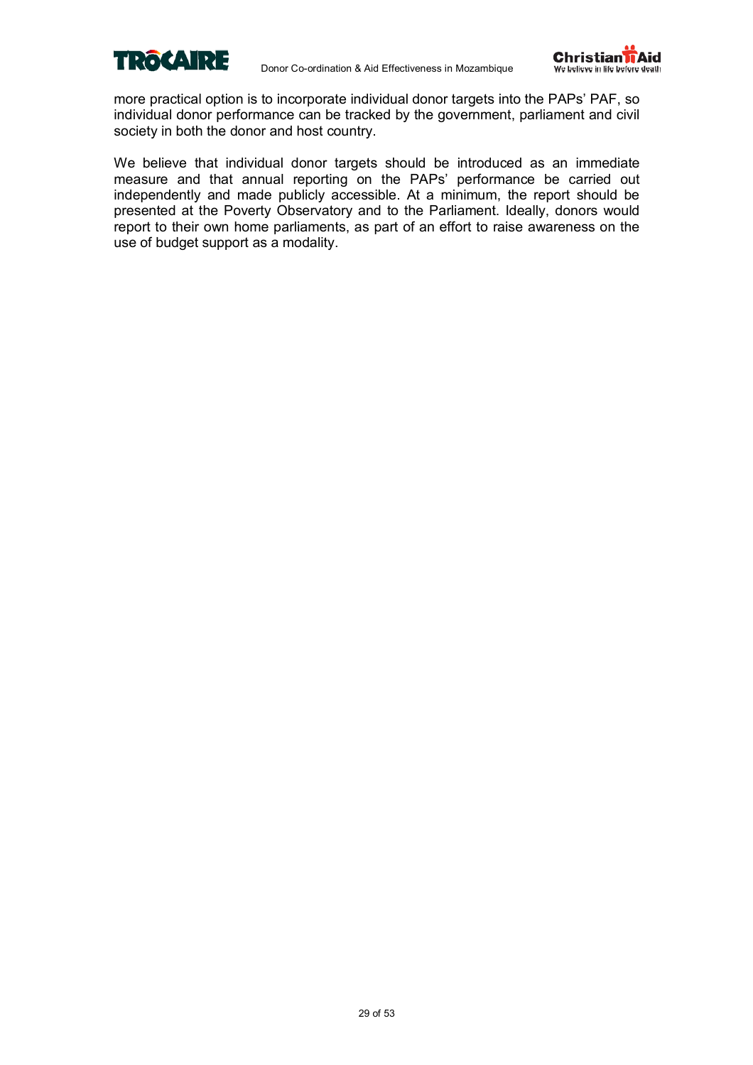more practical option is to incorporate individual donor targets into the PAPs' PAF, so individual donor performance can be tracked by the government, parliament and civil society in both the donor and host country.

We believe that individual donor targets should be introduced as an immediate measure and that annual reporting on the PAPs' performance be carried out independently and made publicly accessible. At a minimum, the report should be presented at the Poverty Observatory and to the Parliament. Ideally, donors would report to their own home parliaments, as part of an effort to raise awareness on the use of budget support as a modality.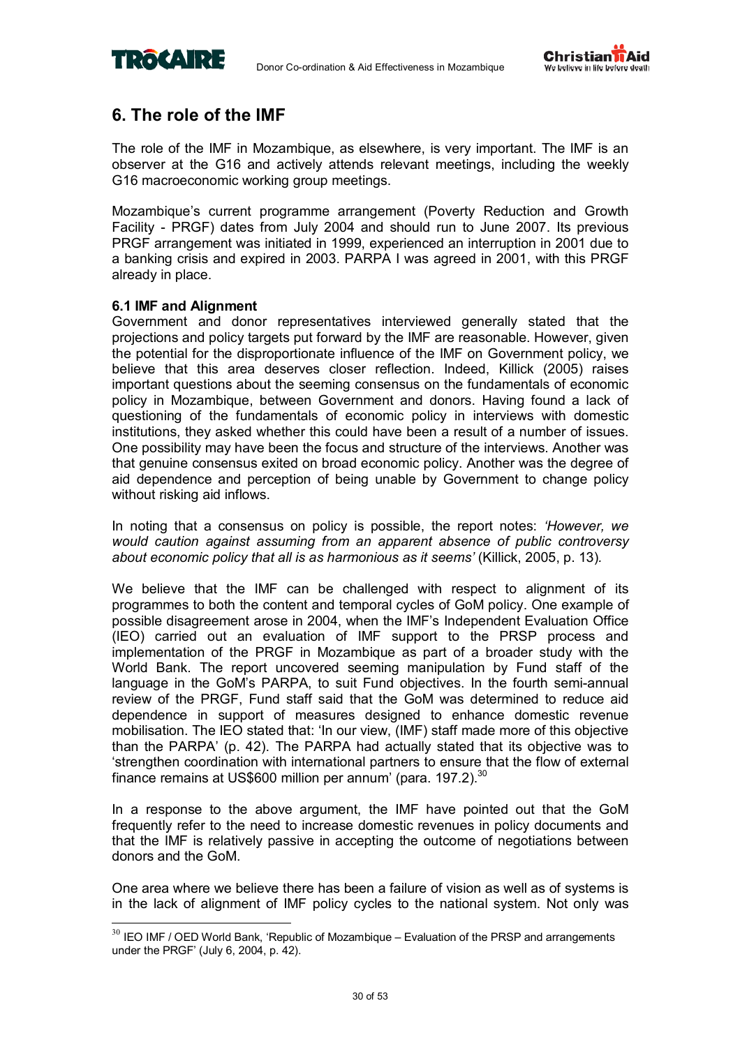## 6. The role of the IMF

The role of the IMF in Mozambique, as elsewhere, is very important. The IMF is an observer at the G16 and actively attends relevant meetings, including the weekly G16 macroeconomic working group meetings.

Mozambique's current programme arrangement (Poverty Reduction and Growth Facility - PRGF) dates from July 2004 and should run to June 2007. Its previous PRGF arrangement was initiated in 1999, experienced an interruption in 2001 due to a banking crisis and expired in 2003. PARPA I was agreed in 2001, with this PRGF already in place.

### 6.1 IMF and Alignment

Government and donor representatives interviewed generally stated that the projections and policy targets put forward by the IMF are reasonable. However, given the potential for the disproportionate influence of the IMF on Government policy, we believe that this area deserves closer reflection. Indeed, Killick (2005) raises important questions about the seeming consensus on the fundamentals of economic policy in Mozambique, between Government and donors. Having found a lack of questioning of the fundamentals of economic policy in interviews with domestic institutions, they asked whether this could have been a result of a number of issues. One possibility may have been the focus and structure of the interviews. Another was that genuine consensus exited on broad economic policy. Another was the degree of aid dependence and perception of being unable by Government to change policy without risking aid inflows.

In noting that a consensus on policy is possible, the report notes: *'However, we would caution against assuming from an apparent absence of public controversy about economic policy that all is as harmonious as it seems'* (Killick, 2005, p. 13).

We believe that the IMF can be challenged with respect to alignment of its programmes to both the content and temporal cycles of GoM policy. One example of possible disagreement arose in 2004, when the IMF's Independent Evaluation Office (IEO) carried out an evaluation of IMF support to the PRSP process and implementation of the PRGF in Mozambique as part of a broader study with the World Bank. The report uncovered seeming manipulation by Fund staff of the language in the GoM's PARPA, to suit Fund objectives. In the fourth semi-annual review of the PRGF, Fund staff said that the GoM was determined to reduce aid dependence in support of measures designed to enhance domestic revenue mobilisation. The IEO stated that: 'In our view, (IMF) staff made more of this objective than the PARPA' (p. 42). The PARPA had actually stated that its objective was to 'strengthen coordination with international partners to ensure that the flow of external finance remains at US$600 million per annum' (para. 197.2).[30]

In a response to the above argument, the IMF have pointed out that the GoM frequently refer to the need to increase domestic revenues in policy documents and that the IMF is relatively passive in accepting the outcome of negotiations between donors and the GoM.

One area where we believe there has been a failure of vision as well as of systems is in the lack of alignment of IMF policy cycles to the national system. Not only was

[30] IEO IMF / OED World Bank, 'Republic of Mozambique – Evaluation of the PRSP and arrangements under the PRGF' (July 6, 2004, p. 42).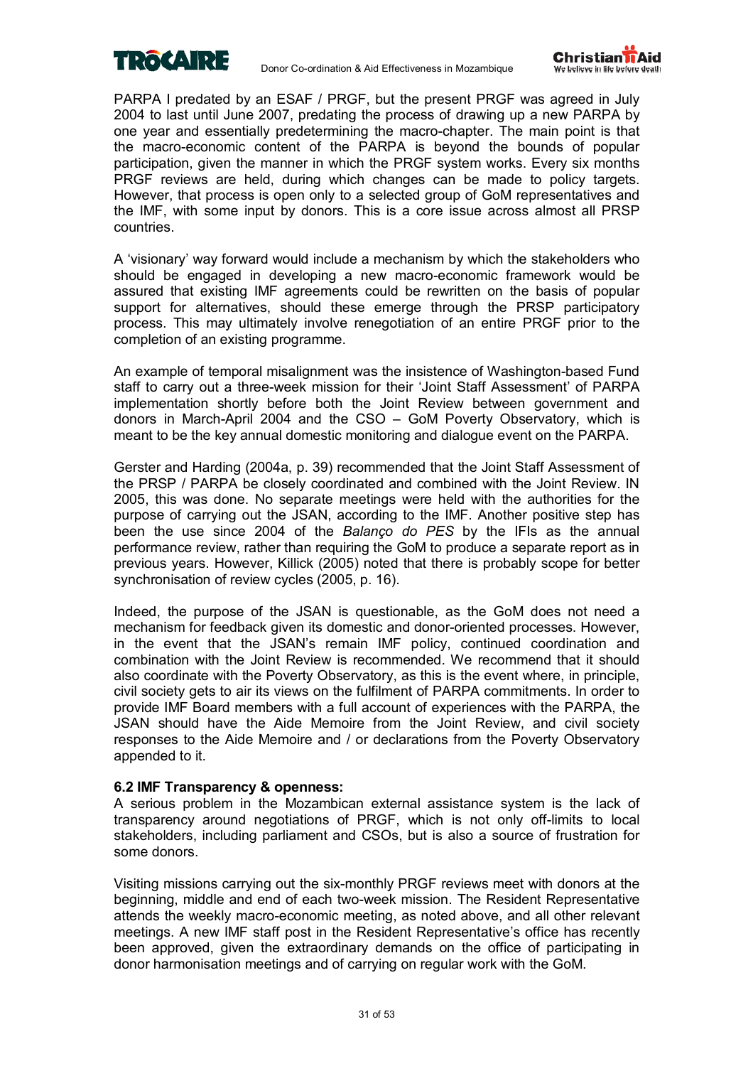PARPA I predated by an ESAF / PRGF, but the present PRGF was agreed in July 2004 to last until June 2007, predating the process of drawing up a new PARPA by one year and essentially predetermining the macro-chapter. The main point is that the macro-economic content of the PARPA is beyond the bounds of popular participation, given the manner in which the PRGF system works. Every six months PRGF reviews are held, during which changes can be made to policy targets. However, that process is open only to a selected group of GoM representatives and the IMF, with some input by donors. This is a core issue across almost all PRSP countries.

A 'visionary' way forward would include a mechanism by which the stakeholders who should be engaged in developing a new macro-economic framework would be assured that existing IMF agreements could be rewritten on the basis of popular support for alternatives, should these emerge through the PRSP participatory process. This may ultimately involve renegotiation of an entire PRGF prior to the completion of an existing programme.

An example of temporal misalignment was the insistence of Washington-based Fund staff to carry out a three-week mission for their 'Joint Staff Assessment' of PARPA implementation shortly before both the Joint Review between government and donors in March-April 2004 and the CSO – GoM Poverty Observatory, which is meant to be the key annual domestic monitoring and dialogue event on the PARPA.

Gerster and Harding (2004a, p. 39) recommended that the Joint Staff Assessment of the PRSP / PARPA be closely coordinated and combined with the Joint Review. IN 2005, this was done. No separate meetings were held with the authorities for the purpose of carrying out the JSAN, according to the IMF. Another positive step has been the use since 2004 of the *Balanço do PES* by the IFIs as the annual performance review, rather than requiring the GoM to produce a separate report as in previous years. However, Killick (2005) noted that there is probably scope for better synchronisation of review cycles (2005, p. 16).

Indeed, the purpose of the JSAN is questionable, as the GoM does not need a mechanism for feedback given its domestic and donor-oriented processes. However, in the event that the JSAN's remain IMF policy, continued coordination and combination with the Joint Review is recommended. We recommend that it should also coordinate with the Poverty Observatory, as this is the event where, in principle, civil society gets to air its views on the fulfilment of PARPA commitments. In order to provide IMF Board members with a full account of experiences with the PARPA, the JSAN should have the Aide Memoire from the Joint Review, and civil society responses to the Aide Memoire and / or declarations from the Poverty Observatory appended to it.

### 6.2 IMF Transparency & openness:

A serious problem in the Mozambican external assistance system is the lack of transparency around negotiations of PRGF, which is not only off-limits to local stakeholders, including parliament and CSOs, but is also a source of frustration for some donors.

Visiting missions carrying out the six-monthly PRGF reviews meet with donors at the beginning, middle and end of each two-week mission. The Resident Representative attends the weekly macro-economic meeting, as noted above, and all other relevant meetings. A new IMF staff post in the Resident Representative's office has recently been approved, given the extraordinary demands on the office of participating in donor harmonisation meetings and of carrying on regular work with the GoM.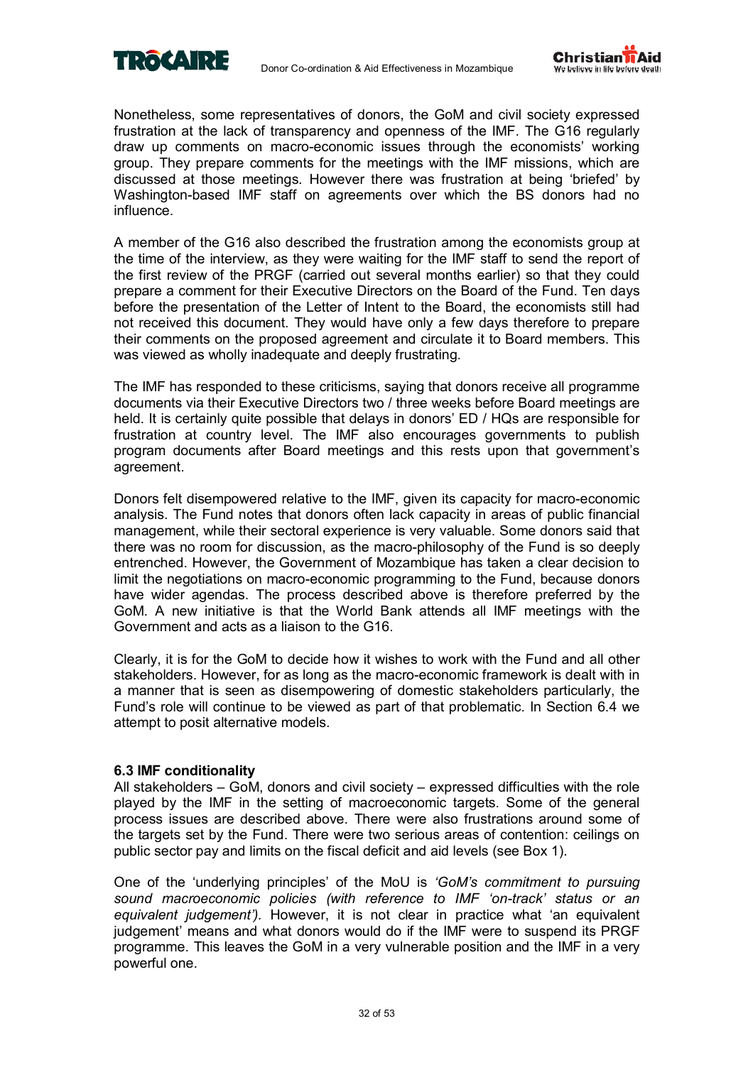Nonetheless, some representatives of donors, the GoM and civil society expressed frustration at the lack of transparency and openness of the IMF. The G16 regularly draw up comments on macro-economic issues through the economists' working group. They prepare comments for the meetings with the IMF missions, which are discussed at those meetings. However there was frustration at being 'briefed' by Washington-based IMF staff on agreements over which the BS donors had no influence.

A member of the G16 also described the frustration among the economists group at the time of the interview, as they were waiting for the IMF staff to send the report of the first review of the PRGF (carried out several months earlier) so that they could prepare a comment for their Executive Directors on the Board of the Fund. Ten days before the presentation of the Letter of Intent to the Board, the economists still had not received this document. They would have only a few days therefore to prepare their comments on the proposed agreement and circulate it to Board members. This was viewed as wholly inadequate and deeply frustrating.

The IMF has responded to these criticisms, saying that donors receive all programme documents via their Executive Directors two / three weeks before Board meetings are held. It is certainly quite possible that delays in donors' ED / HQs are responsible for frustration at country level. The IMF also encourages governments to publish program documents after Board meetings and this rests upon that government's agreement.

Donors felt disempowered relative to the IMF, given its capacity for macro-economic analysis. The Fund notes that donors often lack capacity in areas of public financial management, while their sectoral experience is very valuable. Some donors said that there was no room for discussion, as the macro-philosophy of the Fund is so deeply entrenched. However, the Government of Mozambique has taken a clear decision to limit the negotiations on macro-economic programming to the Fund, because donors have wider agendas. The process described above is therefore preferred by the GoM. A new initiative is that the World Bank attends all IMF meetings with the Government and acts as a liaison to the G16.

Clearly, it is for the GoM to decide how it wishes to work with the Fund and all other stakeholders. However, for as long as the macro-economic framework is dealt with in a manner that is seen as disempowering of domestic stakeholders particularly, the Fund's role will continue to be viewed as part of that problematic. In Section 6.4 we attempt to posit alternative models.

### 6.3 IMF conditionality

All stakeholders – GoM, donors and civil society – expressed difficulties with the role played by the IMF in the setting of macroeconomic targets. Some of the general process issues are described above. There were also frustrations around some of the targets set by the Fund. There were two serious areas of contention: ceilings on public sector pay and limits on the fiscal deficit and aid levels (see Box 1).

One of the 'underlying principles' of the MoU is *'GoM's commitment to pursuing sound macroeconomic policies (with reference to IMF 'on-track' status or an equivalent judgement')*. However, it is not clear in practice what 'an equivalent judgement' means and what donors would do if the IMF were to suspend its PRGF programme. This leaves the GoM in a very vulnerable position and the IMF in a very powerful one.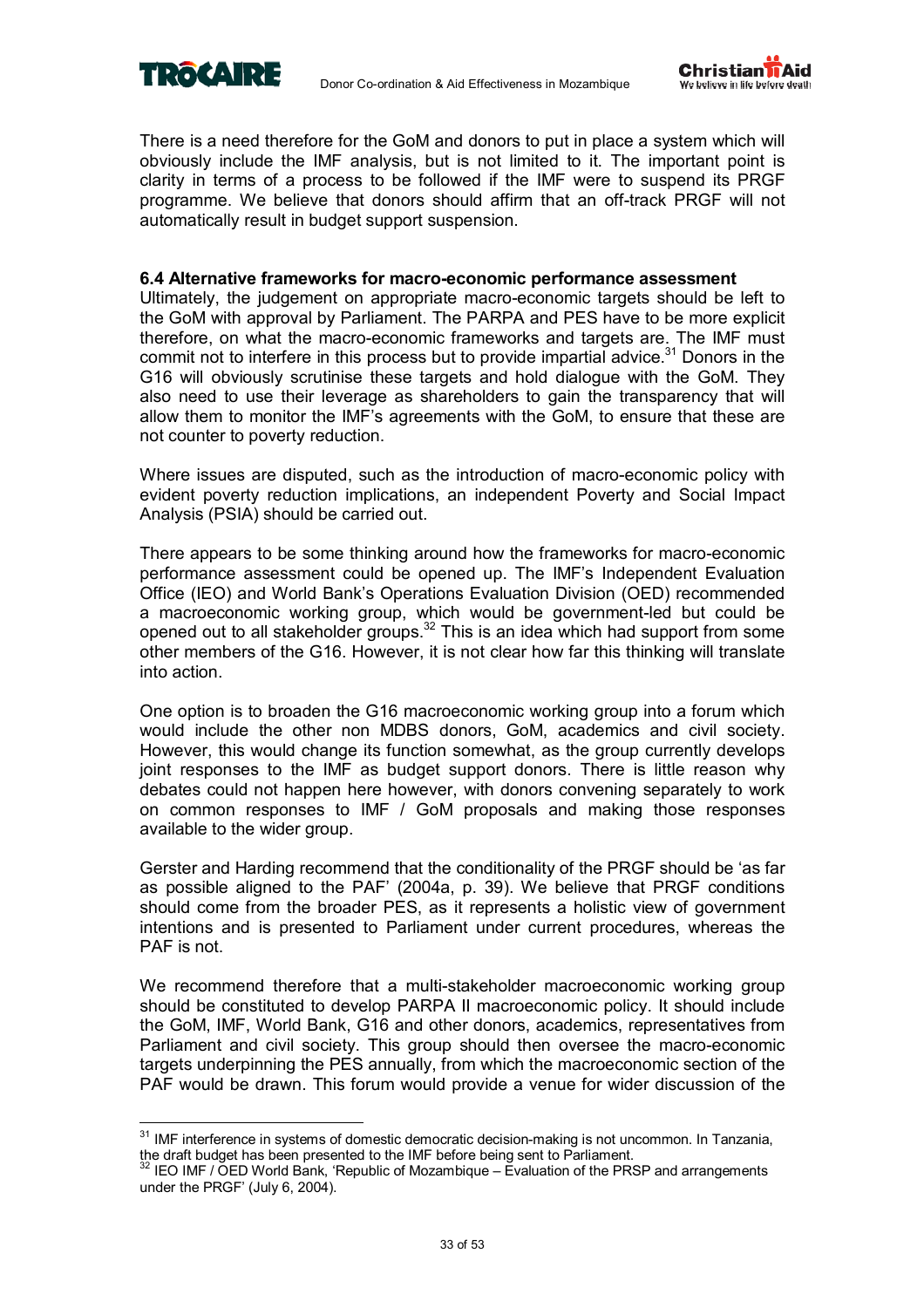There is a need therefore for the GoM and donors to put in place a system which will obviously include the IMF analysis, but is not limited to it. The important point is clarity in terms of a process to be followed if the IMF were to suspend its PRGF programme. We believe that donors should affirm that an off-track PRGF will not automatically result in budget support suspension.

**6.4 Alternative frameworks for macro-economic performance assessment**

Ultimately, the judgement on appropriate macro-economic targets should be left to the GoM with approval by Parliament. The PARPA and PES have to be more explicit therefore, on what the macro-economic frameworks and targets are. The IMF must commit not to interfere in this process but to provide impartial advice.[31] Donors in the G16 will obviously scrutinise these targets and hold dialogue with the GoM. They also need to use their leverage as shareholders to gain the transparency that will allow them to monitor the IMF's agreements with the GoM, to ensure that these are not counter to poverty reduction.

Where issues are disputed, such as the introduction of macro-economic policy with evident poverty reduction implications, an independent Poverty and Social Impact Analysis (PSIA) should be carried out.

There appears to be some thinking around how the frameworks for macro-economic performance assessment could be opened up. The IMF's Independent Evaluation Office (IEO) and World Bank's Operations Evaluation Division (OED) recommended a macroeconomic working group, which would be government-led but could be opened out to all stakeholder groups.[32] This is an idea which had support from some other members of the G16. However, it is not clear how far this thinking will translate into action.

One option is to broaden the G16 macroeconomic working group into a forum which would include the other non MDBS donors, GoM, academics and civil society. However, this would change its function somewhat, as the group currently develops joint responses to the IMF as budget support donors. There is little reason why debates could not happen here however, with donors convening separately to work on common responses to IMF / GoM proposals and making those responses available to the wider group.

Gerster and Harding recommend that the conditionality of the PRGF should be 'as far as possible aligned to the PAF' (2004a, p. 39). We believe that PRGF conditions should come from the broader PES, as it represents a holistic view of government intentions and is presented to Parliament under current procedures, whereas the PAF is not.

We recommend therefore that a multi-stakeholder macroeconomic working group should be constituted to develop PARPA II macroeconomic policy. It should include the GoM, IMF, World Bank, G16 and other donors, academics, representatives from Parliament and civil society. This group should then oversee the macro-economic targets underpinning the PES annually, from which the macroeconomic section of the PAF would be drawn. This forum would provide a venue for wider discussion of the

---

[31] IMF interference in systems of domestic democratic decision-making is not uncommon. In Tanzania, the draft budget has been presented to the IMF before being sent to Parliament.

[32] IEO IMF / OED World Bank, 'Republic of Mozambique – Evaluation of the PRSP and arrangements under the PRGF' (July 6, 2004).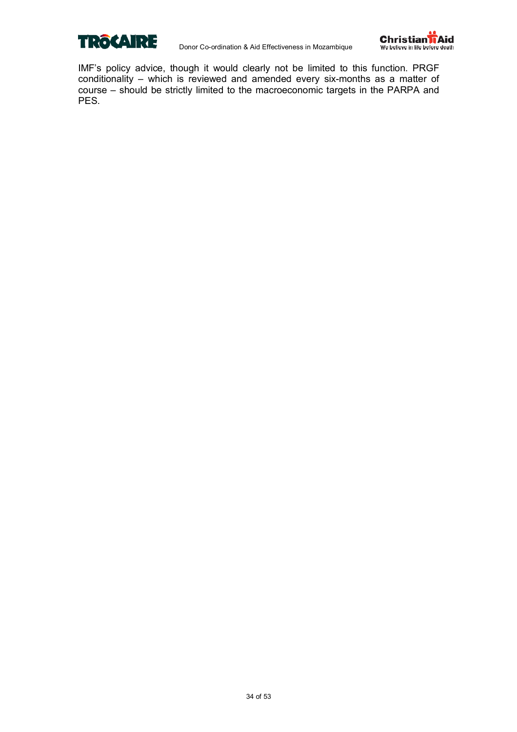IMF's policy advice, though it would clearly not be limited to this function. PRGF conditionality – which is reviewed and amended every six-months as a matter of course – should be strictly limited to the macroeconomic targets in the PARPA and PES.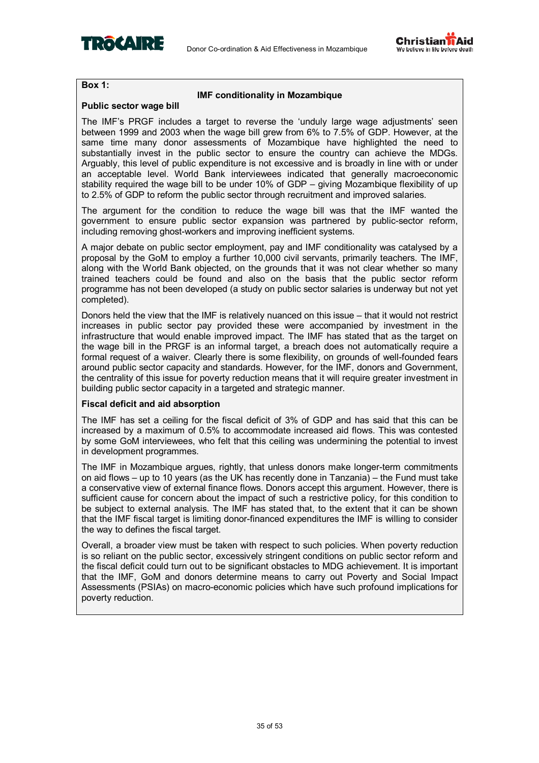**Box 1:**

**IMF conditionality in Mozambique**

**Public sector wage bill**

The IMF's PRGF includes a target to reverse the 'unduly large wage adjustments' seen between 1999 and 2003 when the wage bill grew from 6% to 7.5% of GDP. However, at the same time many donor assessments of Mozambique have highlighted the need to substantially invest in the public sector to ensure the country can achieve the MDGs. Arguably, this level of public expenditure is not excessive and is broadly in line with or under an acceptable level. World Bank interviewees indicated that generally macroeconomic stability required the wage bill to be under 10% of GDP – giving Mozambique flexibility of up to 2.5% of GDP to reform the public sector through recruitment and improved salaries.

The argument for the condition to reduce the wage bill was that the IMF wanted the government to ensure public sector expansion was partnered by public-sector reform, including removing ghost-workers and improving inefficient systems.

A major debate on public sector employment, pay and IMF conditionality was catalysed by a proposal by the GoM to employ a further 10,000 civil servants, primarily teachers. The IMF, along with the World Bank objected, on the grounds that it was not clear whether so many trained teachers could be found and also on the basis that the public sector reform programme has not been developed (a study on public sector salaries is underway but not yet completed).

Donors held the view that the IMF is relatively nuanced on this issue – that it would not restrict increases in public sector pay provided these were accompanied by investment in the infrastructure that would enable improved impact. The IMF has stated that as the target on the wage bill in the PRGF is an informal target, a breach does not automatically require a formal request of a waiver. Clearly there is some flexibility, on grounds of well-founded fears around public sector capacity and standards. However, for the IMF, donors and Government, the centrality of this issue for poverty reduction means that it will require greater investment in building public sector capacity in a targeted and strategic manner.

**Fiscal deficit and aid absorption**

The IMF has set a ceiling for the fiscal deficit of 3% of GDP and has said that this can be increased by a maximum of 0.5% to accommodate increased aid flows. This was contested by some GoM interviewees, who felt that this ceiling was undermining the potential to invest in development programmes.

The IMF in Mozambique argues, rightly, that unless donors make longer-term commitments on aid flows – up to 10 years (as the UK has recently done in Tanzania) – the Fund must take a conservative view of external finance flows. Donors accept this argument. However, there is sufficient cause for concern about the impact of such a restrictive policy, for this condition to be subject to external analysis. The IMF has stated that, to the extent that it can be shown that the IMF fiscal target is limiting donor-financed expenditures the IMF is willing to consider the way to defines the fiscal target.

Overall, a broader view must be taken with respect to such policies. When poverty reduction is so reliant on the public sector, excessively stringent conditions on public sector reform and the fiscal deficit could turn out to be significant obstacles to MDG achievement. It is important that the IMF, GoM and donors determine means to carry out Poverty and Social Impact Assessments (PSIAs) on macro-economic policies which have such profound implications for poverty reduction.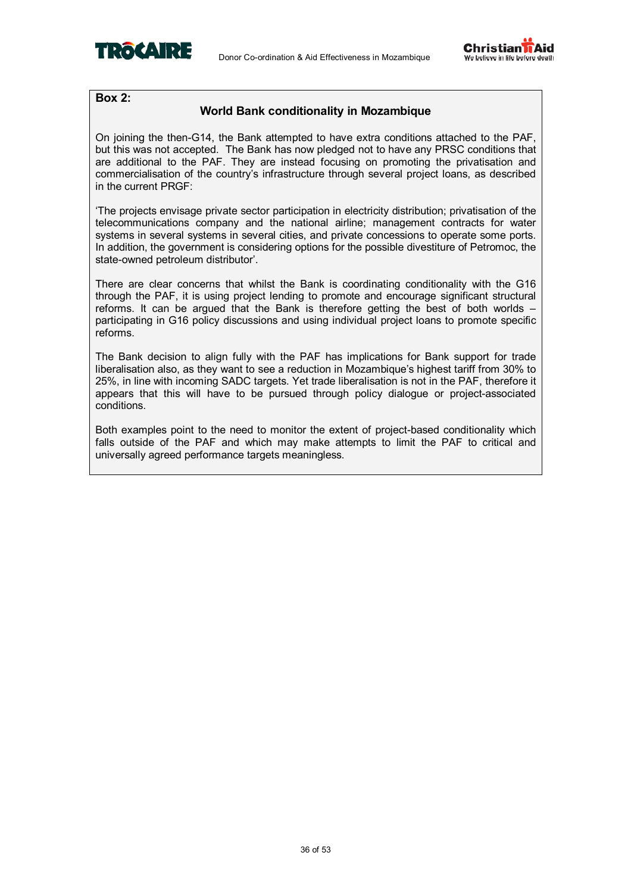**Box 2:**

## World Bank conditionality in Mozambique

On joining the then-G14, the Bank attempted to have extra conditions attached to the PAF, but this was not accepted. The Bank has now pledged not to have any PRSC conditions that are additional to the PAF. They are instead focusing on promoting the privatisation and commercialisation of the country's infrastructure through several project loans, as described in the current PRGF:

'The projects envisage private sector participation in electricity distribution; privatisation of the telecommunications company and the national airline; management contracts for water systems in several systems in several cities, and private concessions to operate some ports. In addition, the government is considering options for the possible divestiture of Petromoc, the state-owned petroleum distributor'.

There are clear concerns that whilst the Bank is coordinating conditionality with the G16 through the PAF, it is using project lending to promote and encourage significant structural reforms. It can be argued that the Bank is therefore getting the best of both worlds – participating in G16 policy discussions and using individual project loans to promote specific reforms.

The Bank decision to align fully with the PAF has implications for Bank support for trade liberalisation also, as they want to see a reduction in Mozambique's highest tariff from 30% to 25%, in line with incoming SADC targets. Yet trade liberalisation is not in the PAF, therefore it appears that this will have to be pursued through policy dialogue or project-associated conditions.

Both examples point to the need to monitor the extent of project-based conditionality which falls outside of the PAF and which may make attempts to limit the PAF to critical and universally agreed performance targets meaningless.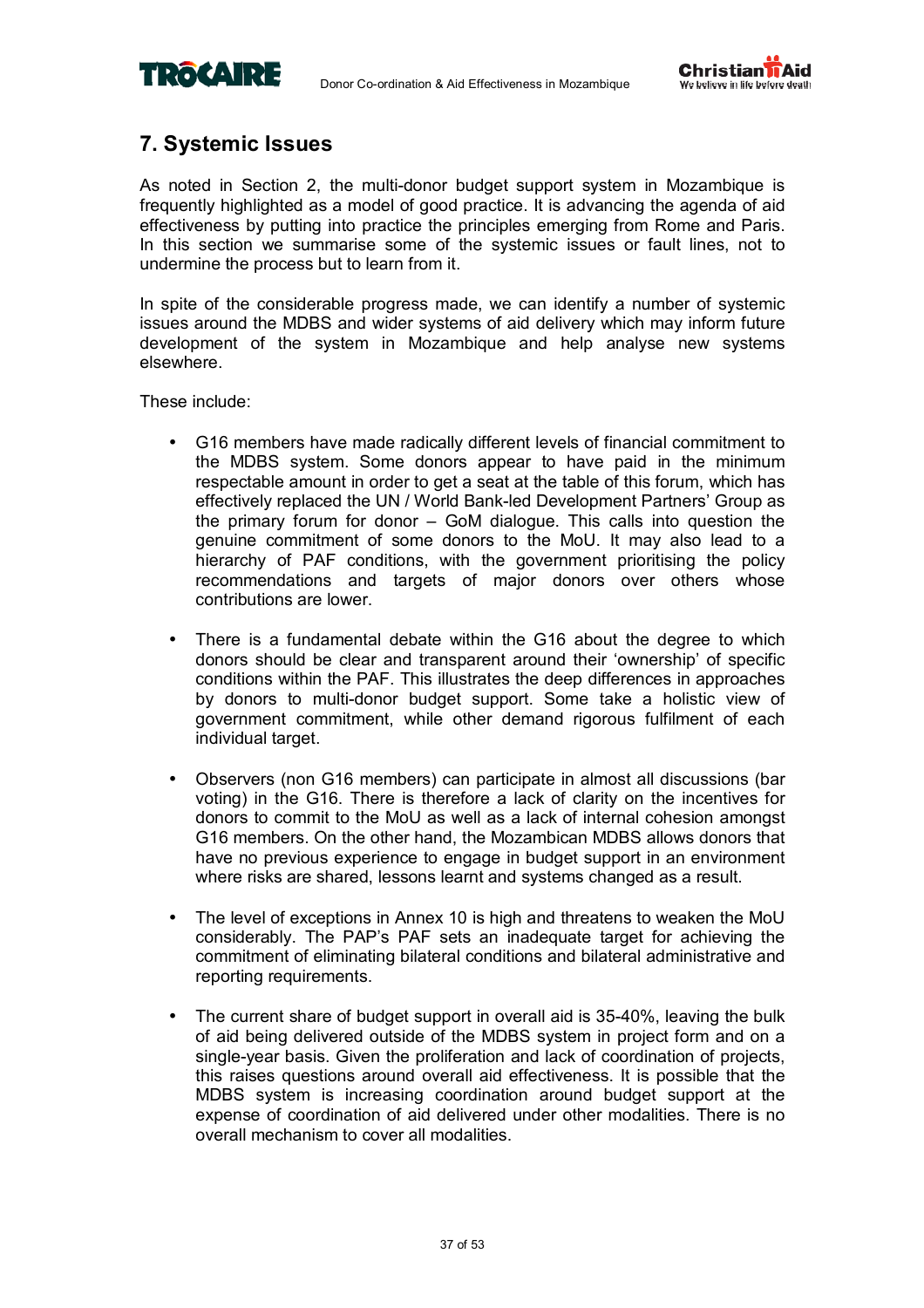## 7. Systemic Issues

As noted in Section 2, the multi-donor budget support system in Mozambique is frequently highlighted as a model of good practice. It is advancing the agenda of aid effectiveness by putting into practice the principles emerging from Rome and Paris. In this section we summarise some of the systemic issues or fault lines, not to undermine the process but to learn from it.

In spite of the considerable progress made, we can identify a number of systemic issues around the MDBS and wider systems of aid delivery which may inform future development of the system in Mozambique and help analyse new systems elsewhere.

These include:

- G16 members have made radically different levels of financial commitment to the MDBS system. Some donors appear to have paid in the minimum respectable amount in order to get a seat at the table of this forum, which has effectively replaced the UN / World Bank-led Development Partners' Group as the primary forum for donor – GoM dialogue. This calls into question the genuine commitment of some donors to the MoU. It may also lead to a hierarchy of PAF conditions, with the government prioritising the policy recommendations and targets of major donors over others whose contributions are lower.

- There is a fundamental debate within the G16 about the degree to which donors should be clear and transparent around their 'ownership' of specific conditions within the PAF. This illustrates the deep differences in approaches by donors to multi-donor budget support. Some take a holistic view of government commitment, while other demand rigorous fulfilment of each individual target.

- Observers (non G16 members) can participate in almost all discussions (bar voting) in the G16. There is therefore a lack of clarity on the incentives for donors to commit to the MoU as well as a lack of internal cohesion amongst G16 members. On the other hand, the Mozambican MDBS allows donors that have no previous experience to engage in budget support in an environment where risks are shared, lessons learnt and systems changed as a result.

- The level of exceptions in Annex 10 is high and threatens to weaken the MoU considerably. The PAP's PAF sets an inadequate target for achieving the commitment of eliminating bilateral conditions and bilateral administrative and reporting requirements.

- The current share of budget support in overall aid is 35-40%, leaving the bulk of aid being delivered outside of the MDBS system in project form and on a single-year basis. Given the proliferation and lack of coordination of projects, this raises questions around overall aid effectiveness. It is possible that the MDBS system is increasing coordination around budget support at the expense of coordination of aid delivered under other modalities. There is no overall mechanism to cover all modalities.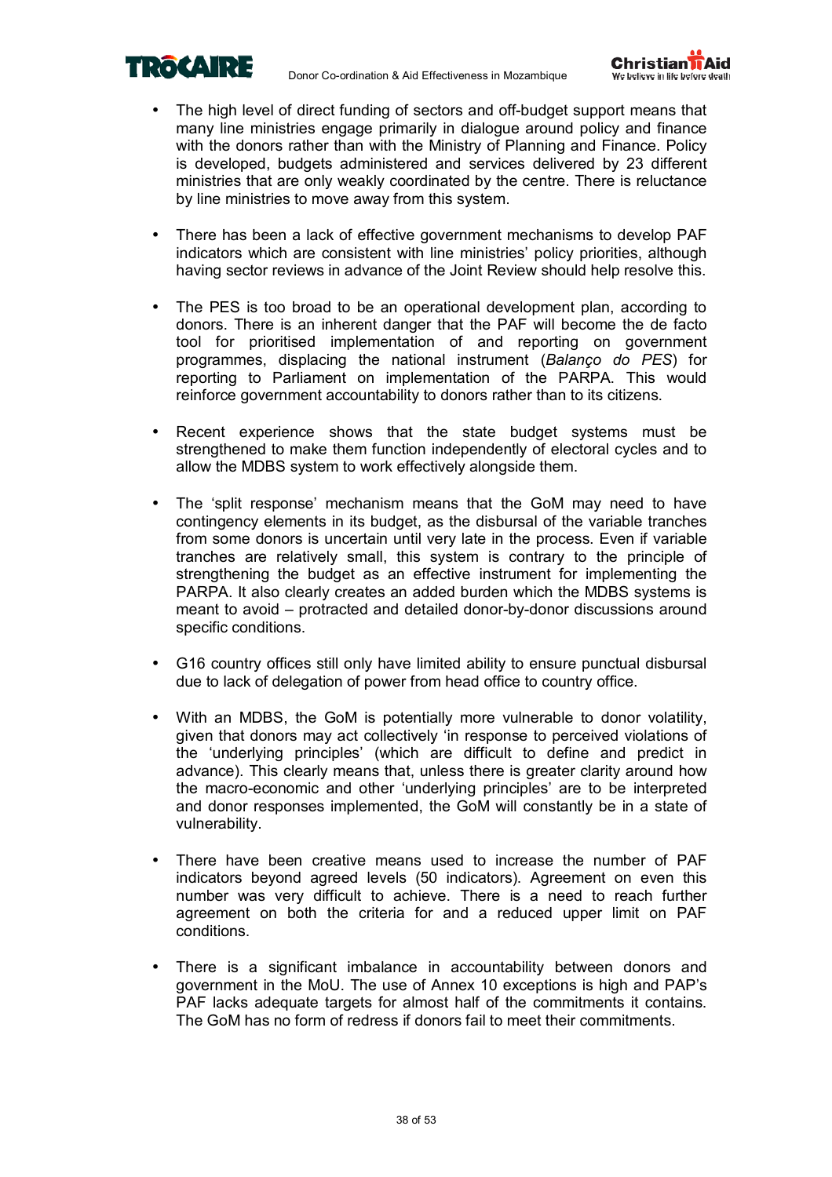- The high level of direct funding of sectors and off-budget support means that many line ministries engage primarily in dialogue around policy and finance with the donors rather than with the Ministry of Planning and Finance. Policy is developed, budgets administered and services delivered by 23 different ministries that are only weakly coordinated by the centre. There is reluctance by line ministries to move away from this system.

- There has been a lack of effective government mechanisms to develop PAF indicators which are consistent with line ministries' policy priorities, although having sector reviews in advance of the Joint Review should help resolve this.

- The PES is too broad to be an operational development plan, according to donors. There is an inherent danger that the PAF will become the de facto tool for prioritised implementation of and reporting on government programmes, displacing the national instrument (*Balanço do PES*) for reporting to Parliament on implementation of the PARPA. This would reinforce government accountability to donors rather than to its citizens.

- Recent experience shows that the state budget systems must be strengthened to make them function independently of electoral cycles and to allow the MDBS system to work effectively alongside them.

- The 'split response' mechanism means that the GoM may need to have contingency elements in its budget, as the disbursal of the variable tranches from some donors is uncertain until very late in the process. Even if variable tranches are relatively small, this system is contrary to the principle of strengthening the budget as an effective instrument for implementing the PARPA. It also clearly creates an added burden which the MDBS systems is meant to avoid – protracted and detailed donor-by-donor discussions around specific conditions.

- G16 country offices still only have limited ability to ensure punctual disbursal due to lack of delegation of power from head office to country office.

- With an MDBS, the GoM is potentially more vulnerable to donor volatility, given that donors may act collectively 'in response to perceived violations of the 'underlying principles' (which are difficult to define and predict in advance). This clearly means that, unless there is greater clarity around how the macro-economic and other 'underlying principles' are to be interpreted and donor responses implemented, the GoM will constantly be in a state of vulnerability.

- There have been creative means used to increase the number of PAF indicators beyond agreed levels (50 indicators). Agreement on even this number was very difficult to achieve. There is a need to reach further agreement on both the criteria for and a reduced upper limit on PAF conditions.

- There is a significant imbalance in accountability between donors and government in the MoU. The use of Annex 10 exceptions is high and PAP's PAF lacks adequate targets for almost half of the commitments it contains. The GoM has no form of redress if donors fail to meet their commitments.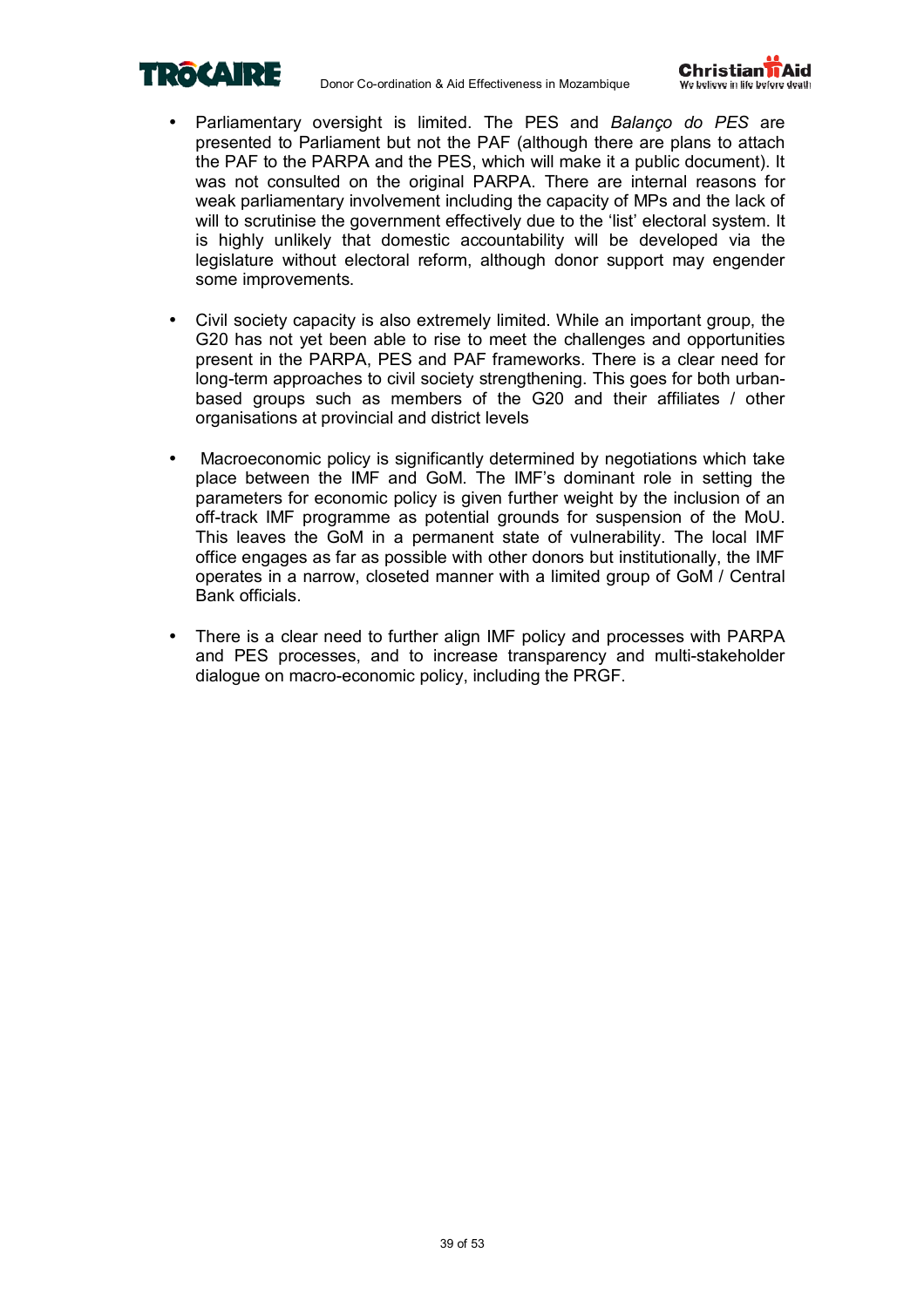- Parliamentary oversight is limited. The PES and *Balanço do PES* are presented to Parliament but not the PAF (although there are plans to attach the PAF to the PARPA and the PES, which will make it a public document). It was not consulted on the original PARPA. There are internal reasons for weak parliamentary involvement including the capacity of MPs and the lack of will to scrutinise the government effectively due to the 'list' electoral system. It is highly unlikely that domestic accountability will be developed via the legislature without electoral reform, although donor support may engender some improvements.

- Civil society capacity is also extremely limited. While an important group, the G20 has not yet been able to rise to meet the challenges and opportunities present in the PARPA, PES and PAF frameworks. There is a clear need for long-term approaches to civil society strengthening. This goes for both urban-based groups such as members of the G20 and their affiliates / other organisations at provincial and district levels

- Macroeconomic policy is significantly determined by negotiations which take place between the IMF and GoM. The IMF's dominant role in setting the parameters for economic policy is given further weight by the inclusion of an off-track IMF programme as potential grounds for suspension of the MoU. This leaves the GoM in a permanent state of vulnerability. The local IMF office engages as far as possible with other donors but institutionally, the IMF operates in a narrow, closeted manner with a limited group of GoM / Central Bank officials.

- There is a clear need to further align IMF policy and processes with PARPA and PES processes, and to increase transparency and multi-stakeholder dialogue on macro-economic policy, including the PRGF.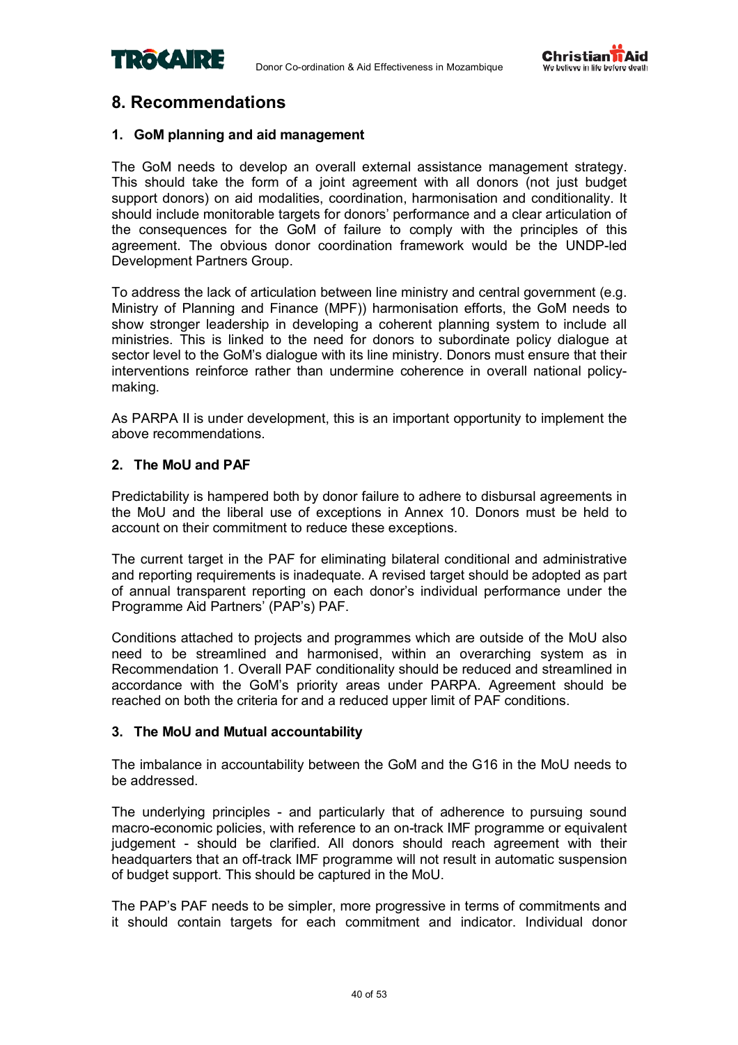## 8. Recommendations

### 1. GoM planning and aid management

The GoM needs to develop an overall external assistance management strategy. This should take the form of a joint agreement with all donors (not just budget support donors) on aid modalities, coordination, harmonisation and conditionality. It should include monitorable targets for donors' performance and a clear articulation of the consequences for the GoM of failure to comply with the principles of this agreement. The obvious donor coordination framework would be the UNDP-led Development Partners Group.

To address the lack of articulation between line ministry and central government (e.g. Ministry of Planning and Finance (MPF)) harmonisation efforts, the GoM needs to show stronger leadership in developing a coherent planning system to include all ministries. This is linked to the need for donors to subordinate policy dialogue at sector level to the GoM's dialogue with its line ministry. Donors must ensure that their interventions reinforce rather than undermine coherence in overall national policy-making.

As PARPA II is under development, this is an important opportunity to implement the above recommendations.

### 2. The MoU and PAF

Predictability is hampered both by donor failure to adhere to disbursal agreements in the MoU and the liberal use of exceptions in Annex 10. Donors must be held to account on their commitment to reduce these exceptions.

The current target in the PAF for eliminating bilateral conditional and administrative and reporting requirements is inadequate. A revised target should be adopted as part of annual transparent reporting on each donor's individual performance under the Programme Aid Partners' (PAP's) PAF.

Conditions attached to projects and programmes which are outside of the MoU also need to be streamlined and harmonised, within an overarching system as in Recommendation 1. Overall PAF conditionality should be reduced and streamlined in accordance with the GoM's priority areas under PARPA. Agreement should be reached on both the criteria for and a reduced upper limit of PAF conditions.

### 3. The MoU and Mutual accountability

The imbalance in accountability between the GoM and the G16 in the MoU needs to be addressed.

The underlying principles - and particularly that of adherence to pursuing sound macro-economic policies, with reference to an on-track IMF programme or equivalent judgement - should be clarified. All donors should reach agreement with their headquarters that an off-track IMF programme will not result in automatic suspension of budget support. This should be captured in the MoU.

The PAP's PAF needs to be simpler, more progressive in terms of commitments and it should contain targets for each commitment and indicator. Individual donor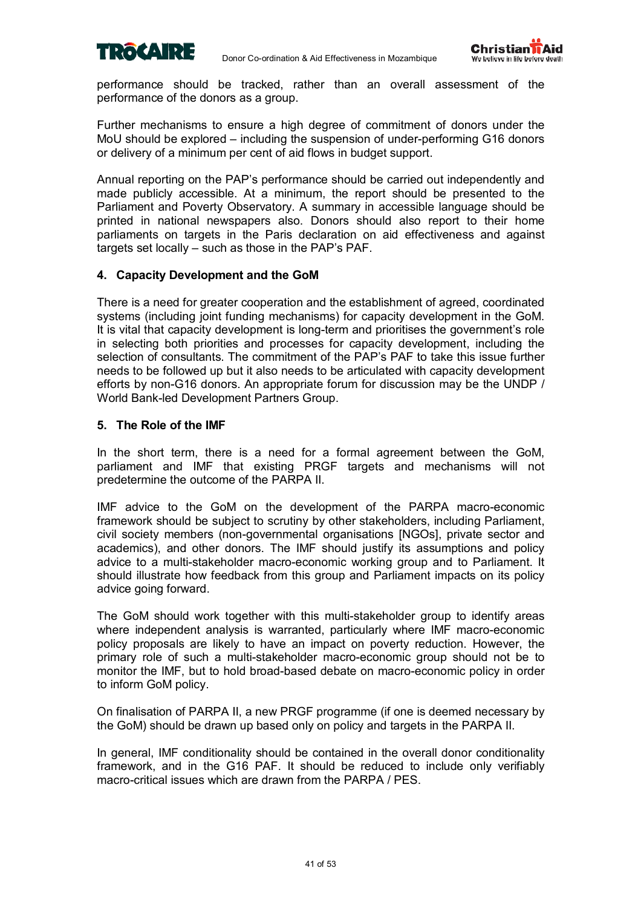performance should be tracked, rather than an overall assessment of the performance of the donors as a group.

Further mechanisms to ensure a high degree of commitment of donors under the MoU should be explored – including the suspension of under-performing G16 donors or delivery of a minimum per cent of aid flows in budget support.

Annual reporting on the PAP's performance should be carried out independently and made publicly accessible. At a minimum, the report should be presented to the Parliament and Poverty Observatory. A summary in accessible language should be printed in national newspapers also. Donors should also report to their home parliaments on targets in the Paris declaration on aid effectiveness and against targets set locally – such as those in the PAP's PAF.

#### 4. Capacity Development and the GoM

There is a need for greater cooperation and the establishment of agreed, coordinated systems (including joint funding mechanisms) for capacity development in the GoM. It is vital that capacity development is long-term and prioritises the government's role in selecting both priorities and processes for capacity development, including the selection of consultants. The commitment of the PAP's PAF to take this issue further needs to be followed up but it also needs to be articulated with capacity development efforts by non-G16 donors. An appropriate forum for discussion may be the UNDP / World Bank-led Development Partners Group.

#### 5. The Role of the IMF

In the short term, there is a need for a formal agreement between the GoM, parliament and IMF that existing PRGF targets and mechanisms will not predetermine the outcome of the PARPA II.

IMF advice to the GoM on the development of the PARPA macro-economic framework should be subject to scrutiny by other stakeholders, including Parliament, civil society members (non-governmental organisations [NGOs], private sector and academics), and other donors. The IMF should justify its assumptions and policy advice to a multi-stakeholder macro-economic working group and to Parliament. It should illustrate how feedback from this group and Parliament impacts on its policy advice going forward.

The GoM should work together with this multi-stakeholder group to identify areas where independent analysis is warranted, particularly where IMF macro-economic policy proposals are likely to have an impact on poverty reduction. However, the primary role of such a multi-stakeholder macro-economic group should not be to monitor the IMF, but to hold broad-based debate on macro-economic policy in order to inform GoM policy.

On finalisation of PARPA II, a new PRGF programme (if one is deemed necessary by the GoM) should be drawn up based only on policy and targets in the PARPA II.

In general, IMF conditionality should be contained in the overall donor conditionality framework, and in the G16 PAF. It should be reduced to include only verifiably macro-critical issues which are drawn from the PARPA / PES.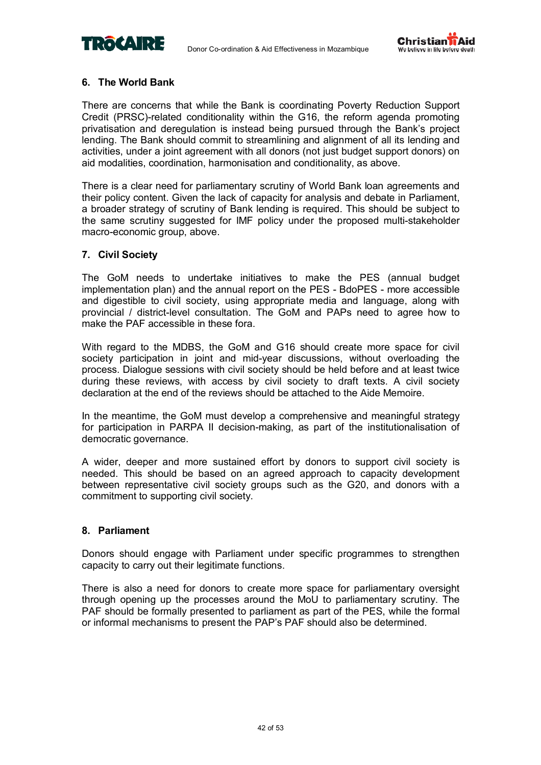## 6. The World Bank

There are concerns that while the Bank is coordinating Poverty Reduction Support Credit (PRSC)-related conditionality within the G16, the reform agenda promoting privatisation and deregulation is instead being pursued through the Bank's project lending. The Bank should commit to streamlining and alignment of all its lending and activities, under a joint agreement with all donors (not just budget support donors) on aid modalities, coordination, harmonisation and conditionality, as above.

There is a clear need for parliamentary scrutiny of World Bank loan agreements and their policy content. Given the lack of capacity for analysis and debate in Parliament, a broader strategy of scrutiny of Bank lending is required. This should be subject to the same scrutiny suggested for IMF policy under the proposed multi-stakeholder macro-economic group, above.

## 7. Civil Society

The GoM needs to undertake initiatives to make the PES (annual budget implementation plan) and the annual report on the PES - BdoPES - more accessible and digestible to civil society, using appropriate media and language, along with provincial / district-level consultation. The GoM and PAPs need to agree how to make the PAF accessible in these fora.

With regard to the MDBS, the GoM and G16 should create more space for civil society participation in joint and mid-year discussions, without overloading the process. Dialogue sessions with civil society should be held before and at least twice during these reviews, with access by civil society to draft texts. A civil society declaration at the end of the reviews should be attached to the Aide Memoire.

In the meantime, the GoM must develop a comprehensive and meaningful strategy for participation in PARPA II decision-making, as part of the institutionalisation of democratic governance.

A wider, deeper and more sustained effort by donors to support civil society is needed. This should be based on an agreed approach to capacity development between representative civil society groups such as the G20, and donors with a commitment to supporting civil society.

## 8. Parliament

Donors should engage with Parliament under specific programmes to strengthen capacity to carry out their legitimate functions.

There is also a need for donors to create more space for parliamentary oversight through opening up the processes around the MoU to parliamentary scrutiny. The PAF should be formally presented to parliament as part of the PES, while the formal or informal mechanisms to present the PAP's PAF should also be determined.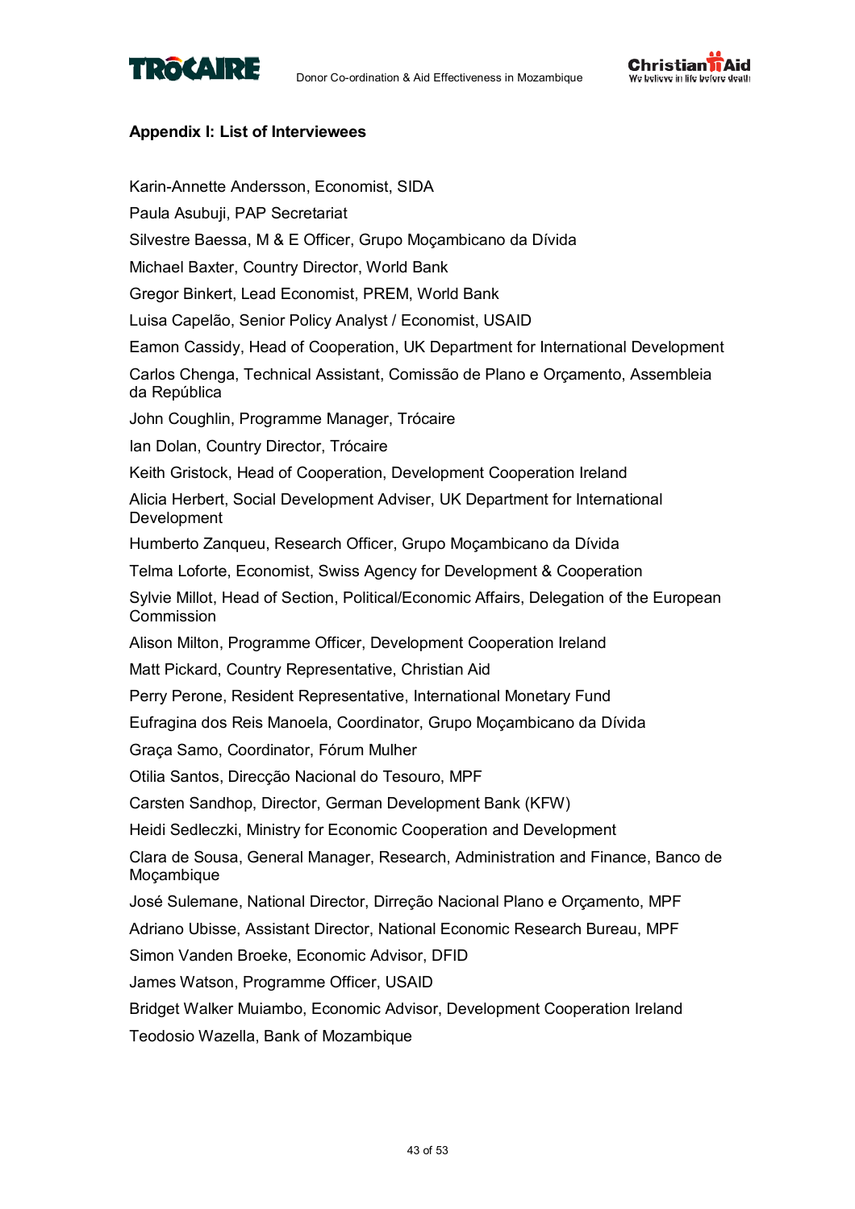### Appendix I: List of Interviewees

Karin-Annette Andersson, Economist, SIDA

Paula Asubuji, PAP Secretariat

Silvestre Baessa, M & E Officer, Grupo Moçambicano da Dívida

Michael Baxter, Country Director, World Bank

Gregor Binkert, Lead Economist, PREM, World Bank

Luisa Capelão, Senior Policy Analyst / Economist, USAID

Eamon Cassidy, Head of Cooperation, UK Department for International Development

Carlos Chenga, Technical Assistant, Comissão de Plano e Orçamento, Assembleia da República

John Coughlin, Programme Manager, Trócaire

Ian Dolan, Country Director, Trócaire

Keith Gristock, Head of Cooperation, Development Cooperation Ireland

Alicia Herbert, Social Development Adviser, UK Department for International Development

Humberto Zanqueu, Research Officer, Grupo Moçambicano da Dívida

Telma Loforte, Economist, Swiss Agency for Development & Cooperation

Sylvie Millot, Head of Section, Political/Economic Affairs, Delegation of the European Commission

Alison Milton, Programme Officer, Development Cooperation Ireland

Matt Pickard, Country Representative, Christian Aid

Perry Perone, Resident Representative, International Monetary Fund

Eufragina dos Reis Manoela, Coordinator, Grupo Moçambicano da Dívida

Graça Samo, Coordinator, Fórum Mulher

Otilia Santos, Direcção Nacional do Tesouro, MPF

Carsten Sandhop, Director, German Development Bank (KFW)

Heidi Sedleczki, Ministry for Economic Cooperation and Development

Clara de Sousa, General Manager, Research, Administration and Finance, Banco de Moçambique

José Sulemane, National Director, Dirreção Nacional Plano e Orçamento, MPF

Adriano Ubisse, Assistant Director, National Economic Research Bureau, MPF

Simon Vanden Broeke, Economic Advisor, DFID

James Watson, Programme Officer, USAID

Bridget Walker Muiambo, Economic Advisor, Development Cooperation Ireland

Teodosio Wazella, Bank of Mozambique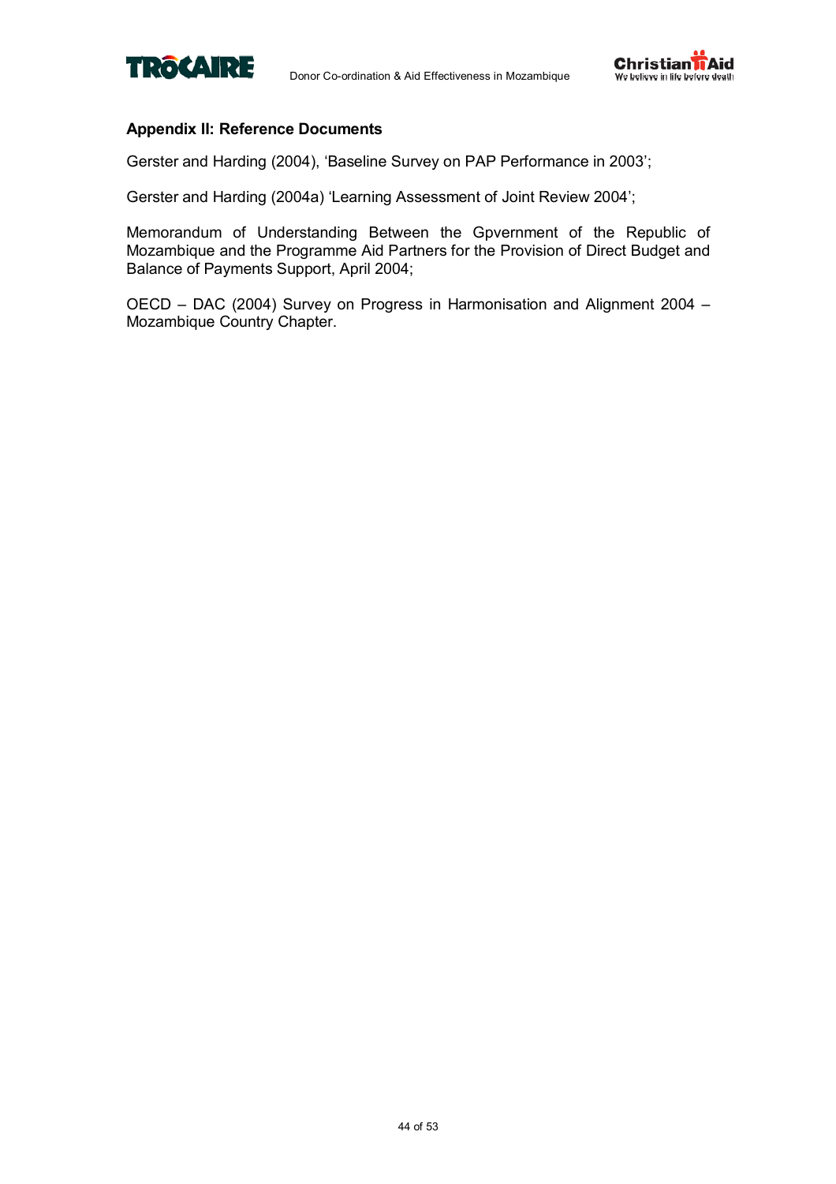## Appendix II: Reference Documents

Gerster and Harding (2004), 'Baseline Survey on PAP Performance in 2003';

Gerster and Harding (2004a) 'Learning Assessment of Joint Review 2004';

Memorandum of Understanding Between the Gpvernment of the Republic of Mozambique and the Programme Aid Partners for the Provision of Direct Budget and Balance of Payments Support, April 2004;

OECD – DAC (2004) Survey on Progress in Harmonisation and Alignment 2004 – Mozambique Country Chapter.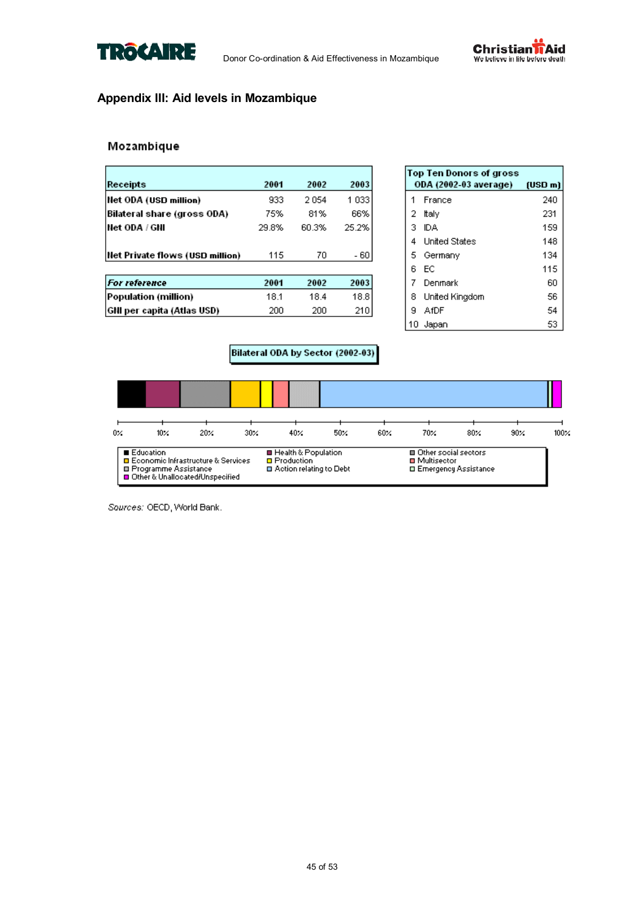# Appendix III: Aid levels in Mozambique

## Mozambique

| Receipts | 2001 | 2002 | 2003 |
|---|---|---|---|
| Net ODA (USD million) | 933 | 2 054 | 1 033 |
| Bilateral share (gross ODA) | 75% | 81% | 66% |
| Net ODA / GNI | 29.8% | 60.3% | 25.2% |
| Net Private flows (USD million) | 115 | 70 | - 60 |

| *For reference* | 2001 | 2002 | 2003 |
|---|---|---|---|
| Population (million) | 18.1 | 18.4 | 18.8 |
| GNI per capita (Atlas USD) | 200 | 200 | 210 |

| Top Ten Donors of gross ODA (2002-03 average) | | (USD m) |
|---|---|---|
| 1 | France | 240 |
| 2 | Italy | 231 |
| 3 | IDA | 159 |
| 4 | United States | 148 |
| 5 | Germany | 134 |
| 6 | EC | 115 |
| 7 | Denmark | 60 |
| 8 | United Kingdom | 56 |
| 9 | AfDF | 54 |
| 10 | Japan | 53 |

**Bilateral ODA by Sector (2002-03)**

0% 10% 20% 30% 40% 50% 60% 70% 80% 90% 100%

- Education
- Health & Population
- Other social sectors
- Economic Infrastructure & Services
- Production
- Multisector
- Programme Assistance
- Action relating to Debt
- Emergency Assistance
- Other & Unallocated/Unspecified

*Sources:* OECD, World Bank.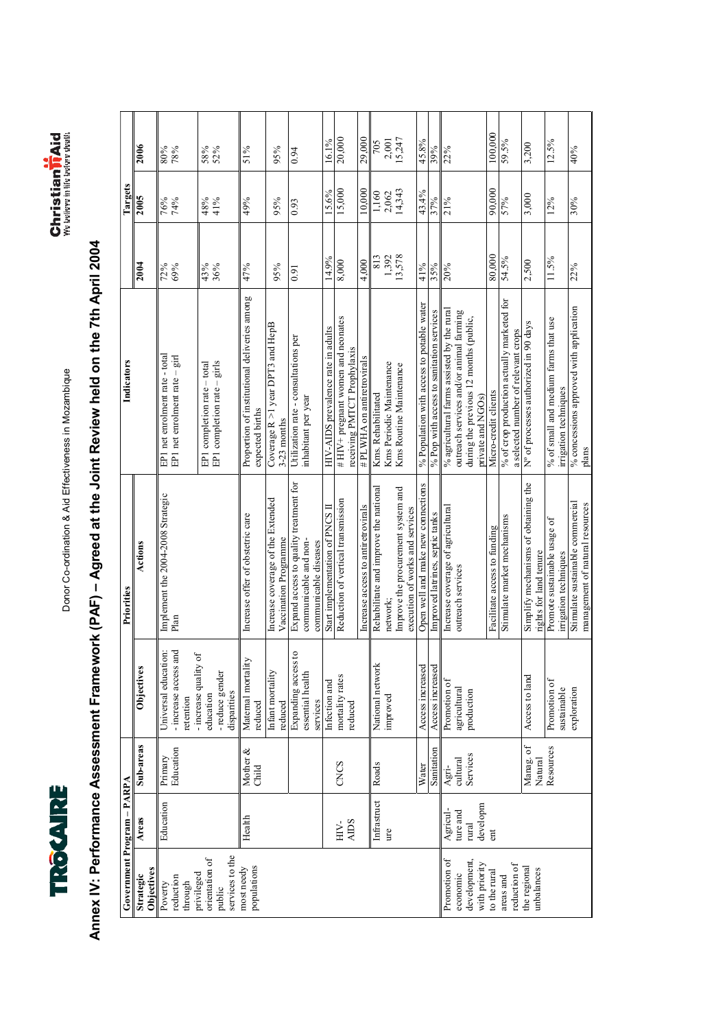# Annex IV: Performance Assessment Framework (PAF) – Agreed at the Joint Review held on the 7th April 2004

| Government Program – PARPA | | | Priorities | | Indicators | | Targets | |
|---|---|---|---|---|---|---|---|---|
| Strategic Objectives | Areas | Sub-areas | Objectives | Actions | | 2004 | 2005 | 2006 |
| Poverty reduction through privileged orientation of public services to the most needy populations | Education | Primary Education | Universal education: - increase access and retention | Implement the 2004-2008 Strategic Plan | EP1 net enrolment rate - total<br>EP1 net enrolment rate – girl | 72%<br>69% | 76%<br>74% | 80%<br>78% |
| | | | - increase quality of education<br>- reduce gender disparities | | EP1 completion rate – total<br>EP1 completion rate – girls | 43%<br>36% | 48%<br>41% | 58%<br>52% |
| | Health | Mother & Child | Maternal mortality reduced | Increase offer of obstetric care | Proportion of institutional deliveries among expected births | 47% | 49% | 51% |
| | | | Infant mortality reduced | Increase coverage of the Extended Vaccination Programme | Coverage R >1 year DPT3 and HepB 3-23 months | 95% | 95% | 95% |
| | | | Expanding access to essential health services | Expand access to quality treatment for communicable and non-communicable diseases | Utilization rate - consultations per inhabitant per year | 0.91 | 0.93 | 0.94 |
| | HIV-AIDS | CNCS | Infection and mortality rates reduced | Start implementation of PNCS II | HIV-AIDS prevalence rate in adults | 14.9% | 15.6% | 16.1% |
| | | | | Reduction of vertical transmission | # HIV+ pregnant women and neonates receiving PMTCT Prophylaxis | 8,000 | 15,000 | 20,000 |
| | | | | Increase access to antiretrovirals | # PLWHA on antiretrovirals | 4,000 | 10,000 | 29,000 |
| | Infrastructure | Roads | National network improved | Rehabilitate and improve the national network;<br>Improve the procurement system and execution of works and services | Kms. Rehabilitated<br>Kms Periodic Maintenance<br>Kms Routine Maintenance | 813<br>1,392<br>13,578 | 1,160<br>2,062<br>14,343 | 705<br>2,001<br>15,247 |
| | | Water | Access increased | Open well and make new connections | % Population with access to potable water | 41% | 43.4% | 45.8% |
| | | Sanitation | Access increased | Improved latrines, septic tanks | % Pop with access to sanitation services | 35% | 37% | 39% |
| Promotion of economic development, with priority to the rural areas and reduction of the regional unbalances | Agriculture and rural development | Agri-cultural Services | Promotion of agricultural production | Increase coverage of agricultural outreach services | % agricultural farms assisted by the rural outreach services and/or animal farming during the previous 12 months (public, private and NGOs) | 20% | 21% | 22% |
| | | | | Facilitate access to funding | Micro-credit clients | 80,000 | 90,000 | 100,000 |
| | | | | Stimulate market mechanisms | % of crop production actually marketed for a selected number of relevant crops | 54.5% | 57% | 59.5% |
| | | Manag. of Natural Resources | Access to land | Simplify mechanisms of obtaining the rights for land tenure | Nº of processes authorized in 90 days | 2,500 | 3,000 | 3,200 |
| | | | Promotion of sustainable exploration | Promote sustainable usage of irrigation techniques | % of small and medium farms that use irrigation techniques | 11.5% | 12% | 12.5% |
| | | | | Stimulate sustainable commercial management of natural resources | % concessions approved with application plans | 22% | 30% | 40% |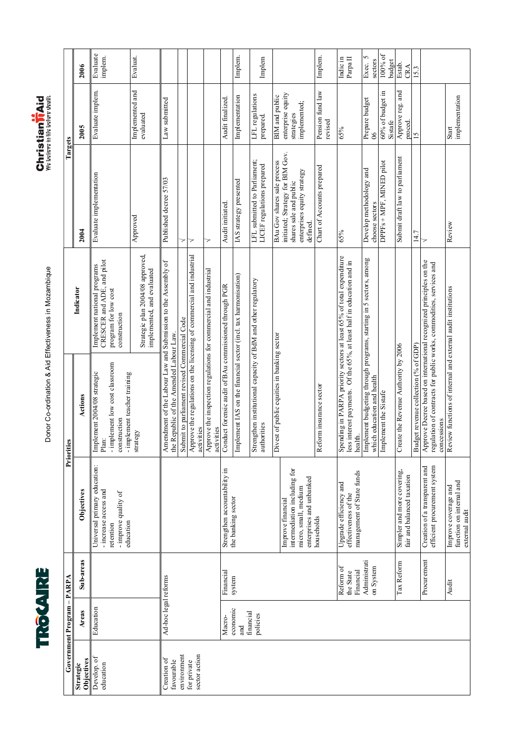| Government Program – PARPA | | | Priorities | | | Targets | | |
|---|---|---|---|---|---|---|---|---|
| Strategic Objectives | Areas | Sub-areas | Objectives | Actions | Indicator | 2004 | 2005 | 2006 |
| Develop. of education | Education | | Universal primary education: - increase access and retention - improve quality of education | Implement 2004/08 strategic Plan: - implement low cost classroom construction - implement teacher training strategy | Implement national programs CRESCER and ADE, and pilot program for low cost construction | Evaluate implementation | Evaluate implem. | Evaluate implem. |
| | | | | | Strategic plan 2004/08 approved, implemented, and evaluated | Approved | Implemented and evaluated | Evaluat. |
| Creation of favourable environment for private sector action | Ad-hoc legal reforms | | | Amendment of the Labour Law and Submission to the Assembly of the Republic of the Amended Labour Law. | | Published decree 57/03 | Law submitted | |
| | | | | Submit to parliament revised Commercial Code | | √ | | |
| | | | | Approve the regulations on the licensing of commercial and industrial activities | | √ | | |
| | | | | Approve the inspection regulations for commercial and industrial activities | | √ | | |
| | Macro-economic and financial policies | Financial system | Strengthen accountability in the banking sector | Conduct forensic audit of BAu commissioned through PGR | | Audit initiated. | Audit finalized. | |
| | | | | Implement IAS on the financial sector (incl. tax harmonisation) | | IAS strategy presented | Implementation | Implem. |
| | | | | Strengthen institutional capacity of BdM and other regulatory authorities | | LFL submitted to Parliament; LICEF regulations prepared | LFL regulations prepared | Implem |
| | | | Improve financial intermediation including for micro, small, medium enterprises and unbanked households | Divest of public equities in banking sector | | BAu Gov shares sale process initiated; Strategy for BIM Gov. shares sale and public enterprises equity strategy defined. | BIM and public enterprise equity strategies implemented; | |
| | | | | Reform insurance sector | | Chart of Accounts prepared | Pension fund law revised | Implem. |
| | | Reform of the State Financial Administration System | Upgrade efficiency and effectiveness of the management of State funds | Spending in PARPA priority sectors at least 65% of total expenditure less interest payments. Of the 65%, at least half in education and in health. | | 65% | 65% | Indic in Parpa II |
| | | | | Implement budgeting through programs, starting in 5 sectors, among which education and health | | Develop methodology and choose sectors | Prepare budget 06 | Exec. 5 sectors |
| | | | | Implement the Sistafe | | DPPFs + MPF, MINED pilot | 60% of budget in Sistafe | 100% of budget |
| | | Tax Reform | Simpler and more covering, fair and balanced taxation | Create the Revenue Authority by 2006 | | Submit draft law to parliament | Approve reg. and proced. | Estab. CRA |
| | | | | Budget revenue collection (% of GDP) | | 14.7 | 15 | 15.3 |
| | | Procurement | Creation of a transparent and efficient procurement system | Approve Decree based on international recognized principles on the regulation of contracts for public works, commodities, services and concessions | | √ | | |
| | | Audit | Improve coverage and function on internal and external audit | Review functions of internal and external audit institutions | | Review | Start implementation | |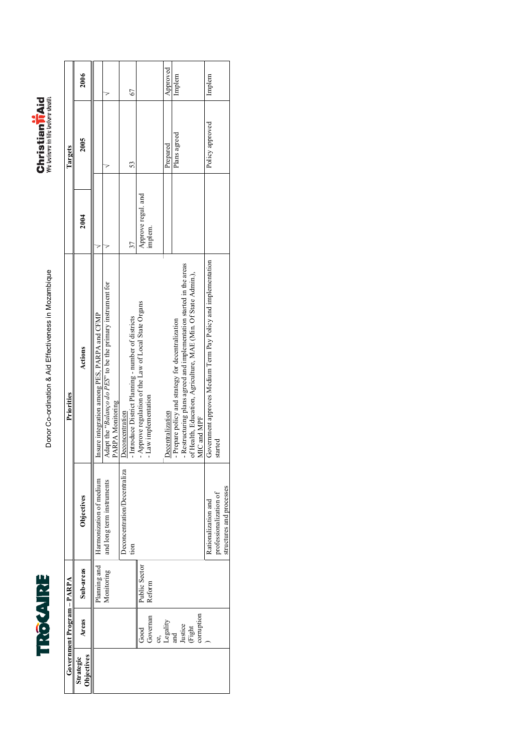| Government Program – PARPA | | | | Priorities | Targets | | |
|---|---|---|---|---|---|---|---|
| Strategic Objectives | Areas | Sub-areas | Objectives | Actions | 2004 | 2005 | 2006 |
| | | Planning and Monitoring | Harmonization of medium and long term instruments | Insure integration among PES, PARPA and CFMP | √ | | |
| | | | | Adapt the "*Balanço do PES*" to be the primary instrument for PARPA Monitoring | √ | √ | √ |
| | Good Governance, Legality and Justice (Fight corruption) | Public Sector Reform | Deconcentration/Decentralization | Deconcentration<br>- Introduce District Planning - number of districts | 37 | 53 | 67 |
| | | | | - Approve regulation of the Law of Local State Organs<br>- Law implementation | Approve regul. and implem. | | |
| | | | | Decentralization<br>- Prepare policy and strategy for decentralization | | Prepared | Approved |
| | | | | - Restructuring plans agreed and implementation started in the areas of Health, Education, Agriculture, MAE (Min. Of State Admin.), MIC and MPF | | Plans agreed | Implem |
| | | | Rationalization and professionalization of structures and processes | Government approves Medium Term Pay Policy and implementation started | | Policy approved | Implem |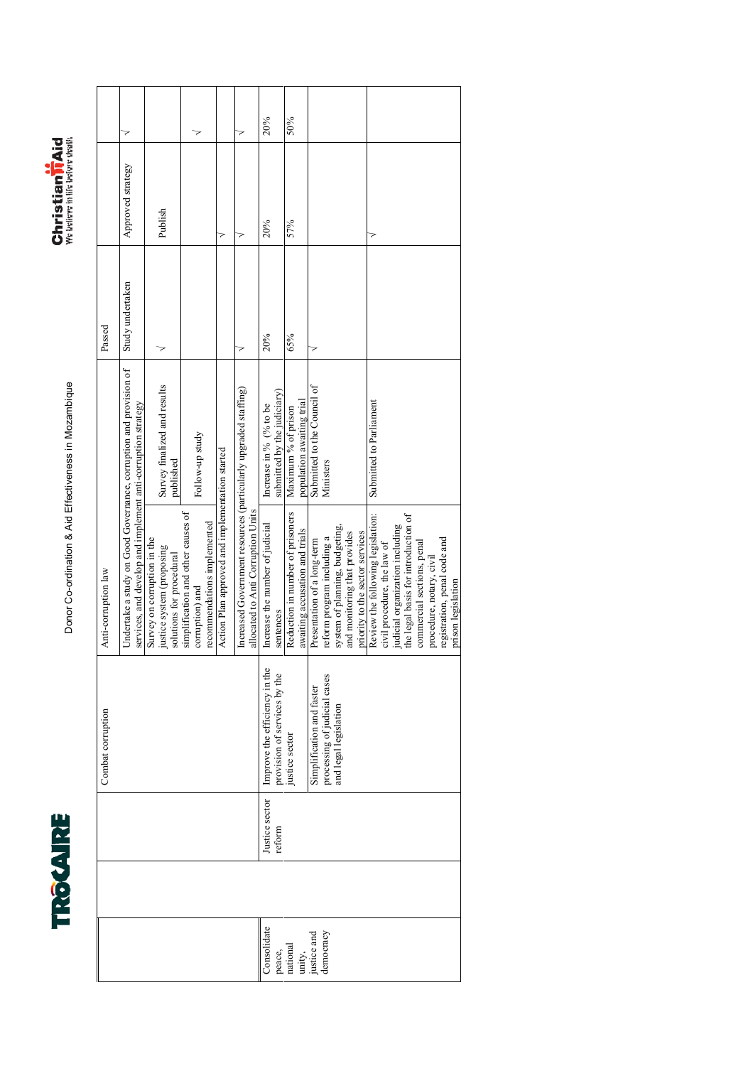| | | | | | | | |
|---|---|---|---|---|---|---|---|
| | | Combat corruption | Anti-corruption law | | Passed | | |
| | | | Undertake a study on Good Governance, corruption and provision of services, and develop and implement anti-corruption strategy | | Study undertaken | Approved strategy | √ |
| | | | Survey on corruption in the justice system (proposing solutions for procedural simplification and other causes of corruption) and recommendations implemented | Survey finalized and results published | √ | Publish | |
| | | | | Follow-up study | | | √ |
| | | | Action Plan approved and implementation started | | | √ | |
| | | | Increased Government resources (particularly upgraded staffing) allocated to Anti Corruption Units | | √ | √ | √ |
| Consolidate peace, national unity, justice and democracy | Justice sector reform | Improve the efficiency in the provision of services by the justice sector | Increase the number of judicial sentences | Increase in % (% to be submitted by the judiciary) | 20% | 20% | 20% |
| | | | Reduction in number of prisoners awaiting accusation and trials | Maximum % of prison population awaiting trial | 65% | 57% | 50% |
| | | Simplification and faster processing of judicial cases and legal legislation | Presentation of a long-term reform program including a system of planning, budgeting, and monitoring that provides priority to the sector services | Submitted to the Council of Ministers | √ | | |
| | | | Review the following legislation: civil procedure, the law of judicial organization including the legal basis for introduction of commercial sections, penal procedure, notary, civil registration, penal code and prison legislation | Submitted to Parliament | | √ | |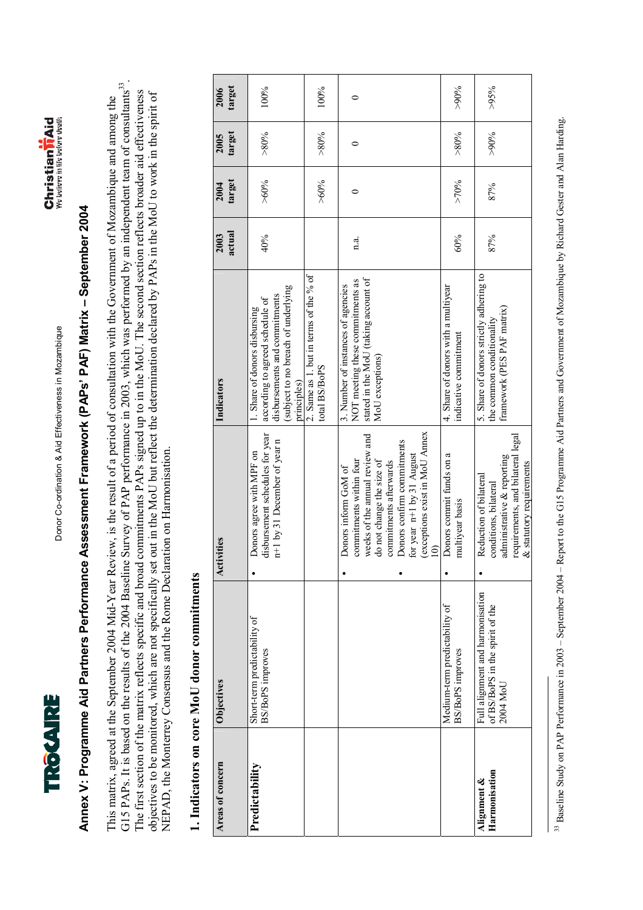# Annex V: Programme Aid Partners Performance Assessment Framework (PAPs' PAF) Matrix – September 2004

This matrix, agreed at the September 2004 Mid-Year Review, is the result of a period of consultation with the Government of Mozambique and among the G15 PAPs. It is based on the results of the 2004 Baseline Survey of PAP performance in 2003, which was performed by an independent team of consultants[33]. The first section of the matrix reflects specific and broad commitments PAPs signed up to in the MoU. The second section reflects broader aid effectiveness objectives to be monitored, which are not specifically set out in the MoU but reflect the determination declared by PAPs in the MoU to work in the spirit of NEPAD, the Monterrey Consensus and the Rome Declaration on Harmonisation.

## 1. Indicators on core MoU donor commitments

| Areas of concern | Objectives | Activities | Indicators | 2003 actual | 2004 target | 2005 target | 2006 target |
|---|---|---|---|---|---|---|---|
| **Predictability** | Short-term predictability of BS/BoPS improves | • Donors agree with MPF on disbursement schedules for year n+1 by 31 December of year n | 1. Share of donors disbursing according to agreed schedule of disbursements and commitments (subject to no breach of underlying principles) | 40% | >60% | >80% | 100% |
| | | | 2. Same as 1. but in terms of the % of total BS/BoPS | | >60% | >80% | 100% |
| | | • Donors inform GoM of commitments within four weeks of the annual review and do not change the size of commitments afterwards<br>• Donors confirm commitments for year n+1 by 31 August (exceptions exist in MoU Annex 10) | 3. Number of instances of agencies NOT meeting these commitments as stated in the MoU (taking account of MoU exceptions) | n.a. | 0 | 0 | 0 |
| | Medium-term predictability of BS/BoPS improves | • Donors commit funds on a multiyear basis | 4. Share of donors with a multiyear indicative commitment | 60% | >70% | >80% | >90% |
| **Alignment & Harmonisation** | Full alignment and harmonisation of BS/BoPS in the spirit of the 2004 MoU | • Reduction of bilateral conditions, bilateral administrative & reporting requirements, and bilateral legal & statutory requirements | 5. Share of donors strictly adhering to the common conditionality framework (PES PAF matrix) | 87% | 87% | >90% | >95% |

[33] Baseline Study on PAP Performance in 2003 – September 2004 – Report to the G15 Programme Aid Partners and Government of Mozambique by Richard Gester and Alan Harding.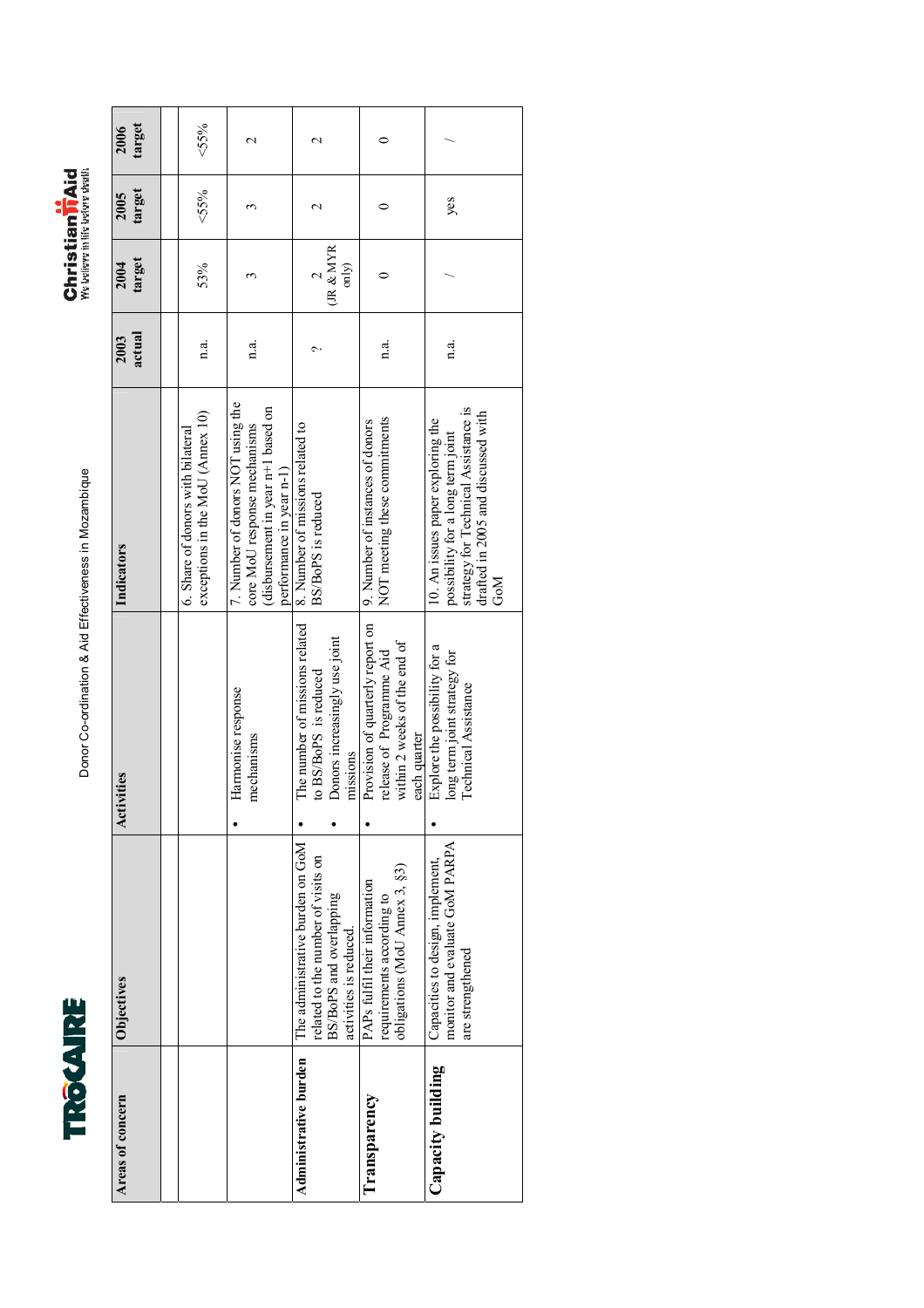| Areas of concern | Objectives | Activities | Indicators | 2003 actual | 2004 target | 2005 target | 2006 target |
|---|---|---|---|---|---|---|---|
| | | | | | | | |
| | | | 6. Share of donors with bilateral exceptions in the MoU (Annex 10) | n.a. | 53% | <55% | <55% |
| | | • Harmonise response mechanisms | 7. Number of donors NOT using the core MoU response mechanisms (disbursement in year n+1 based on performance in year n-1) | n.a. | 3 | 3 | 2 |
| **Administrative burden** | The administrative burden on GoM related to the number of visits on BS/BoPS and overlapping activities is reduced. | • The number of missions related to BS/BoPS is reduced<br>• Donors increasingly use joint missions | 8. Number of missions related to BS/BoPS is reduced | ? | 2 (JR & MYR only) | 2 | 2 |
| **Transparency** | PAPs fulfil their information requirements according to obligations (MoU Annex 3, §3) | • Provision of quarterly report on release of Programme Aid within 2 weeks of the end of each quarter | 9. Number of instances of donors NOT meeting these commitments | n.a. | 0 | 0 | 0 |
| **Capacity building** | Capacities to design, implement, monitor and evaluate GoM PARPA are strengthened | • Explore the possibility for a long term joint strategy for Technical Assistance | 10. An issues paper exploring the possibility for a long term joint strategy for Technical Assistance is drafted in 2005 and discussed with GoM | n.a. | / | yes | / |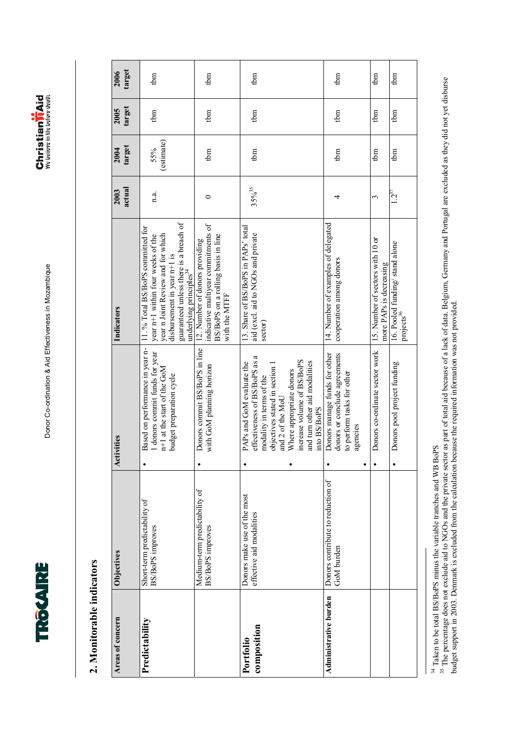## 2. Monitorable indicators

| Areas of concern | Objectives | Activities | Indicators | 2003 actual | 2004 target | 2005 target | 2006 target |
|---|---|---|---|---|---|---|---|
| **Predictability** | Short-term predictability of BS/BoPS improves | • Based on performance in year n-1 donors commit funds for year n+1 at the start of the GoM budget preparation cycle | 11. % Total BS/BoPS committed for year n+1 within four weeks of the year n Joint Review and for which disbursement in year n+1 is guaranteed unless there is a breach of underlying principles[34] | n.a. | 55% (estimate) | tbm | tbm |
| | Medium-term predictability of BS/BoPS improves | • Donors commit BS/BoPS in line with GoM planning horizon | 12. Number of donors providing indicative multiyear commitments of BS/BoPS on a rolling basis in line with the MTFF | 0 | tbm | tbm | tbm |
| **Portfolio composition** | Donors make use of the most effective aid modalities | • PAPs and GoM evaluate the effectiveness of BS/BoPS as a modality in terms of the objectives stated in section 1 and 2 of the MoU<br>• Where appropriate donors increase volume of BS/BoPS and turn other aid modalities into BS/BoPS | 13. Share of BS/BoPS in PAPs' total aid (excl. aid to NGOs and private sector) | 35%[35] | tbm | tbm | tbm |
| **Administrative burden** | Donors contribute to reduction of GoM burden | • Donors manage funds for other donors or conclude agreements to perform tasks for other agencies<br>• | 14. Number of examples of delegated cooperation among donors | 4 | tbm | tbm | tbm |
| | | • Donors co-ordinate sector work | 15. Number of sectors with 10 or more PAPs is decreasing | 3 | tbm | tbm | tbm |
| | | • Donors pool project funding | 16. Pooled funding/ stand alone projects[36] | 1.2[37] | tbm | tbm | tbm |

[34] Taken to be total BS/BoPS minus the variable tranches and WB BoPS

[35] The percentage does not exclude aid to NGOs and the private sector as part of total aid because of a lack of data. Belgium, Germany and Portugal are excluded as they did not yet disburse budget support in 2003. Denmark is excluded from the calculation because the required information was not provided.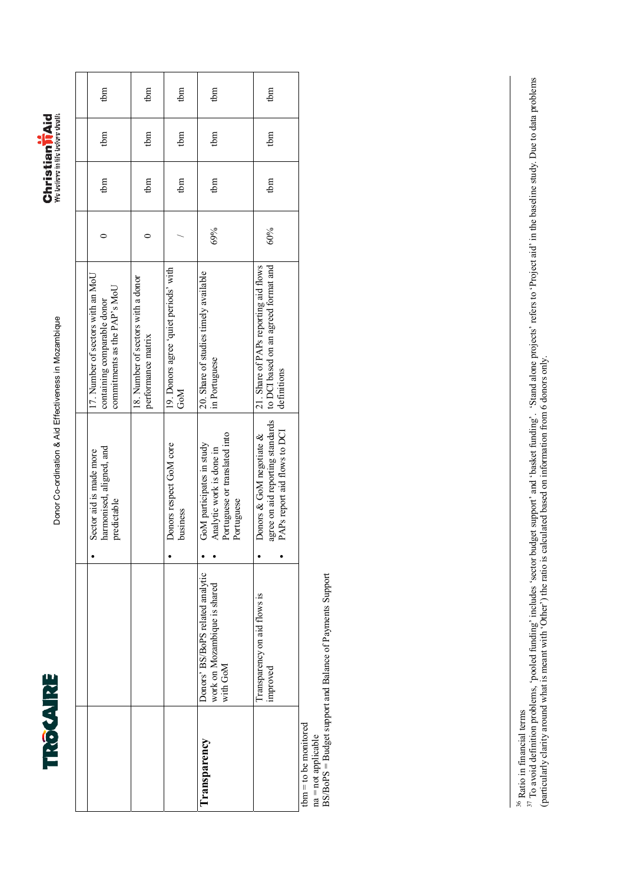| | | | | | | | |
|---|---|---|---|---|---|---|---|
| | | • Sector aid is made more harmonised, aligned, and predictable | 17. Number of sectors with an MoU containing comparable donor commitments as the PAP's MoU | 0 | tbm | tbm | tbm |
| | | | 18. Number of sectors with a donor performance matrix | 0 | tbm | tbm | tbm |
| | | • Donors respect GoM core business | 19. Donors agree 'quiet periods' with GoM | / | tbm | tbm | tbm |
| **Transparency** | Donors' BS/BoPS related analytic work on Mozambique is shared with GoM | • GoM participates in study<br>• Analytic work is done in Portuguese or translated into Portuguese | 20. Share of studies timely available in Portuguese | 69% | tbm | tbm | tbm |
| | Transparency on aid flows is improved | • Donors & GoM negotiate & agree on aid reporting standards<br>• PAPs report aid flows to DCI | 21. Share of PAPs reporting aid flows to DCI based on an agreed format and definitions | 60% | tbm | tbm | tbm |

tbm = to be monitored
na = not applicable
BS/BoPS = Budget support and Balance of Payments Support

[36] Ratio in financial terms
[37] To avoid definition problems, 'pooled funding' includes 'sector budget support' and 'basket funding'. 'Stand alone projects' refers to 'Project aid' in the baseline study. Due to data problems (particularly clarity around what is meant with 'Other') the ratio is calculated based on information from 6 donors only.